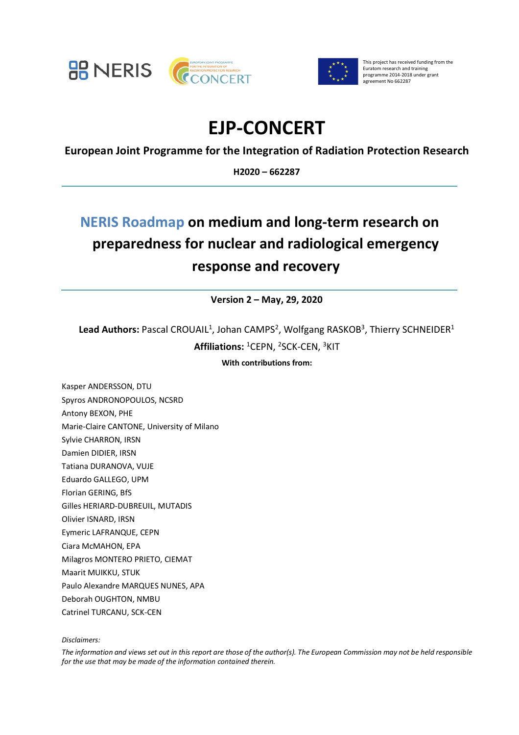This project has received funding from the Euratom research and training programme 2014-2018 under grant agreement No 662287

# EJP-CONCERT

**European Joint Programme for the Integration of Radiation Protection Research**

**H2020 – 662287**

## NERIS Roadmap on medium and long-term research on preparedness for nuclear and radiological emergency response and recovery

**Version 2 – May, 29, 2020**

**Lead Authors:** Pascal CROUAIL[1], Johan CAMPS[2], Wolfgang RASKOB[3], Thierry SCHNEIDER[1]

**Affiliations:** [1]CEPN, [2]SCK-CEN, [3]KIT

**With contributions from:**

Kasper ANDERSSON, DTU
Spyros ANDRONOPOULOS, NCSRD
Antony BEXON, PHE
Marie-Claire CANTONE, University of Milano
Sylvie CHARRON, IRSN
Damien DIDIER, IRSN
Tatiana DURANOVA, VUJE
Eduardo GALLEGO, UPM
Florian GERING, BfS
Gilles HERIARD-DUBREUIL, MUTADIS
Olivier ISNARD, IRSN
Eymeric LAFRANQUE, CEPN
Ciara McMAHON, EPA
Milagros MONTERO PRIETO, CIEMAT
Maarit MUIKKU, STUK
Paulo Alexandre MARQUES NUNES, APA
Deborah OUGHTON, NMBU
Catrinel TURCANU, SCK-CEN

*Disclaimers:*

*The information and views set out in this report are those of the author(s). The European Commission may not be held responsible for the use that may be made of the information contained therein.*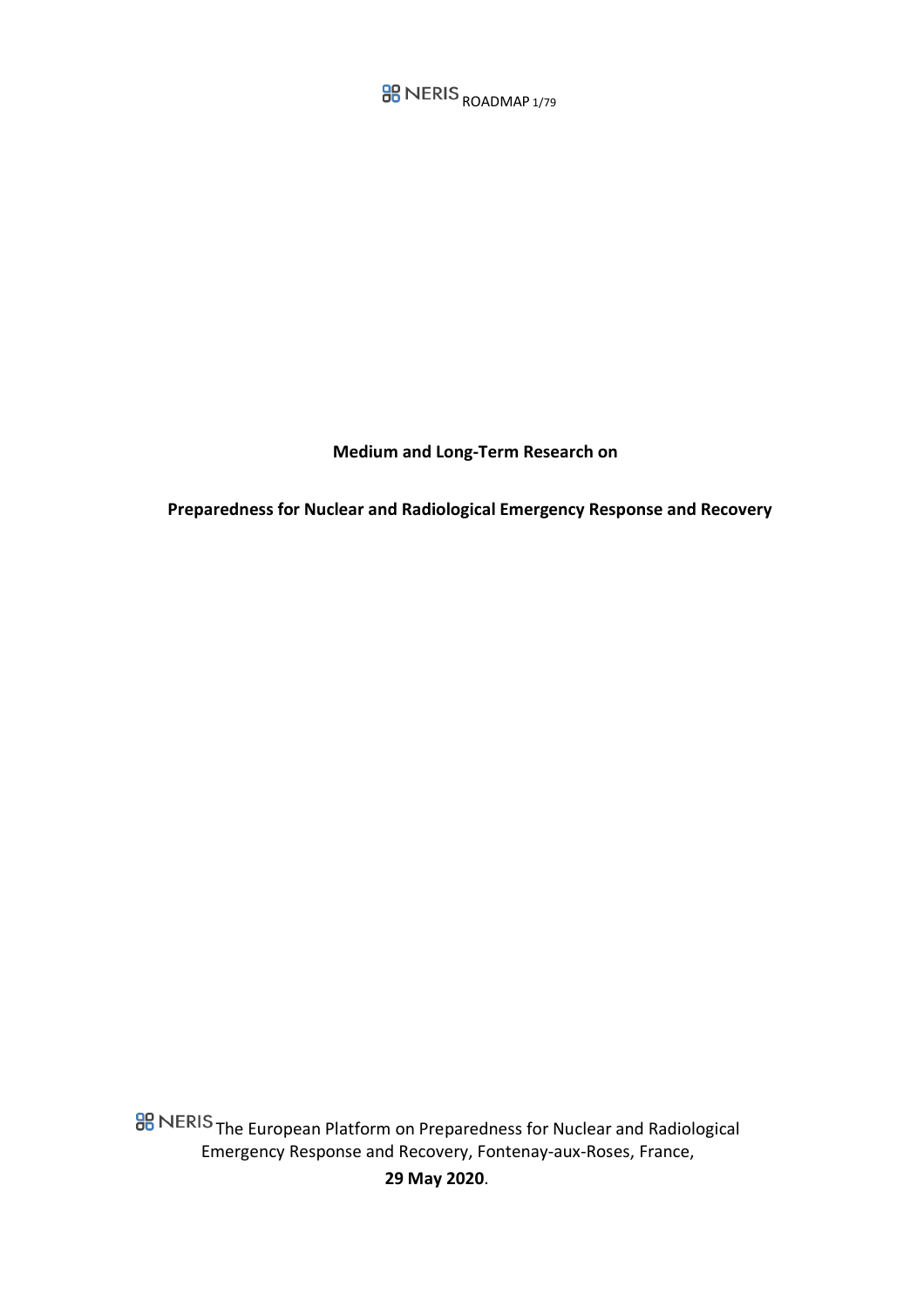**Medium and Long-Term Research on**

**Preparedness for Nuclear and Radiological Emergency Response and Recovery**

NERIS The European Platform on Preparedness for Nuclear and Radiological Emergency Response and Recovery, Fontenay-aux-Roses, France,

**29 May 2020**.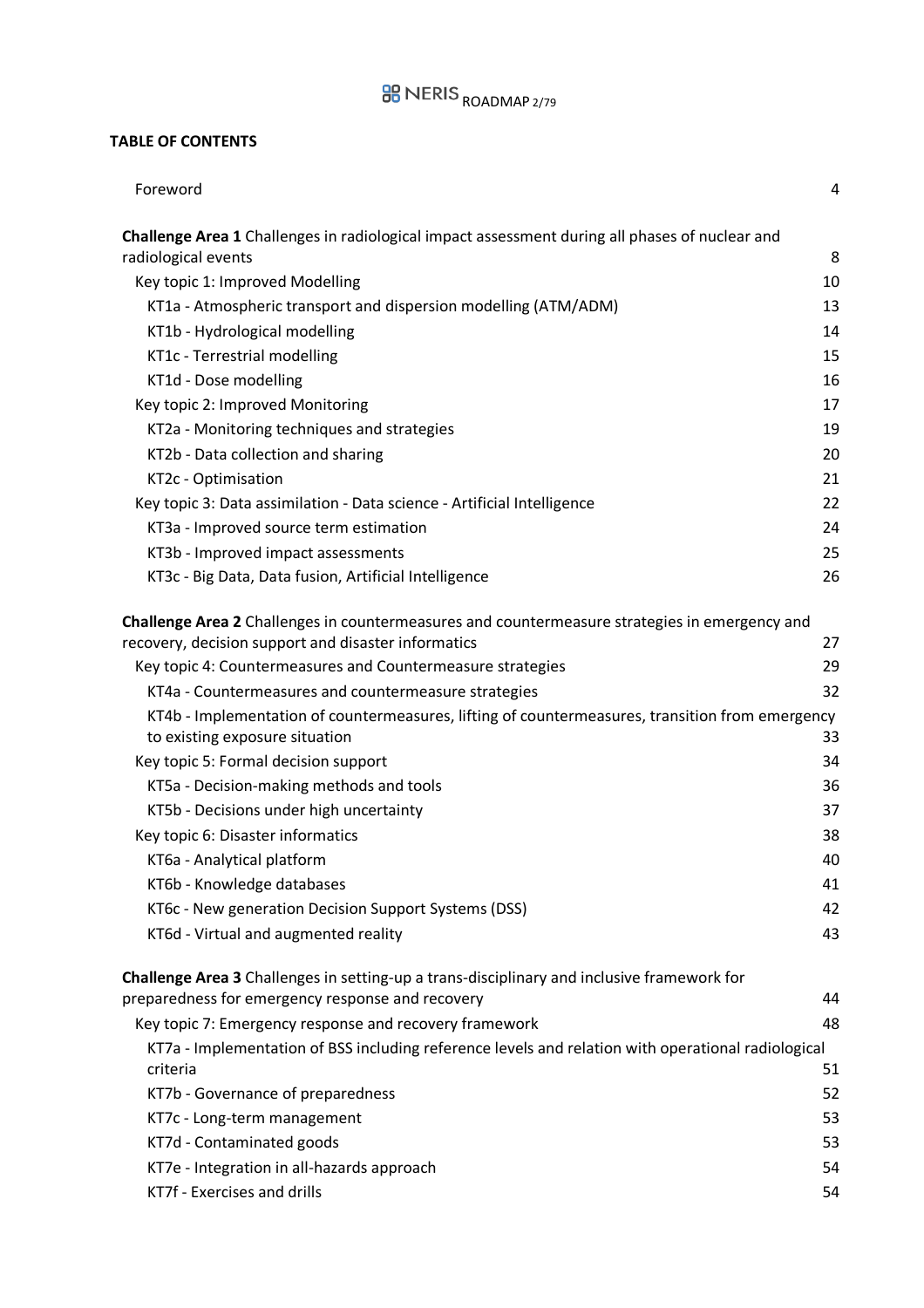**TABLE OF CONTENTS**

| | |
|---|---|
| Foreword | 4 |
| **Challenge Area 1** Challenges in radiological impact assessment during all phases of nuclear and radiological events | 8 |
| Key topic 1: Improved Modelling | 10 |
| KT1a - Atmospheric transport and dispersion modelling (ATM/ADM) | 13 |
| KT1b - Hydrological modelling | 14 |
| KT1c - Terrestrial modelling | 15 |
| KT1d - Dose modelling | 16 |
| Key topic 2: Improved Monitoring | 17 |
| KT2a - Monitoring techniques and strategies | 19 |
| KT2b - Data collection and sharing | 20 |
| KT2c - Optimisation | 21 |
| Key topic 3: Data assimilation - Data science - Artificial Intelligence | 22 |
| KT3a - Improved source term estimation | 24 |
| KT3b - Improved impact assessments | 25 |
| KT3c - Big Data, Data fusion, Artificial Intelligence | 26 |
| **Challenge Area 2** Challenges in countermeasures and countermeasure strategies in emergency and recovery, decision support and disaster informatics | 27 |
| Key topic 4: Countermeasures and Countermeasure strategies | 29 |
| KT4a - Countermeasures and countermeasure strategies | 32 |
| KT4b - Implementation of countermeasures, lifting of countermeasures, transition from emergency to existing exposure situation | 33 |
| Key topic 5: Formal decision support | 34 |
| KT5a - Decision-making methods and tools | 36 |
| KT5b - Decisions under high uncertainty | 37 |
| Key topic 6: Disaster informatics | 38 |
| KT6a - Analytical platform | 40 |
| KT6b - Knowledge databases | 41 |
| KT6c - New generation Decision Support Systems (DSS) | 42 |
| KT6d - Virtual and augmented reality | 43 |
| **Challenge Area 3** Challenges in setting-up a trans-disciplinary and inclusive framework for preparedness for emergency response and recovery | 44 |
| Key topic 7: Emergency response and recovery framework | 48 |
| KT7a - Implementation of BSS including reference levels and relation with operational radiological criteria | 51 |
| KT7b - Governance of preparedness | 52 |
| KT7c - Long-term management | 53 |
| KT7d - Contaminated goods | 53 |
| KT7e - Integration in all-hazards approach | 54 |
| KT7f - Exercises and drills | 54 |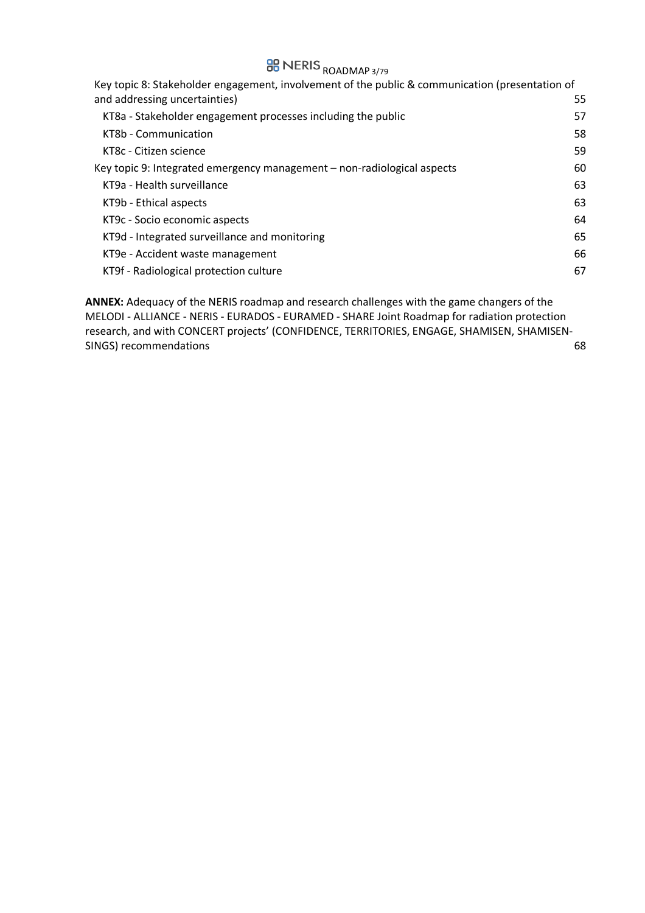Key topic 8: Stakeholder engagement, involvement of the public & communication (presentation of and addressing uncertainties) 55

KT8a - Stakeholder engagement processes including the public 57

KT8b - Communication 58

KT8c - Citizen science 59

Key topic 9: Integrated emergency management – non-radiological aspects 60

KT9a - Health surveillance 63

KT9b - Ethical aspects 63

KT9c - Socio economic aspects 64

KT9d - Integrated surveillance and monitoring 65

KT9e - Accident waste management 66

KT9f - Radiological protection culture 67

**ANNEX:** Adequacy of the NERIS roadmap and research challenges with the game changers of the MELODI - ALLIANCE - NERIS - EURADOS - EURAMED - SHARE Joint Roadmap for radiation protection research, and with CONCERT projects' (CONFIDENCE, TERRITORIES, ENGAGE, SHAMISEN, SHAMISEN-SINGS) recommendations 68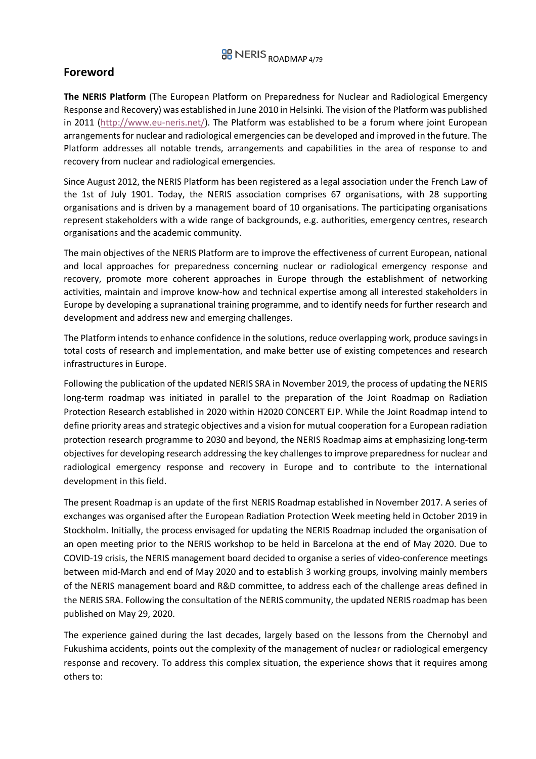## Foreword

**The NERIS Platform** (The European Platform on Preparedness for Nuclear and Radiological Emergency Response and Recovery) was established in June 2010 in Helsinki. The vision of the Platform was published in 2011 (http://www.eu-neris.net/). The Platform was established to be a forum where joint European arrangements for nuclear and radiological emergencies can be developed and improved in the future. The Platform addresses all notable trends, arrangements and capabilities in the area of response to and recovery from nuclear and radiological emergencies.

Since August 2012, the NERIS Platform has been registered as a legal association under the French Law of the 1st of July 1901. Today, the NERIS association comprises 67 organisations, with 28 supporting organisations and is driven by a management board of 10 organisations. The participating organisations represent stakeholders with a wide range of backgrounds, e.g. authorities, emergency centres, research organisations and the academic community.

The main objectives of the NERIS Platform are to improve the effectiveness of current European, national and local approaches for preparedness concerning nuclear or radiological emergency response and recovery, promote more coherent approaches in Europe through the establishment of networking activities, maintain and improve know-how and technical expertise among all interested stakeholders in Europe by developing a supranational training programme, and to identify needs for further research and development and address new and emerging challenges.

The Platform intends to enhance confidence in the solutions, reduce overlapping work, produce savings in total costs of research and implementation, and make better use of existing competences and research infrastructures in Europe.

Following the publication of the updated NERIS SRA in November 2019, the process of updating the NERIS long-term roadmap was initiated in parallel to the preparation of the Joint Roadmap on Radiation Protection Research established in 2020 within H2020 CONCERT EJP. While the Joint Roadmap intend to define priority areas and strategic objectives and a vision for mutual cooperation for a European radiation protection research programme to 2030 and beyond, the NERIS Roadmap aims at emphasizing long-term objectives for developing research addressing the key challenges to improve preparedness for nuclear and radiological emergency response and recovery in Europe and to contribute to the international development in this field.

The present Roadmap is an update of the first NERIS Roadmap established in November 2017. A series of exchanges was organised after the European Radiation Protection Week meeting held in October 2019 in Stockholm. Initially, the process envisaged for updating the NERIS Roadmap included the organisation of an open meeting prior to the NERIS workshop to be held in Barcelona at the end of May 2020. Due to COVID-19 crisis, the NERIS management board decided to organise a series of video-conference meetings between mid-March and end of May 2020 and to establish 3 working groups, involving mainly members of the NERIS management board and R&D committee, to address each of the challenge areas defined in the NERIS SRA. Following the consultation of the NERIS community, the updated NERIS roadmap has been published on May 29, 2020.

The experience gained during the last decades, largely based on the lessons from the Chernobyl and Fukushima accidents, points out the complexity of the management of nuclear or radiological emergency response and recovery. To address this complex situation, the experience shows that it requires among others to: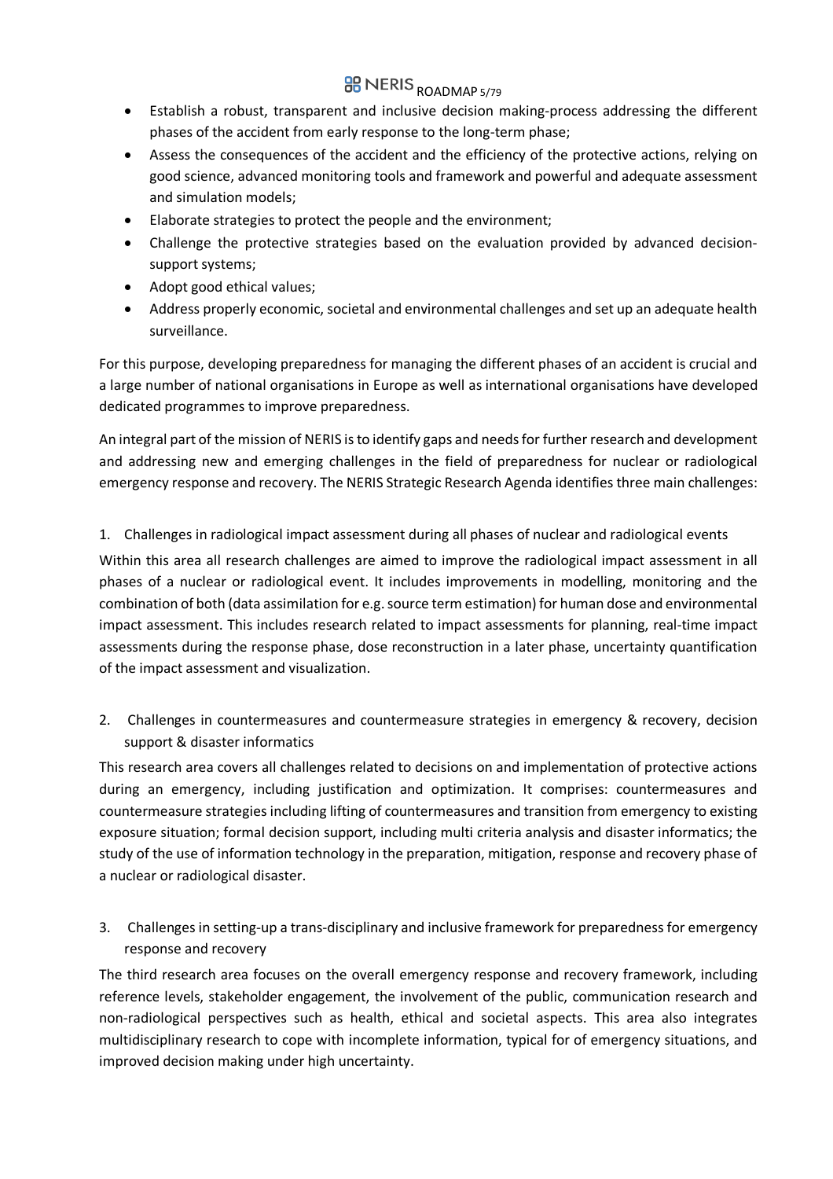- Establish a robust, transparent and inclusive decision making-process addressing the different phases of the accident from early response to the long-term phase;
- Assess the consequences of the accident and the efficiency of the protective actions, relying on good science, advanced monitoring tools and framework and powerful and adequate assessment and simulation models;
- Elaborate strategies to protect the people and the environment;
- Challenge the protective strategies based on the evaluation provided by advanced decision-support systems;
- Adopt good ethical values;
- Address properly economic, societal and environmental challenges and set up an adequate health surveillance.

For this purpose, developing preparedness for managing the different phases of an accident is crucial and a large number of national organisations in Europe as well as international organisations have developed dedicated programmes to improve preparedness.

An integral part of the mission of NERIS is to identify gaps and needs for further research and development and addressing new and emerging challenges in the field of preparedness for nuclear or radiological emergency response and recovery. The NERIS Strategic Research Agenda identifies three main challenges:

1. Challenges in radiological impact assessment during all phases of nuclear and radiological events

Within this area all research challenges are aimed to improve the radiological impact assessment in all phases of a nuclear or radiological event. It includes improvements in modelling, monitoring and the combination of both (data assimilation for e.g. source term estimation) for human dose and environmental impact assessment. This includes research related to impact assessments for planning, real-time impact assessments during the response phase, dose reconstruction in a later phase, uncertainty quantification of the impact assessment and visualization.

2. Challenges in countermeasures and countermeasure strategies in emergency & recovery, decision support & disaster informatics

This research area covers all challenges related to decisions on and implementation of protective actions during an emergency, including justification and optimization. It comprises: countermeasures and countermeasure strategies including lifting of countermeasures and transition from emergency to existing exposure situation; formal decision support, including multi criteria analysis and disaster informatics; the study of the use of information technology in the preparation, mitigation, response and recovery phase of a nuclear or radiological disaster.

3. Challenges in setting-up a trans-disciplinary and inclusive framework for preparedness for emergency response and recovery

The third research area focuses on the overall emergency response and recovery framework, including reference levels, stakeholder engagement, the involvement of the public, communication research and non-radiological perspectives such as health, ethical and societal aspects. This area also integrates multidisciplinary research to cope with incomplete information, typical for of emergency situations, and improved decision making under high uncertainty.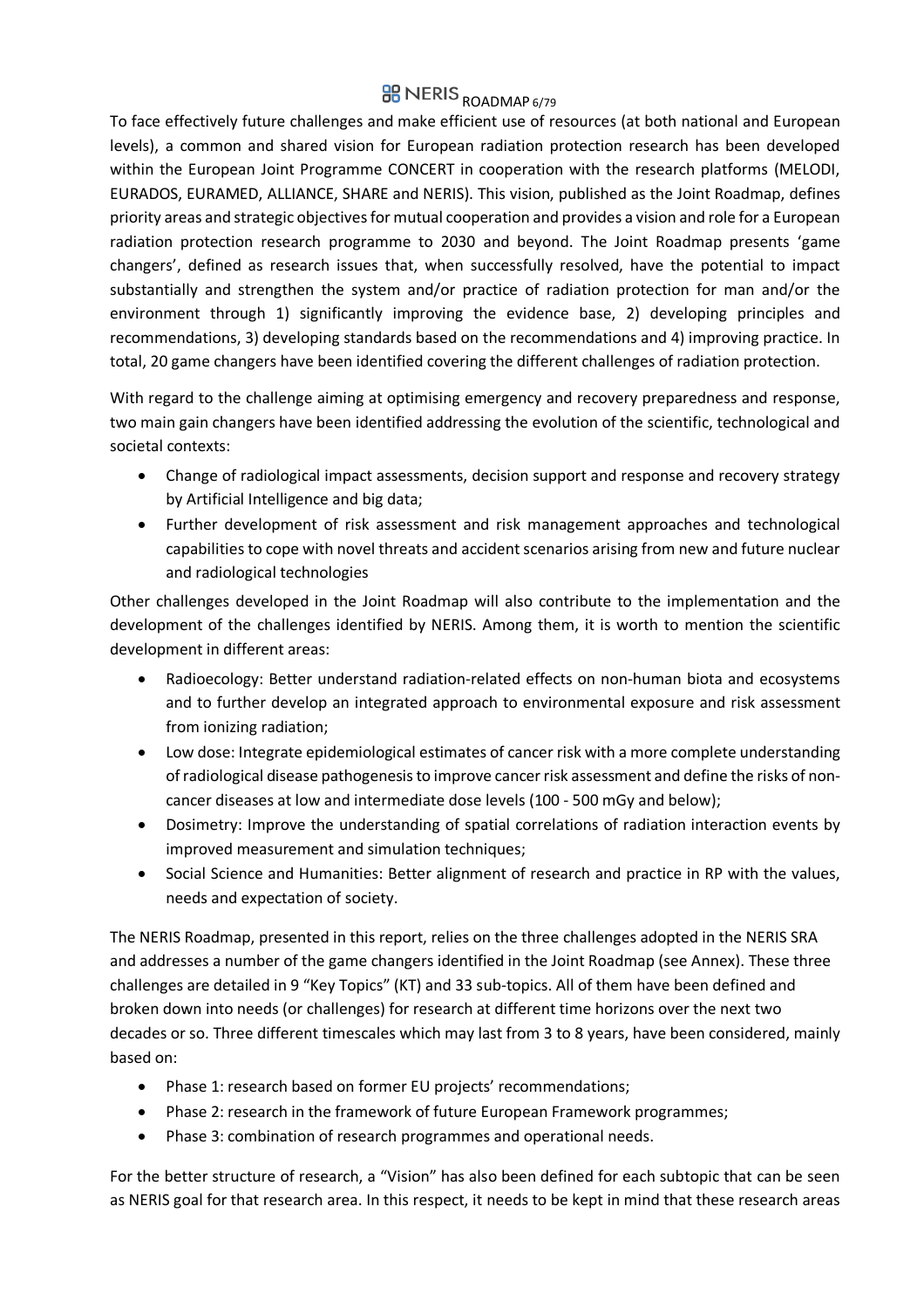To face effectively future challenges and make efficient use of resources (at both national and European levels), a common and shared vision for European radiation protection research has been developed within the European Joint Programme CONCERT in cooperation with the research platforms (MELODI, EURADOS, EURAMED, ALLIANCE, SHARE and NERIS). This vision, published as the Joint Roadmap, defines priority areas and strategic objectives for mutual cooperation and provides a vision and role for a European radiation protection research programme to 2030 and beyond. The Joint Roadmap presents 'game changers', defined as research issues that, when successfully resolved, have the potential to impact substantially and strengthen the system and/or practice of radiation protection for man and/or the environment through 1) significantly improving the evidence base, 2) developing principles and recommendations, 3) developing standards based on the recommendations and 4) improving practice. In total, 20 game changers have been identified covering the different challenges of radiation protection.

With regard to the challenge aiming at optimising emergency and recovery preparedness and response, two main gain changers have been identified addressing the evolution of the scientific, technological and societal contexts:

- Change of radiological impact assessments, decision support and response and recovery strategy by Artificial Intelligence and big data;
- Further development of risk assessment and risk management approaches and technological capabilities to cope with novel threats and accident scenarios arising from new and future nuclear and radiological technologies

Other challenges developed in the Joint Roadmap will also contribute to the implementation and the development of the challenges identified by NERIS. Among them, it is worth to mention the scientific development in different areas:

- Radioecology: Better understand radiation-related effects on non-human biota and ecosystems and to further develop an integrated approach to environmental exposure and risk assessment from ionizing radiation;
- Low dose: Integrate epidemiological estimates of cancer risk with a more complete understanding of radiological disease pathogenesis to improve cancer risk assessment and define the risks of non-cancer diseases at low and intermediate dose levels (100 - 500 mGy and below);
- Dosimetry: Improve the understanding of spatial correlations of radiation interaction events by improved measurement and simulation techniques;
- Social Science and Humanities: Better alignment of research and practice in RP with the values, needs and expectation of society.

The NERIS Roadmap, presented in this report, relies on the three challenges adopted in the NERIS SRA and addresses a number of the game changers identified in the Joint Roadmap (see Annex). These three challenges are detailed in 9 "Key Topics" (KT) and 33 sub-topics. All of them have been defined and broken down into needs (or challenges) for research at different time horizons over the next two decades or so. Three different timescales which may last from 3 to 8 years, have been considered, mainly based on:

- Phase 1: research based on former EU projects' recommendations;
- Phase 2: research in the framework of future European Framework programmes;
- Phase 3: combination of research programmes and operational needs.

For the better structure of research, a "Vision" has also been defined for each subtopic that can be seen as NERIS goal for that research area. In this respect, it needs to be kept in mind that these research areas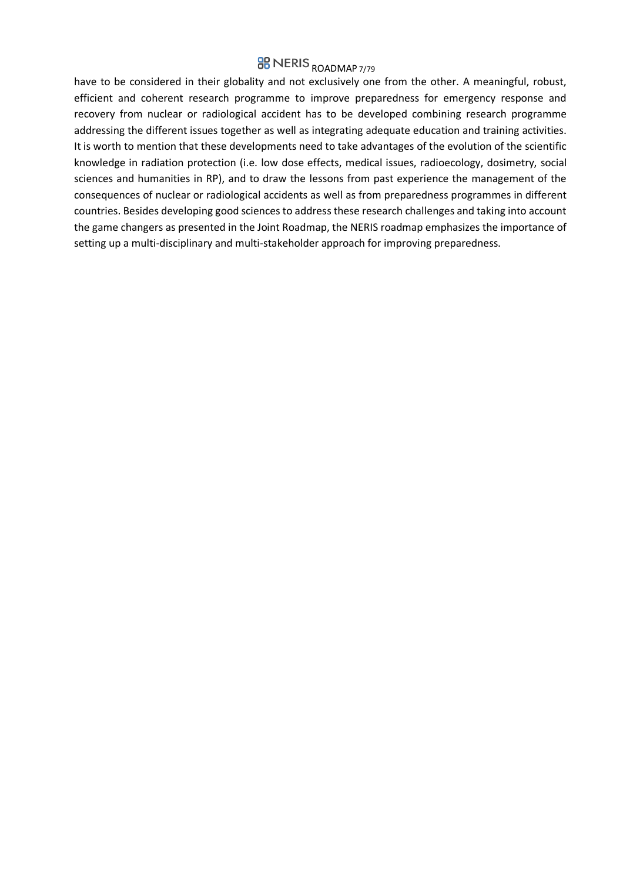have to be considered in their globality and not exclusively one from the other. A meaningful, robust, efficient and coherent research programme to improve preparedness for emergency response and recovery from nuclear or radiological accident has to be developed combining research programme addressing the different issues together as well as integrating adequate education and training activities. It is worth to mention that these developments need to take advantages of the evolution of the scientific knowledge in radiation protection (i.e. low dose effects, medical issues, radioecology, dosimetry, social sciences and humanities in RP), and to draw the lessons from past experience the management of the consequences of nuclear or radiological accidents as well as from preparedness programmes in different countries. Besides developing good sciences to address these research challenges and taking into account the game changers as presented in the Joint Roadmap, the NERIS roadmap emphasizes the importance of setting up a multi-disciplinary and multi-stakeholder approach for improving preparedness.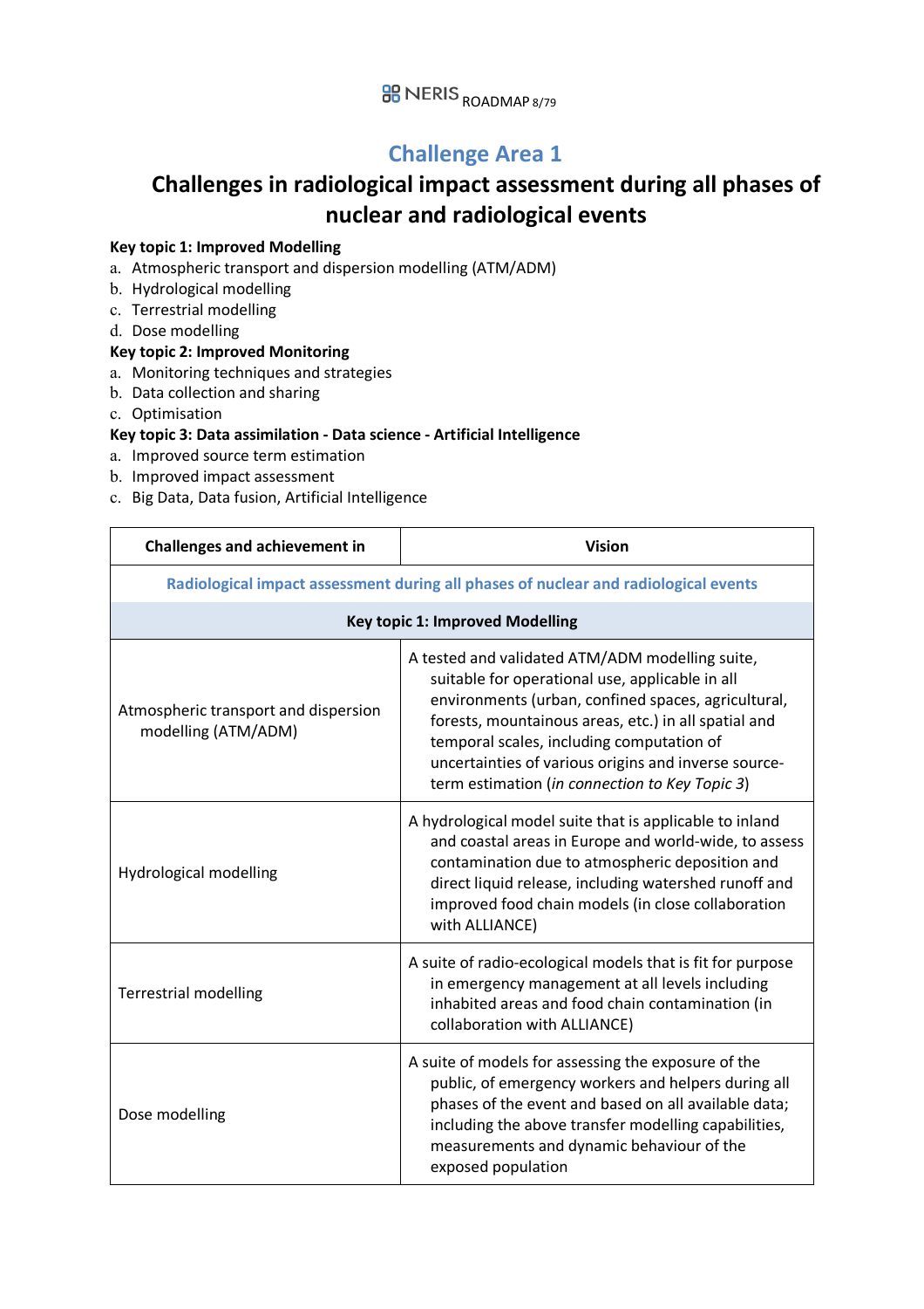# Challenge Area 1

# Challenges in radiological impact assessment during all phases of nuclear and radiological events

**Key topic 1: Improved Modelling**

a. Atmospheric transport and dispersion modelling (ATM/ADM)
b. Hydrological modelling
c. Terrestrial modelling
d. Dose modelling

**Key topic 2: Improved Monitoring**

a. Monitoring techniques and strategies
b. Data collection and sharing
c. Optimisation

**Key topic 3: Data assimilation - Data science - Artificial Intelligence**

a. Improved source term estimation
b. Improved impact assessment
c. Big Data, Data fusion, Artificial Intelligence

| Challenges and achievement in | Vision |
|---|---|
| **Radiological impact assessment during all phases of nuclear and radiological events** | |
| **Key topic 1: Improved Modelling** | |
| Atmospheric transport and dispersion modelling (ATM/ADM) | A tested and validated ATM/ADM modelling suite, suitable for operational use, applicable in all environments (urban, confined spaces, agricultural, forests, mountainous areas, etc.) in all spatial and temporal scales, including computation of uncertainties of various origins and inverse source-term estimation (*in connection to Key Topic 3*) |
| Hydrological modelling | A hydrological model suite that is applicable to inland and coastal areas in Europe and world-wide, to assess contamination due to atmospheric deposition and direct liquid release, including watershed runoff and improved food chain models (in close collaboration with ALLIANCE) |
| Terrestrial modelling | A suite of radio-ecological models that is fit for purpose in emergency management at all levels including inhabited areas and food chain contamination (in collaboration with ALLIANCE) |
| Dose modelling | A suite of models for assessing the exposure of the public, of emergency workers and helpers during all phases of the event and based on all available data; including the above transfer modelling capabilities, measurements and dynamic behaviour of the exposed population |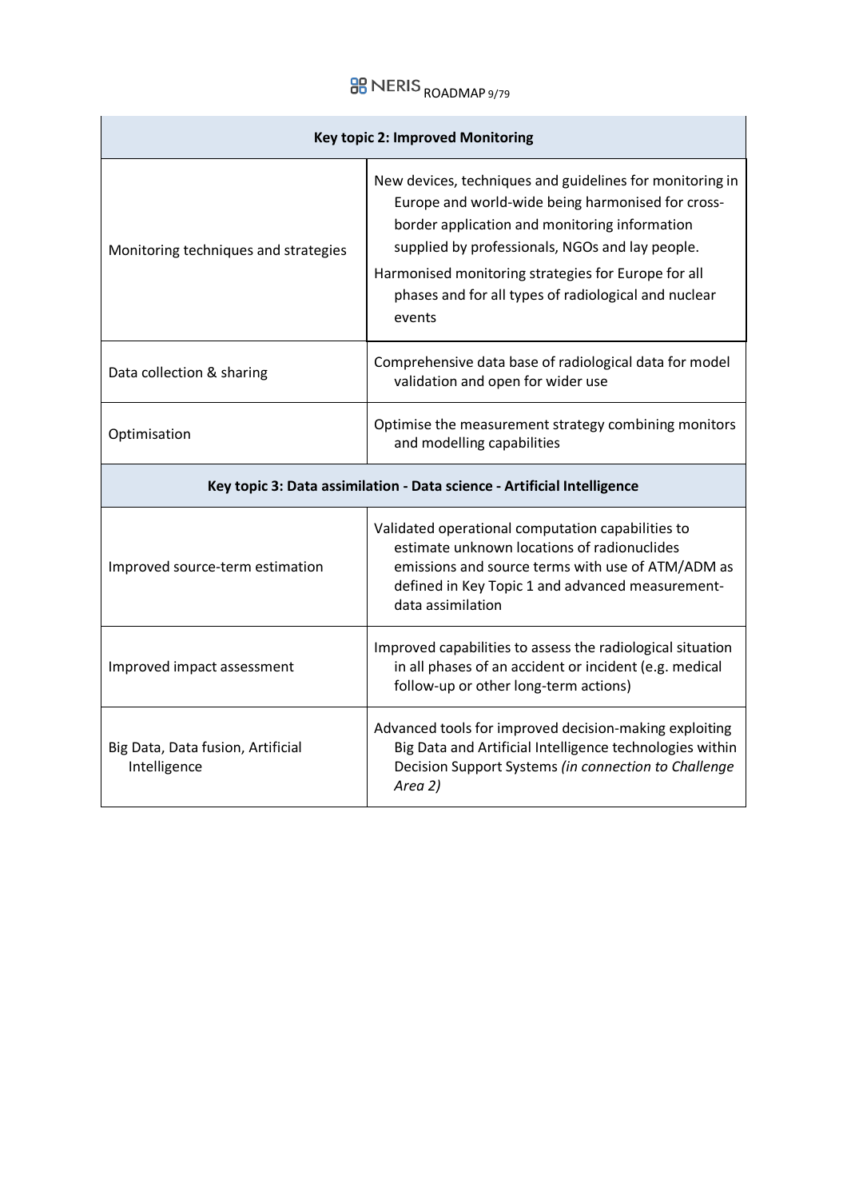| Key topic 2: Improved Monitoring | |
|---|---|
| Monitoring techniques and strategies | New devices, techniques and guidelines for monitoring in Europe and world-wide being harmonised for cross-border application and monitoring information supplied by professionals, NGOs and lay people.<br>Harmonised monitoring strategies for Europe for all phases and for all types of radiological and nuclear events |
| Data collection & sharing | Comprehensive data base of radiological data for model validation and open for wider use |
| Optimisation | Optimise the measurement strategy combining monitors and modelling capabilities |
| **Key topic 3: Data assimilation - Data science - Artificial Intelligence** | |
| Improved source-term estimation | Validated operational computation capabilities to estimate unknown locations of radionuclides emissions and source terms with use of ATM/ADM as defined in Key Topic 1 and advanced measurement-data assimilation |
| Improved impact assessment | Improved capabilities to assess the radiological situation in all phases of an accident or incident (e.g. medical follow-up or other long-term actions) |
| Big Data, Data fusion, Artificial Intelligence | Advanced tools for improved decision-making exploiting Big Data and Artificial Intelligence technologies within Decision Support Systems *(in connection to Challenge Area 2)* |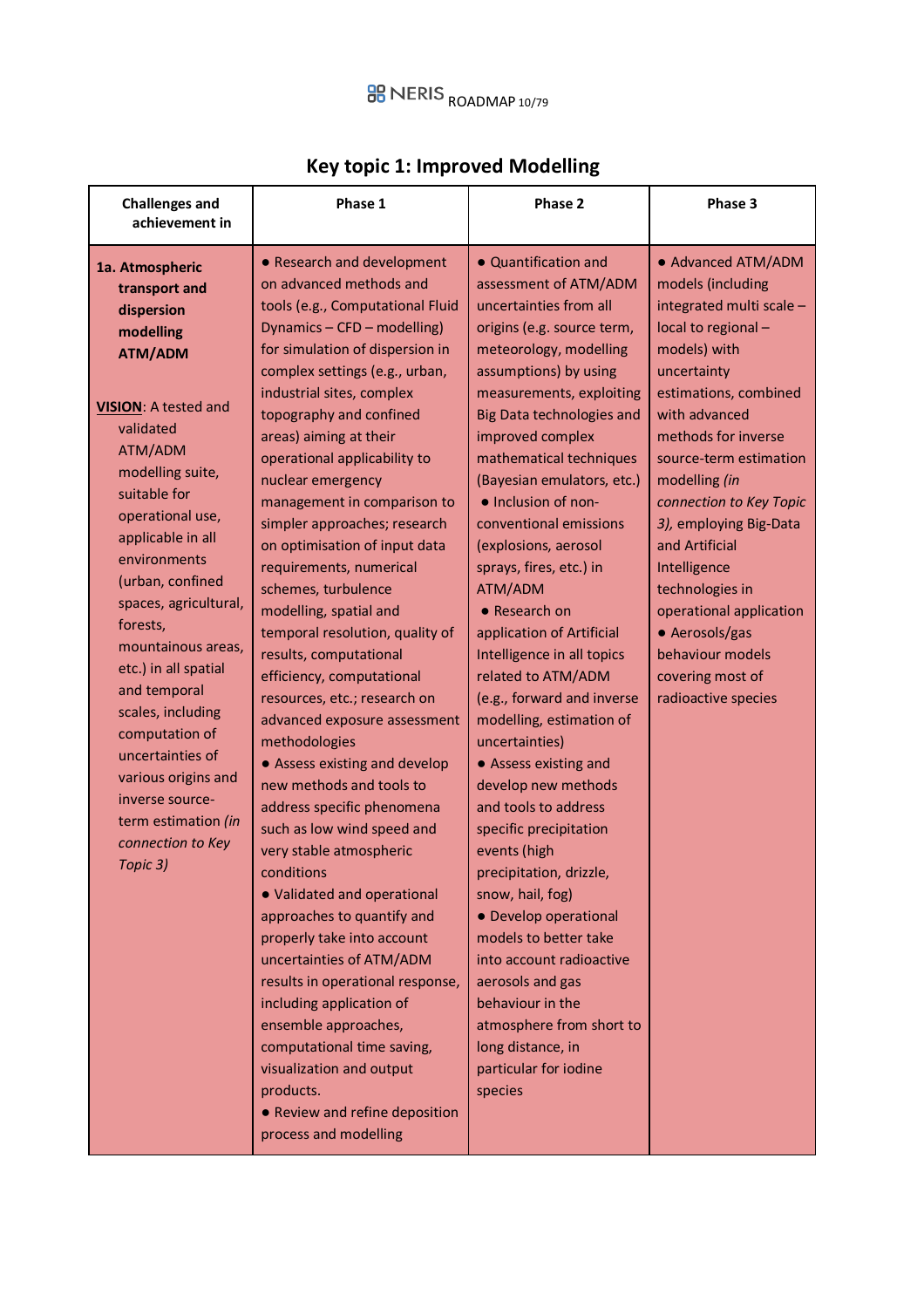## Key topic 1: Improved Modelling

| Challenges and achievement in | Phase 1 | Phase 2 | Phase 3 |
|---|---|---|---|
| **1a. Atmospheric transport and dispersion modelling ATM/ADM**<br><br>**VISION**: A tested and validated ATM/ADM modelling suite, suitable for operational use, applicable in all environments (urban, confined spaces, agricultural, forests, mountainous areas, etc.) in all spatial and temporal scales, including computation of uncertainties of various origins and inverse source-term estimation *(in connection to Key Topic 3)* | ● Research and development on advanced methods and tools (e.g., Computational Fluid Dynamics – CFD – modelling) for simulation of dispersion in complex settings (e.g., urban, industrial sites, complex topography and confined areas) aiming at their operational applicability to nuclear emergency management in comparison to simpler approaches; research on optimisation of input data requirements, numerical schemes, turbulence modelling, spatial and temporal resolution, quality of results, computational efficiency, computational resources, etc.; research on advanced exposure assessment methodologies<br>● Assess existing and develop new methods and tools to address specific phenomena such as low wind speed and very stable atmospheric conditions<br>● Validated and operational approaches to quantify and properly take into account uncertainties of ATM/ADM results in operational response, including application of ensemble approaches, computational time saving, visualization and output products.<br>● Review and refine deposition process and modelling | ● Quantification and assessment of ATM/ADM uncertainties from all origins (e.g. source term, meteorology, modelling assumptions) by using measurements, exploiting Big Data technologies and improved complex mathematical techniques (Bayesian emulators, etc.)<br>● Inclusion of non-conventional emissions (explosions, aerosol sprays, fires, etc.) in ATM/ADM<br>● Research on application of Artificial Intelligence in all topics related to ATM/ADM (e.g., forward and inverse modelling, estimation of uncertainties)<br>● Assess existing and develop new methods and tools to address specific precipitation events (high precipitation, drizzle, snow, hail, fog)<br>● Develop operational models to better take into account radioactive aerosols and gas behaviour in the atmosphere from short to long distance, in particular for iodine species | ● Advanced ATM/ADM models (including integrated multi scale – local to regional – models) with uncertainty estimations, combined with advanced methods for inverse source-term estimation modelling *(in connection to Key Topic 3)*, employing Big-Data and Artificial Intelligence technologies in operational application<br>● Aerosols/gas behaviour models covering most of radioactive species |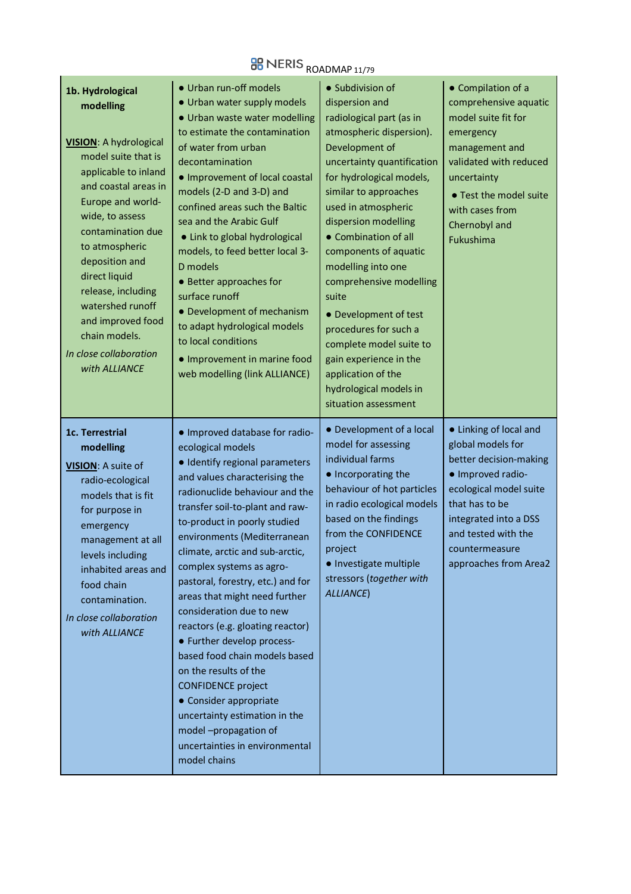| | | | |
|---|---|---|---|
| **1b. Hydrological modelling**<br><br>**VISION**: A hydrological model suite that is applicable to inland and coastal areas in Europe and world-wide, to assess contamination due to atmospheric deposition and direct liquid release, including watershed runoff and improved food chain models.<br><br>*In close collaboration with ALLIANCE* | ● Urban run-off models<br>● Urban water supply models<br>● Urban waste water modelling to estimate the contamination of water from urban decontamination<br>● Improvement of local coastal models (2-D and 3-D) and confined areas such the Baltic sea and the Arabic Gulf<br>● Link to global hydrological models, to feed better local 3-D models<br>● Better approaches for surface runoff<br>● Development of mechanism to adapt hydrological models to local conditions<br>● Improvement in marine food web modelling (link ALLIANCE) | ● Subdivision of dispersion and radiological part (as in atmospheric dispersion). Development of uncertainty quantification for hydrological models, similar to approaches used in atmospheric dispersion modelling<br>● Combination of all components of aquatic modelling into one comprehensive modelling suite<br>● Development of test procedures for such a complete model suite to gain experience in the application of the hydrological models in situation assessment | ● Compilation of a comprehensive aquatic model suite fit for emergency management and validated with reduced uncertainty<br>● Test the model suite with cases from Chernobyl and Fukushima |
| **1c. Terrestrial modelling**<br><br>**VISION**: A suite of radio-ecological models that is fit for purpose in emergency management at all levels including inhabited areas and food chain contamination.<br><br>*In close collaboration with ALLIANCE* | ● Improved database for radio-ecological models<br>● Identify regional parameters and values characterising the radionuclide behaviour and the transfer soil-to-plant and raw-to-product in poorly studied environments (Mediterranean climate, arctic and sub-arctic, complex systems as agro-pastoral, forestry, etc.) and for areas that might need further consideration due to new reactors (e.g. gloating reactor)<br>● Further develop process-based food chain models based on the results of the CONFIDENCE project<br>● Consider appropriate uncertainty estimation in the model –propagation of uncertainties in environmental model chains | ● Development of a local model for assessing individual farms<br>● Incorporating the behaviour of hot particles in radio ecological models based on the findings from the CONFIDENCE project<br>● Investigate multiple stressors (*together with ALLIANCE*) | ● Linking of local and global models for better decision-making<br>● Improved radio-ecological model suite that has to be integrated into a DSS and tested with the countermeasure approaches from Area2 |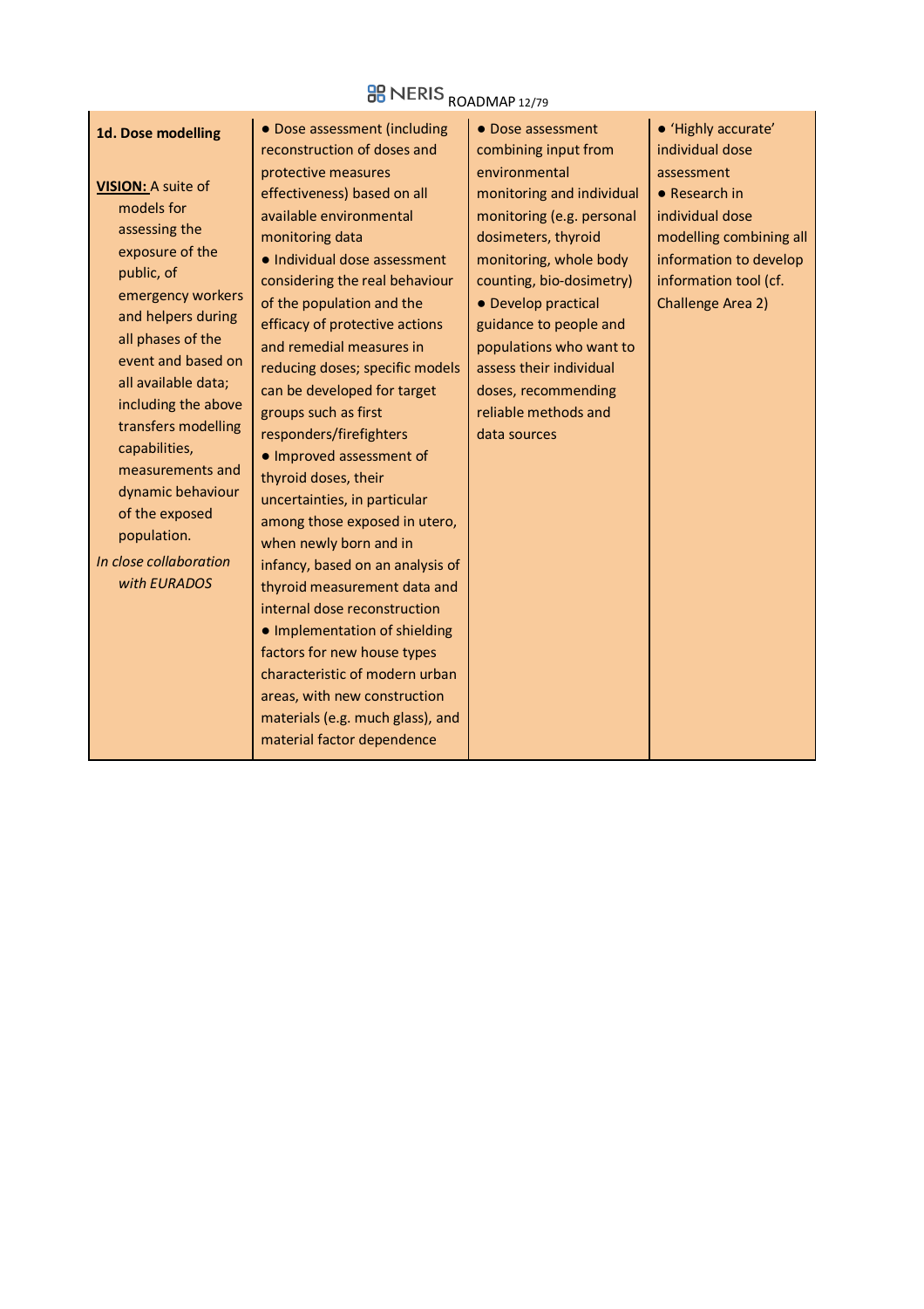| | | | |
|---|---|---|---|
| **1d. Dose modelling**<br><br>**VISION:** A suite of models for assessing the exposure of the public, of emergency workers and helpers during all phases of the event and based on all available data; including the above transfers modelling capabilities, measurements and dynamic behaviour of the exposed population.<br>*In close collaboration with EURADOS* | ● Dose assessment (including reconstruction of doses and protective measures effectiveness) based on all available environmental monitoring data<br>● Individual dose assessment considering the real behaviour of the population and the efficacy of protective actions and remedial measures in reducing doses; specific models can be developed for target groups such as first responders/firefighters<br>● Improved assessment of thyroid doses, their uncertainties, in particular among those exposed in utero, when newly born and in infancy, based on an analysis of thyroid measurement data and internal dose reconstruction<br>● Implementation of shielding factors for new house types characteristic of modern urban areas, with new construction materials (e.g. much glass), and material factor dependence | ● Dose assessment combining input from environmental monitoring and individual monitoring (e.g. personal dosimeters, thyroid monitoring, whole body counting, bio-dosimetry)<br>● Develop practical guidance to people and populations who want to assess their individual doses, recommending reliable methods and data sources | ● 'Highly accurate' individual dose assessment<br>● Research in individual dose modelling combining all information to develop information tool (cf. Challenge Area 2) |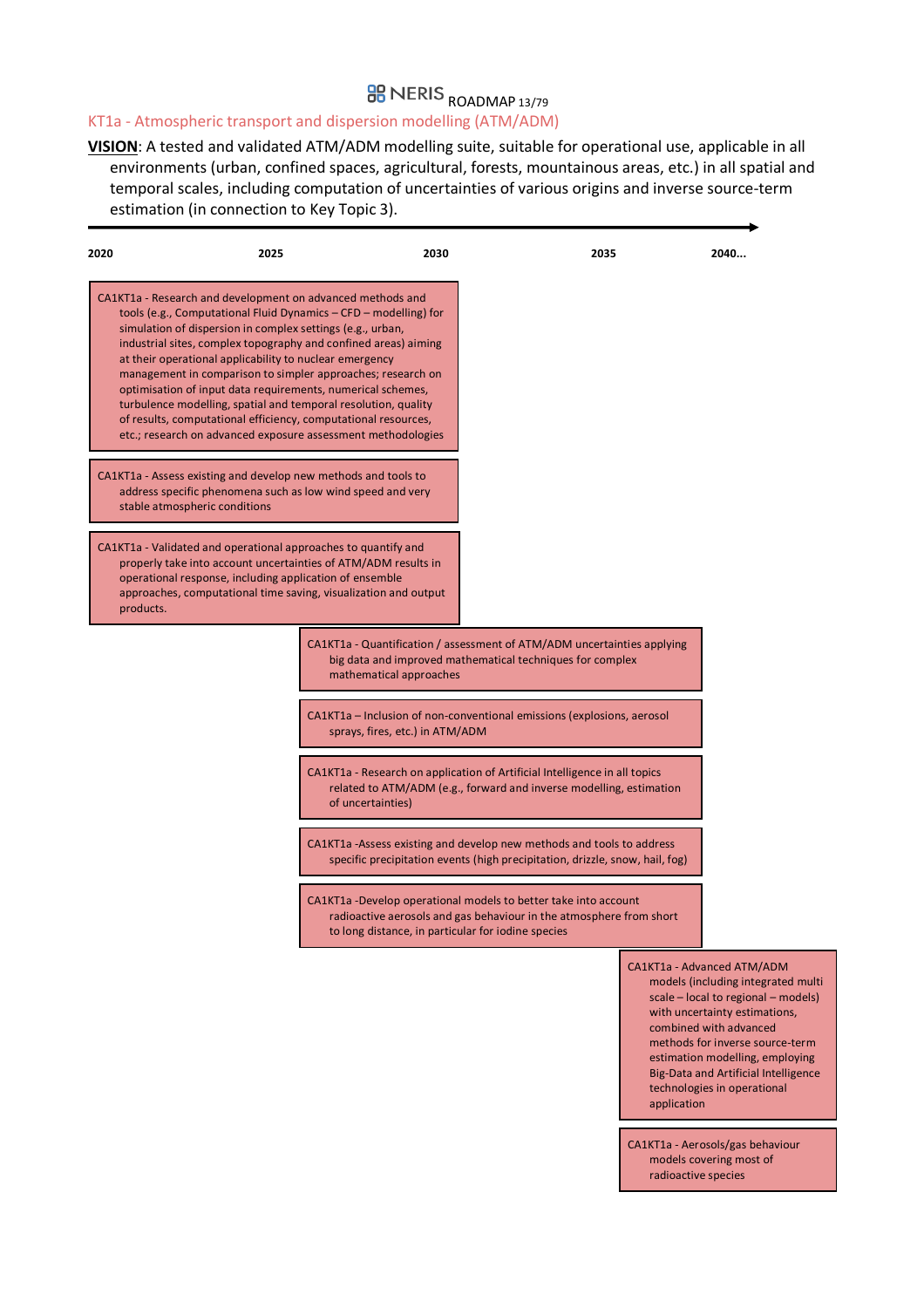## KT1a - Atmospheric transport and dispersion modelling (ATM/ADM)

**VISION**: A tested and validated ATM/ADM modelling suite, suitable for operational use, applicable in all environments (urban, confined spaces, agricultural, forests, mountainous areas, etc.) in all spatial and temporal scales, including computation of uncertainties of various origins and inverse source-term estimation (in connection to Key Topic 3).

2020
2025
2030
2035
2040...

CA1KT1a - Research and development on advanced methods and tools (e.g., Computational Fluid Dynamics – CFD – modelling) for simulation of dispersion in complex settings (e.g., urban, industrial sites, complex topography and confined areas) aiming at their operational applicability to nuclear emergency management in comparison to simpler approaches; research on optimisation of input data requirements, numerical schemes, turbulence modelling, spatial and temporal resolution, quality of results, computational efficiency, computational resources, etc.; research on advanced exposure assessment methodologies

CA1KT1a - Assess existing and develop new methods and tools to address specific phenomena such as low wind speed and very stable atmospheric conditions

CA1KT1a - Validated and operational approaches to quantify and properly take into account uncertainties of ATM/ADM results in operational response, including application of ensemble approaches, computational time saving, visualization and output products.

CA1KT1a - Quantification / assessment of ATM/ADM uncertainties applying big data and improved mathematical techniques for complex mathematical approaches

CA1KT1a – Inclusion of non-conventional emissions (explosions, aerosol sprays, fires, etc.) in ATM/ADM

CA1KT1a - Research on application of Artificial Intelligence in all topics related to ATM/ADM (e.g., forward and inverse modelling, estimation of uncertainties)

CA1KT1a -Assess existing and develop new methods and tools to address specific precipitation events (high precipitation, drizzle, snow, hail, fog)

CA1KT1a -Develop operational models to better take into account radioactive aerosols and gas behaviour in the atmosphere from short to long distance, in particular for iodine species

CA1KT1a - Advanced ATM/ADM models (including integrated multi scale – local to regional – models) with uncertainty estimations, combined with advanced methods for inverse source-term estimation modelling, employing Big-Data and Artificial Intelligence technologies in operational application

CA1KT1a - Aerosols/gas behaviour models covering most of radioactive species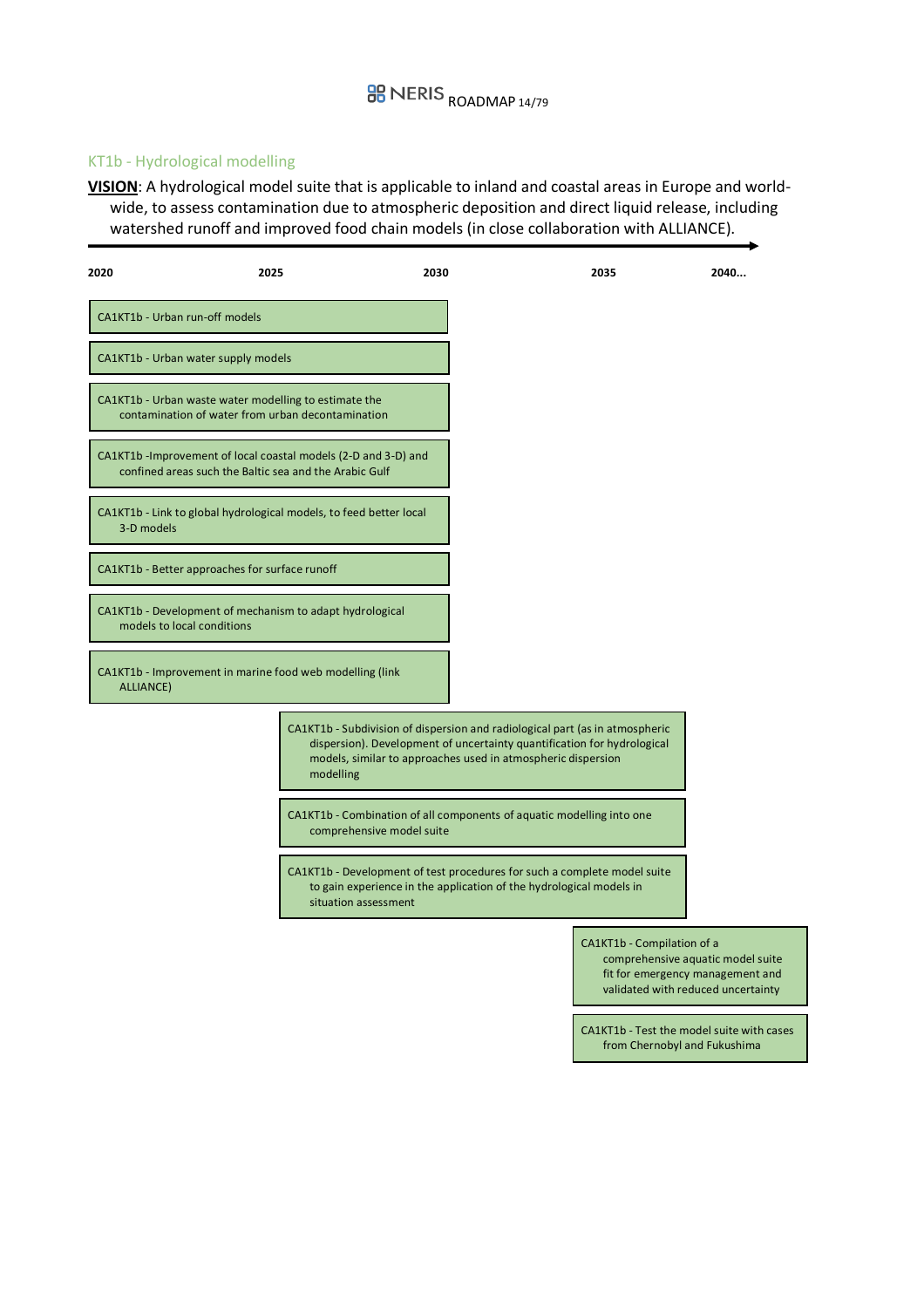### KT1b - Hydrological modelling

**VISION**: A hydrological model suite that is applicable to inland and coastal areas in Europe and world-wide, to assess contamination due to atmospheric deposition and direct liquid release, including watershed runoff and improved food chain models (in close collaboration with ALLIANCE).

2020
2025
2030
2035
2040...

CA1KT1b - Urban run-off models

CA1KT1b - Urban water supply models

CA1KT1b - Urban waste water modelling to estimate the contamination of water from urban decontamination

CA1KT1b -Improvement of local coastal models (2-D and 3-D) and confined areas such the Baltic sea and the Arabic Gulf

CA1KT1b - Link to global hydrological models, to feed better local 3-D models

CA1KT1b - Better approaches for surface runoff

CA1KT1b - Development of mechanism to adapt hydrological models to local conditions

CA1KT1b - Improvement in marine food web modelling (link ALLIANCE)

CA1KT1b - Subdivision of dispersion and radiological part (as in atmospheric dispersion). Development of uncertainty quantification for hydrological models, similar to approaches used in atmospheric dispersion modelling

CA1KT1b - Combination of all components of aquatic modelling into one comprehensive model suite

CA1KT1b - Development of test procedures for such a complete model suite to gain experience in the application of the hydrological models in situation assessment

CA1KT1b - Compilation of a comprehensive aquatic model suite fit for emergency management and validated with reduced uncertainty

CA1KT1b - Test the model suite with cases from Chernobyl and Fukushima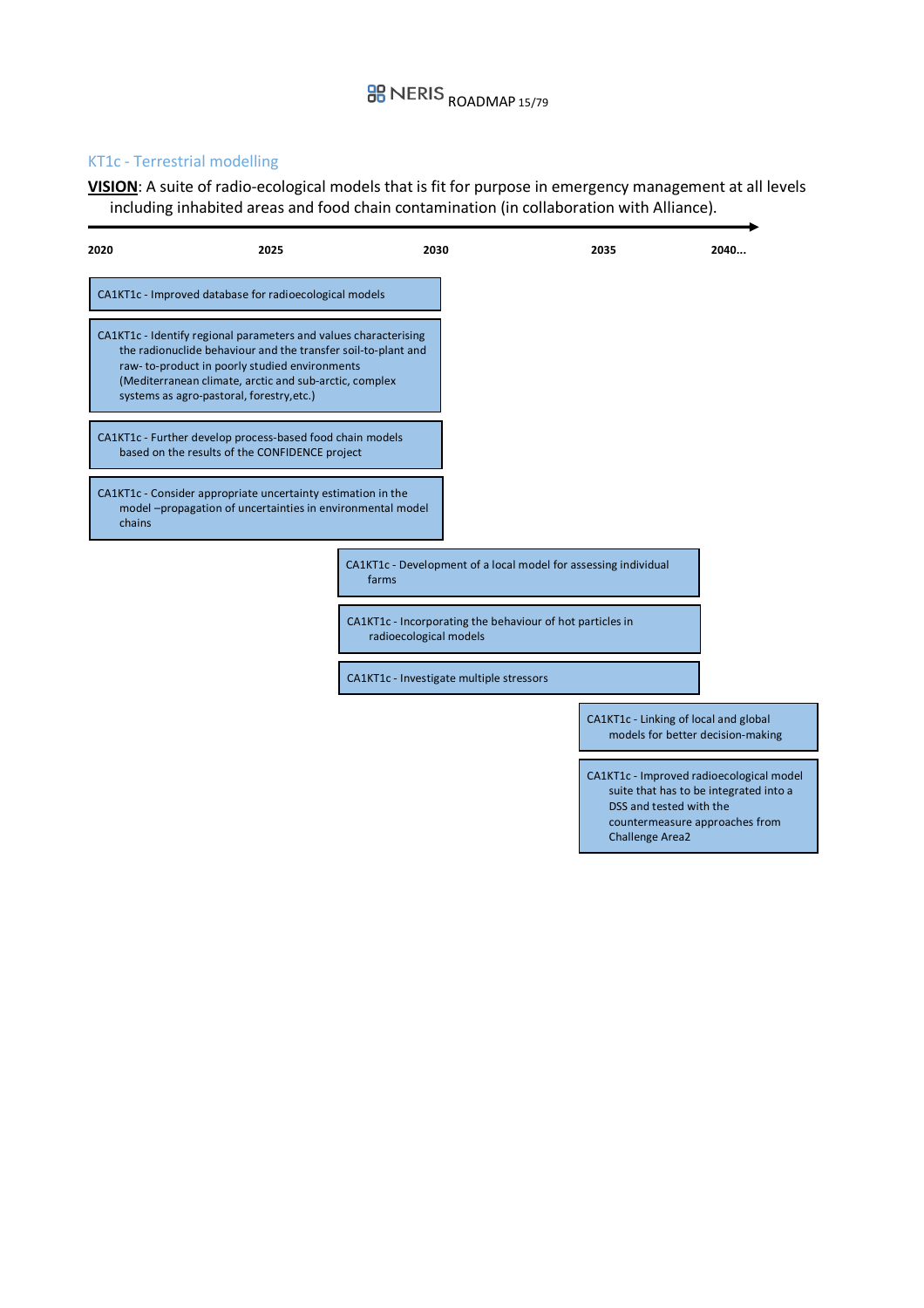### KT1c - Terrestrial modelling

**VISION**: A suite of radio-ecological models that is fit for purpose in emergency management at all levels including inhabited areas and food chain contamination (in collaboration with Alliance).

2020

2025

2030

2035

2040...

CA1KT1c - Improved database for radioecological models

CA1KT1c - Identify regional parameters and values characterising the radionuclide behaviour and the transfer soil-to-plant and raw- to-product in poorly studied environments (Mediterranean climate, arctic and sub-arctic, complex systems as agro-pastoral, forestry,etc.)

CA1KT1c - Further develop process-based food chain models based on the results of the CONFIDENCE project

CA1KT1c - Consider appropriate uncertainty estimation in the model –propagation of uncertainties in environmental model chains

CA1KT1c - Development of a local model for assessing individual farms

CA1KT1c - Incorporating the behaviour of hot particles in radioecological models

CA1KT1c - Investigate multiple stressors

CA1KT1c - Linking of local and global models for better decision-making

CA1KT1c - Improved radioecological model suite that has to be integrated into a DSS and tested with the countermeasure approaches from Challenge Area2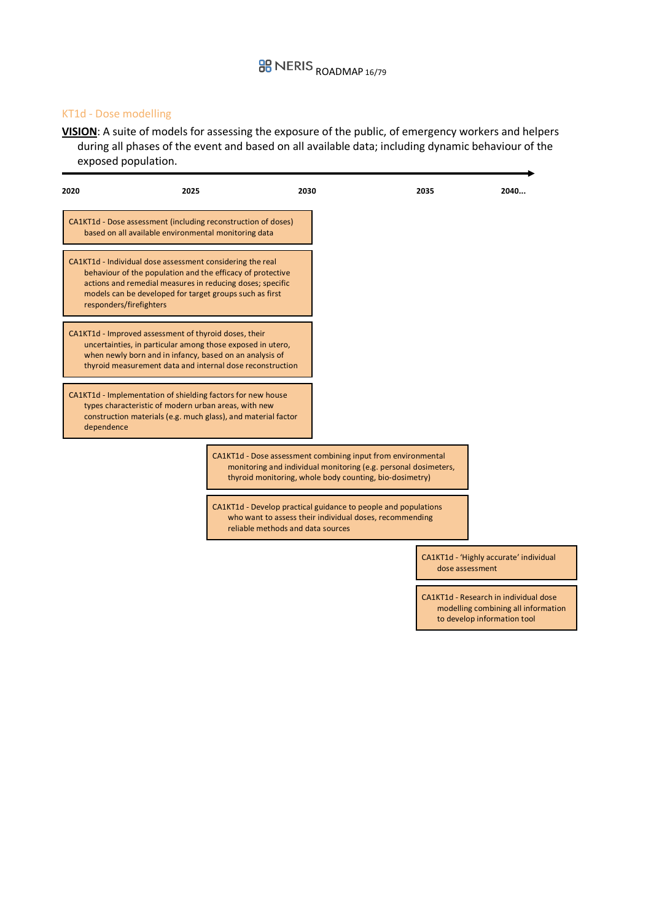## KT1d - Dose modelling

**VISION**: A suite of models for assessing the exposure of the public, of emergency workers and helpers during all phases of the event and based on all available data; including dynamic behaviour of the exposed population.

2020
2025
2030
2035
2040...

CA1KT1d - Dose assessment (including reconstruction of doses) based on all available environmental monitoring data

CA1KT1d - Individual dose assessment considering the real behaviour of the population and the efficacy of protective actions and remedial measures in reducing doses; specific models can be developed for target groups such as first responders/firefighters

CA1KT1d - Improved assessment of thyroid doses, their uncertainties, in particular among those exposed in utero, when newly born and in infancy, based on an analysis of thyroid measurement data and internal dose reconstruction

CA1KT1d - Implementation of shielding factors for new house types characteristic of modern urban areas, with new construction materials (e.g. much glass), and material factor dependence

CA1KT1d - Dose assessment combining input from environmental monitoring and individual monitoring (e.g. personal dosimeters, thyroid monitoring, whole body counting, bio-dosimetry)

CA1KT1d - Develop practical guidance to people and populations who want to assess their individual doses, recommending reliable methods and data sources

CA1KT1d - 'Highly accurate' individual dose assessment

CA1KT1d - Research in individual dose modelling combining all information to develop information tool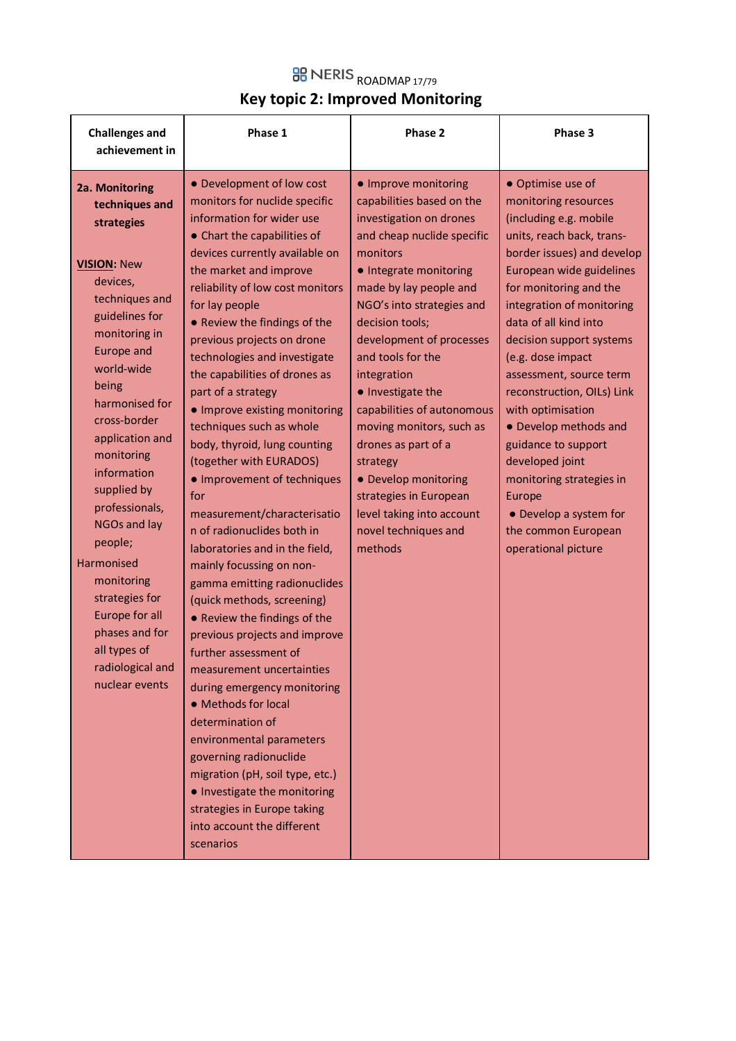# Key topic 2: Improved Monitoring

| Challenges and achievement in | Phase 1 | Phase 2 | Phase 3 |
|---|---|---|---|
| **2a. Monitoring techniques and strategies**<br><br>**VISION**: New devices, techniques and guidelines for monitoring in Europe and world-wide being harmonised for cross-border application and monitoring information supplied by professionals, NGOs and lay people;<br>Harmonised monitoring strategies for Europe for all phases and for all types of radiological and nuclear events | ● Development of low cost monitors for nuclide specific information for wider use<br>● Chart the capabilities of devices currently available on the market and improve reliability of low cost monitors for lay people<br>● Review the findings of the previous projects on drone technologies and investigate the capabilities of drones as part of a strategy<br>● Improve existing monitoring techniques such as whole body, thyroid, lung counting (together with EURADOS)<br>● Improvement of techniques for measurement/characterisation of radionuclides both in laboratories and in the field, mainly focussing on non-gamma emitting radionuclides (quick methods, screening)<br>● Review the findings of the previous projects and improve further assessment of measurement uncertainties during emergency monitoring<br>● Methods for local determination of environmental parameters governing radionuclide migration (pH, soil type, etc.)<br>● Investigate the monitoring strategies in Europe taking into account the different scenarios | ● Improve monitoring capabilities based on the investigation on drones and cheap nuclide specific monitors<br>● Integrate monitoring made by lay people and NGO's into strategies and decision tools; development of processes and tools for the integration<br>● Investigate the capabilities of autonomous moving monitors, such as drones as part of a strategy<br>● Develop monitoring strategies in European level taking into account novel techniques and methods | ● Optimise use of monitoring resources (including e.g. mobile units, reach back, trans-border issues) and develop European wide guidelines for monitoring and the integration of monitoring data of all kind into decision support systems (e.g. dose impact assessment, source term reconstruction, OILs) Link with optimisation<br>● Develop methods and guidance to support developed joint monitoring strategies in Europe<br>● Develop a system for the common European operational picture |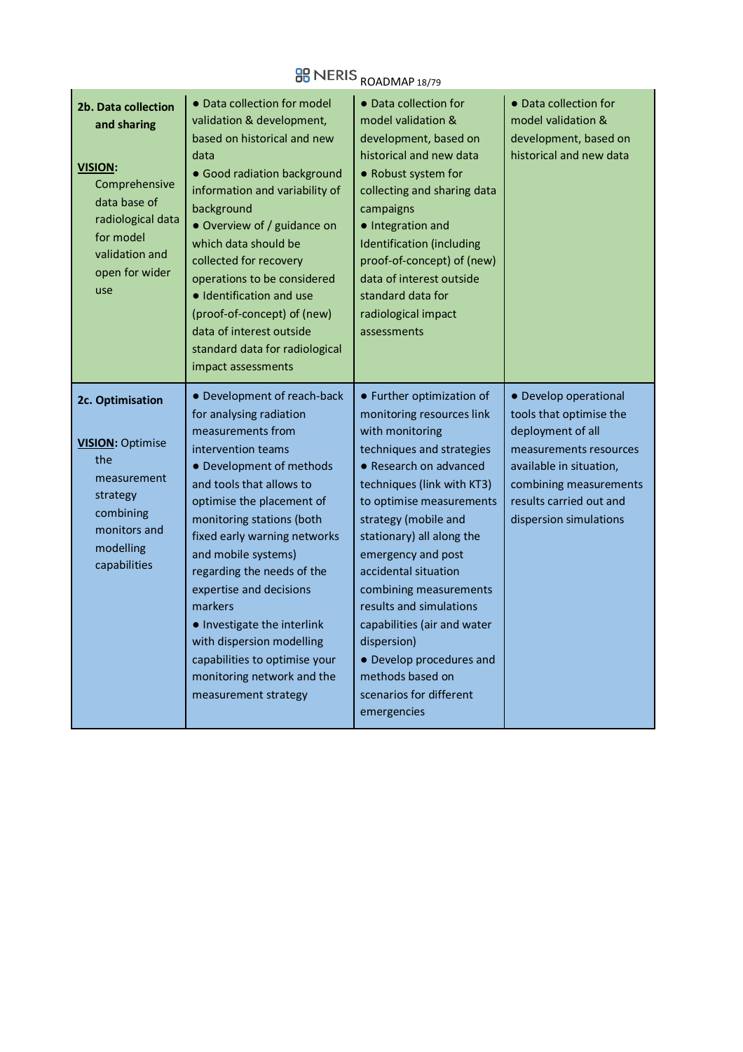| | | | |
|---|---|---|---|
| **2b. Data collection and sharing**<br><br>**VISION**: Comprehensive data base of radiological data for model validation and open for wider use | ● Data collection for model validation & development, based on historical and new data<br>● Good radiation background information and variability of background<br>● Overview of / guidance on which data should be collected for recovery operations to be considered<br>● Identification and use (proof-of-concept) of (new) data of interest outside standard data for radiological impact assessments | ● Data collection for model validation & development, based on historical and new data<br>● Robust system for collecting and sharing data campaigns<br>● Integration and Identification (including proof-of-concept) of (new) data of interest outside standard data for radiological impact assessments | ● Data collection for model validation & development, based on historical and new data |
| **2c. Optimisation**<br><br>**VISION**: Optimise the measurement strategy combining monitors and modelling capabilities | ● Development of reach-back for analysing radiation measurements from intervention teams<br>● Development of methods and tools that allows to optimise the placement of monitoring stations (both fixed early warning networks and mobile systems) regarding the needs of the expertise and decisions markers<br>● Investigate the interlink with dispersion modelling capabilities to optimise your monitoring network and the measurement strategy | ● Further optimization of monitoring resources link with monitoring techniques and strategies<br>● Research on advanced techniques (link with KT3) to optimise measurements strategy (mobile and stationary) all along the emergency and post accidental situation combining measurements results and simulations capabilities (air and water dispersion)<br>● Develop procedures and methods based on scenarios for different emergencies | ● Develop operational tools that optimise the deployment of all measurements resources available in situation, combining measurements results carried out and dispersion simulations |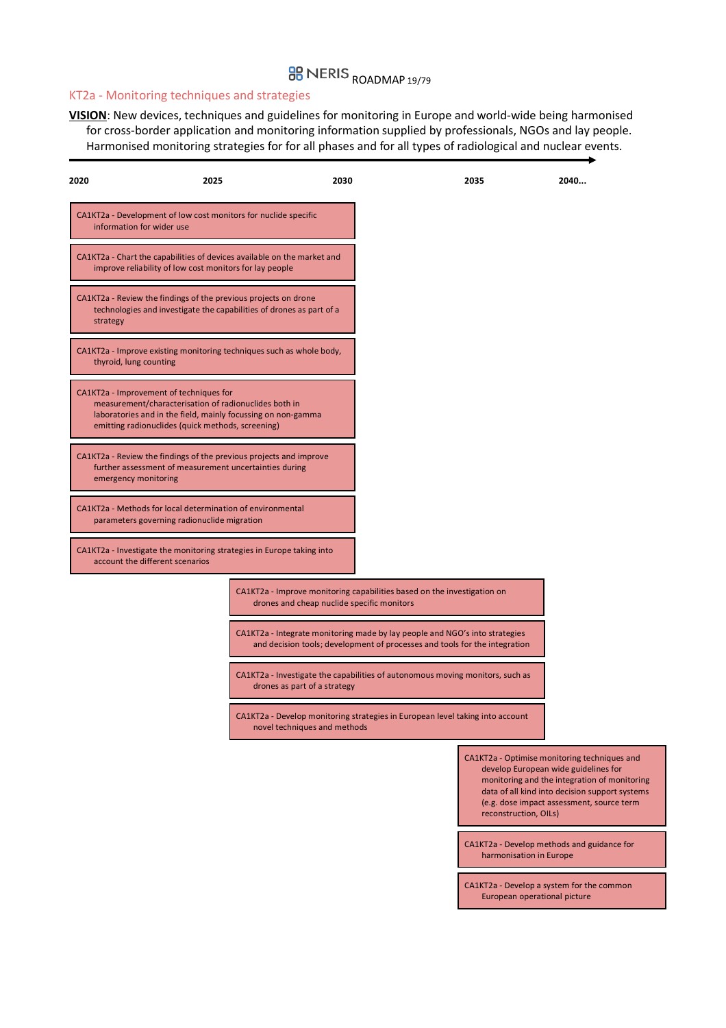## KT2a - Monitoring techniques and strategies

**VISION**: New devices, techniques and guidelines for monitoring in Europe and world-wide being harmonised for cross-border application and monitoring information supplied by professionals, NGOs and lay people. Harmonised monitoring strategies for for all phases and for all types of radiological and nuclear events.

2020  2025  2030  2035  2040...

CA1KT2a - Development of low cost monitors for nuclide specific information for wider use

CA1KT2a - Chart the capabilities of devices available on the market and improve reliability of low cost monitors for lay people

CA1KT2a - Review the findings of the previous projects on drone technologies and investigate the capabilities of drones as part of a strategy

CA1KT2a - Improve existing monitoring techniques such as whole body, thyroid, lung counting

CA1KT2a - Improvement of techniques for measurement/characterisation of radionuclides both in laboratories and in the field, mainly focussing on non-gamma emitting radionuclides (quick methods, screening)

CA1KT2a - Review the findings of the previous projects and improve further assessment of measurement uncertainties during emergency monitoring

CA1KT2a - Methods for local determination of environmental parameters governing radionuclide migration

CA1KT2a - Investigate the monitoring strategies in Europe taking into account the different scenarios

CA1KT2a - Improve monitoring capabilities based on the investigation on drones and cheap nuclide specific monitors

CA1KT2a - Integrate monitoring made by lay people and NGO's into strategies and decision tools; development of processes and tools for the integration

CA1KT2a - Investigate the capabilities of autonomous moving monitors, such as drones as part of a strategy

CA1KT2a - Develop monitoring strategies in European level taking into account novel techniques and methods

CA1KT2a - Optimise monitoring techniques and develop European wide guidelines for monitoring and the integration of monitoring data of all kind into decision support systems (e.g. dose impact assessment, source term reconstruction, OILs)

CA1KT2a - Develop methods and guidance for harmonisation in Europe

CA1KT2a - Develop a system for the common European operational picture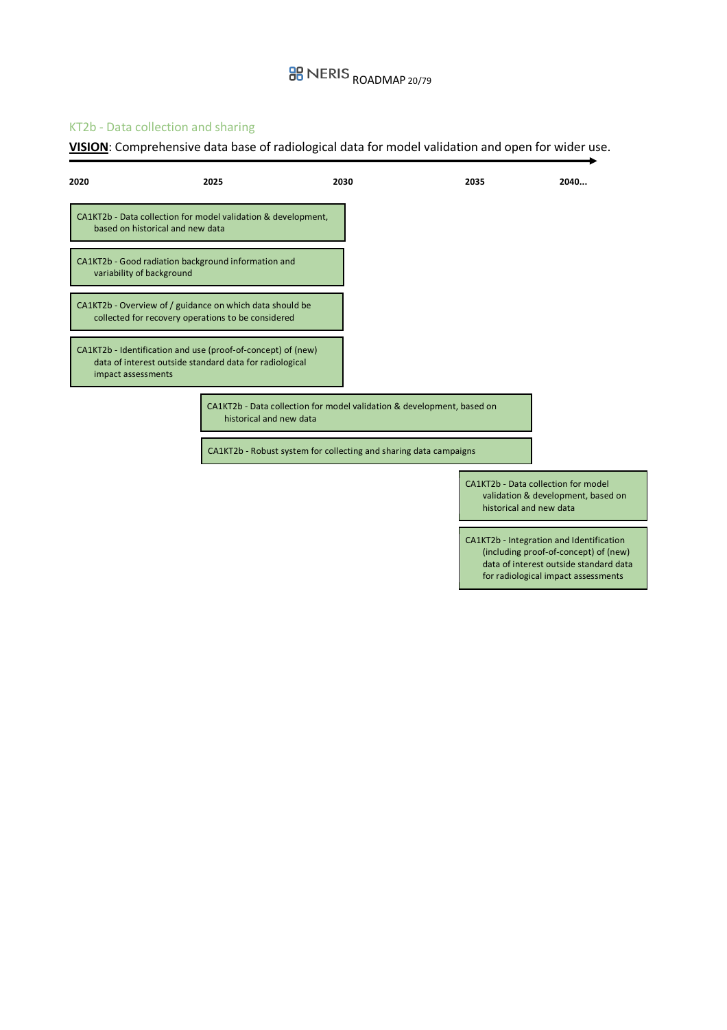### KT2b - Data collection and sharing

**VISION**: Comprehensive data base of radiological data for model validation and open for wider use.

2020 2025 2030 2035 2040...

CA1KT2b - Data collection for model validation & development, based on historical and new data

CA1KT2b - Good radiation background information and variability of background

CA1KT2b - Overview of / guidance on which data should be collected for recovery operations to be considered

CA1KT2b - Identification and use (proof-of-concept) of (new) data of interest outside standard data for radiological impact assessments

CA1KT2b - Data collection for model validation & development, based on historical and new data

CA1KT2b - Robust system for collecting and sharing data campaigns

CA1KT2b - Data collection for model validation & development, based on historical and new data

CA1KT2b - Integration and Identification (including proof-of-concept) of (new) data of interest outside standard data for radiological impact assessments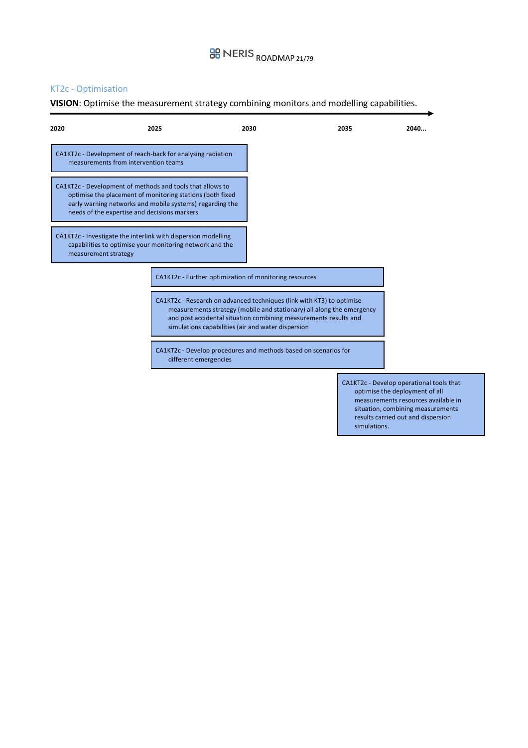## KT2c - Optimisation

**VISION**: Optimise the measurement strategy combining monitors and modelling capabilities.

2020

2025

2030

2035

2040...

CA1KT2c - Development of reach-back for analysing radiation measurements from intervention teams

CA1KT2c - Development of methods and tools that allows to optimise the placement of monitoring stations (both fixed early warning networks and mobile systems) regarding the needs of the expertise and decisions markers

CA1KT2c - Investigate the interlink with dispersion modelling capabilities to optimise your monitoring network and the measurement strategy

CA1KT2c - Further optimization of monitoring resources

CA1KT2c - Research on advanced techniques (link with KT3) to optimise measurements strategy (mobile and stationary) all along the emergency and post accidental situation combining measurements results and simulations capabilities (air and water dispersion

CA1KT2c - Develop procedures and methods based on scenarios for different emergencies

CA1KT2c - Develop operational tools that optimise the deployment of all measurements resources available in situation, combining measurements results carried out and dispersion simulations.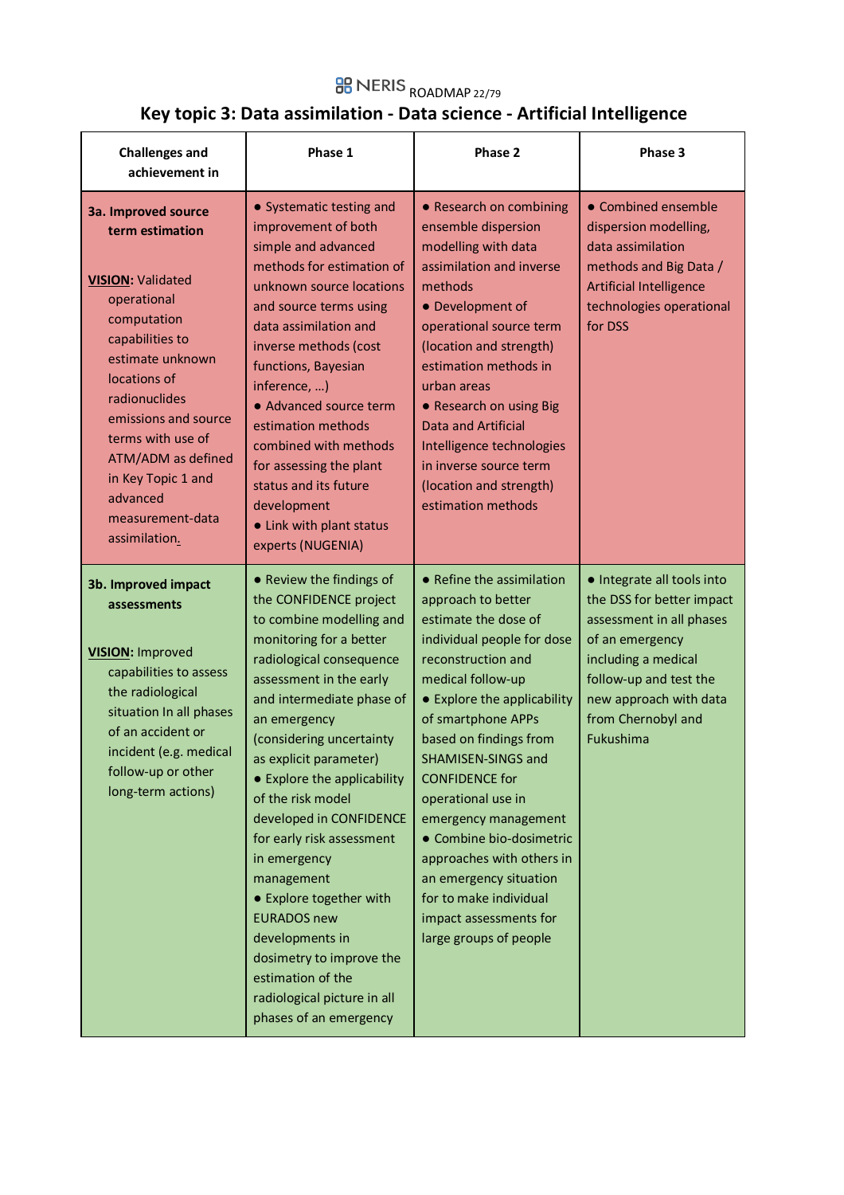## Key topic 3: Data assimilation - Data science - Artificial Intelligence

| Challenges and achievement in | Phase 1 | Phase 2 | Phase 3 |
|---|---|---|---|
| **3a. Improved source term estimation**<br><br>**VISION**: Validated operational computation capabilities to estimate unknown locations of radionuclides emissions and source terms with use of ATM/ADM as defined in Key Topic 1 and advanced measurement-data assimilation. | • Systematic testing and improvement of both simple and advanced methods for estimation of unknown source locations and source terms using data assimilation and inverse methods (cost functions, Bayesian inference, …)<br>• Advanced source term estimation methods combined with methods for assessing the plant status and its future development<br>• Link with plant status experts (NUGENIA) | • Research on combining ensemble dispersion modelling with data assimilation and inverse methods<br>• Development of operational source term (location and strength) estimation methods in urban areas<br>• Research on using Big Data and Artificial Intelligence technologies in inverse source term (location and strength) estimation methods | • Combined ensemble dispersion modelling, data assimilation methods and Big Data / Artificial Intelligence technologies operational for DSS |
| **3b. Improved impact assessments**<br><br>**VISION**: Improved capabilities to assess the radiological situation In all phases of an accident or incident (e.g. medical follow-up or other long-term actions) | • Review the findings of the CONFIDENCE project to combine modelling and monitoring for a better radiological consequence assessment in the early and intermediate phase of an emergency (considering uncertainty as explicit parameter)<br>• Explore the applicability of the risk model developed in CONFIDENCE for early risk assessment in emergency management<br>• Explore together with EURADOS new developments in dosimetry to improve the estimation of the radiological picture in all phases of an emergency | • Refine the assimilation approach to better estimate the dose of individual people for dose reconstruction and medical follow-up<br>• Explore the applicability of smartphone APPs based on findings from SHAMISEN-SINGS and CONFIDENCE for operational use in emergency management<br>• Combine bio-dosimetric approaches with others in an emergency situation for to make individual impact assessments for large groups of people | • Integrate all tools into the DSS for better impact assessment in all phases of an emergency including a medical follow-up and test the new approach with data from Chernobyl and Fukushima |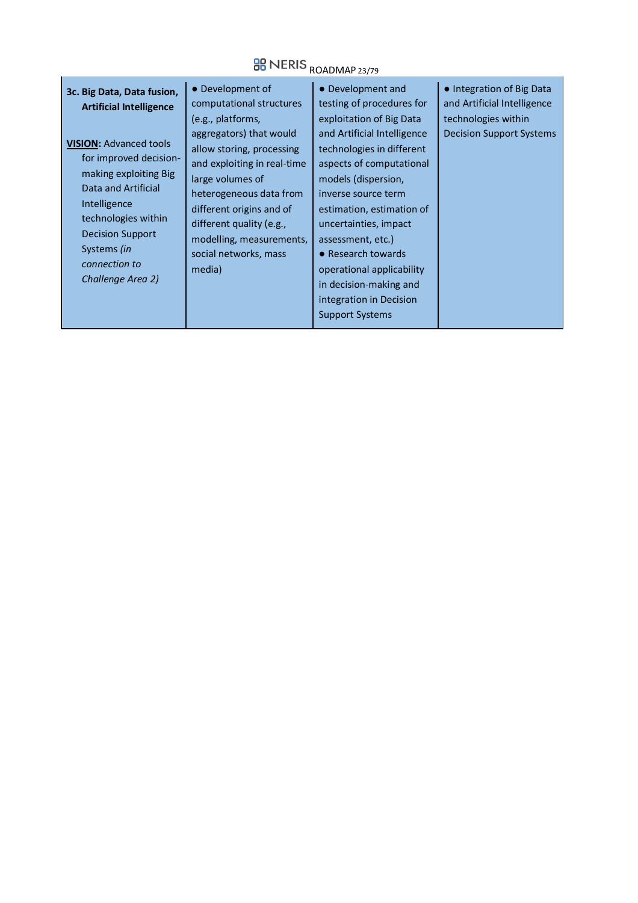| | | | |
|---|---|---|---|
| **3c. Big Data, Data fusion, Artificial Intelligence**<br><br>**<u>VISION</u>:** Advanced tools for improved decision-making exploiting Big Data and Artificial Intelligence technologies within Decision Support Systems *(in connection to Challenge Area 2)* | ● Development of computational structures (e.g., platforms, aggregators) that would allow storing, processing and exploiting in real-time large volumes of heterogeneous data from different origins and of different quality (e.g., modelling, measurements, social networks, mass media) | ● Development and testing of procedures for exploitation of Big Data and Artificial Intelligence technologies in different aspects of computational models (dispersion, inverse source term estimation, estimation of uncertainties, impact assessment, etc.)<br>● Research towards operational applicability in decision-making and integration in Decision Support Systems | ● Integration of Big Data and Artificial Intelligence technologies within Decision Support Systems |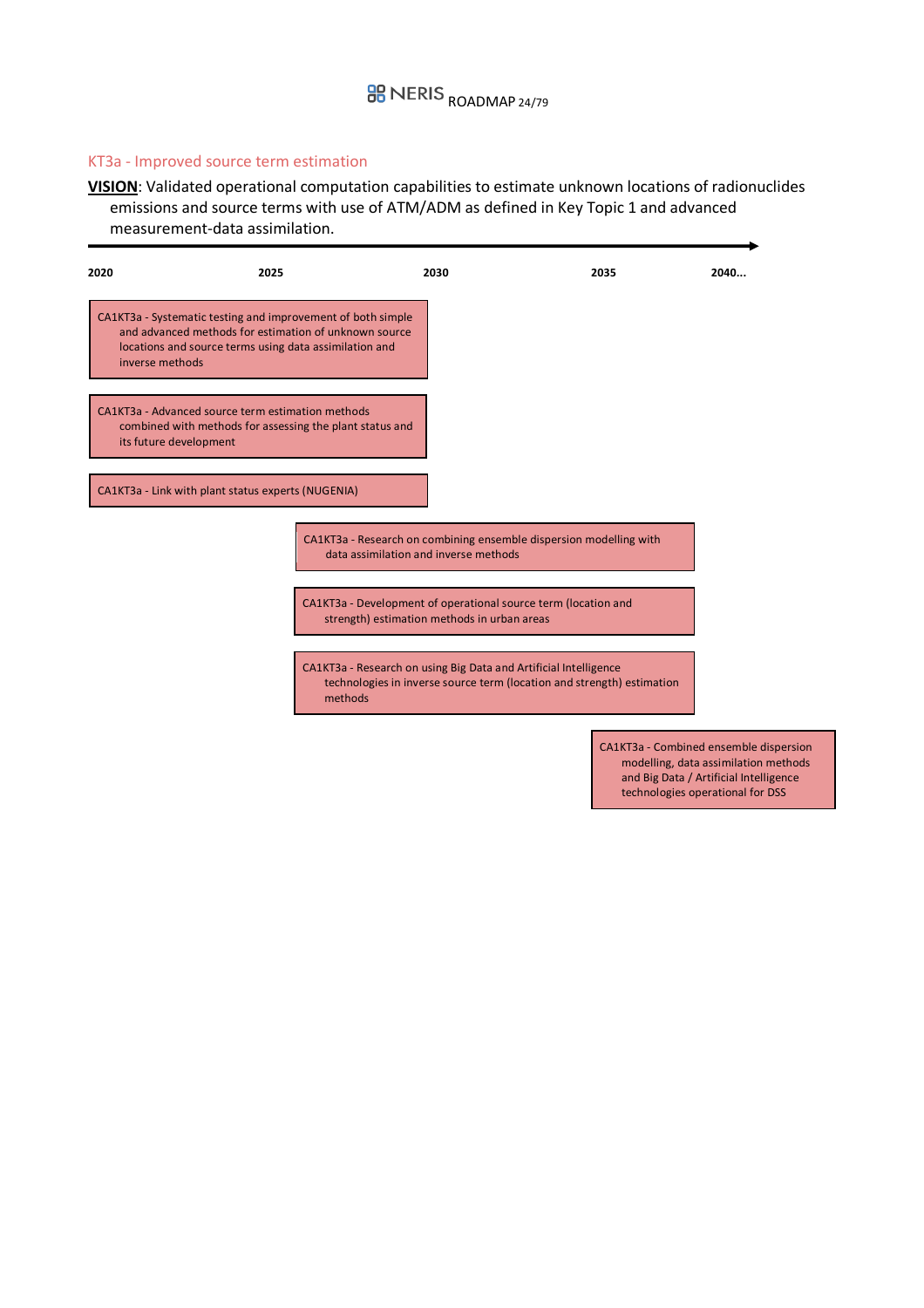### KT3a - Improved source term estimation

**VISION**: Validated operational computation capabilities to estimate unknown locations of radionuclides emissions and source terms with use of ATM/ADM as defined in Key Topic 1 and advanced measurement-data assimilation.

2020
2025
2030
2035
2040...

CA1KT3a - Systematic testing and improvement of both simple and advanced methods for estimation of unknown source locations and source terms using data assimilation and inverse methods

CA1KT3a - Advanced source term estimation methods combined with methods for assessing the plant status and its future development

CA1KT3a - Link with plant status experts (NUGENIA)

CA1KT3a - Research on combining ensemble dispersion modelling with data assimilation and inverse methods

CA1KT3a - Development of operational source term (location and strength) estimation methods in urban areas

CA1KT3a - Research on using Big Data and Artificial Intelligence technologies in inverse source term (location and strength) estimation methods

CA1KT3a - Combined ensemble dispersion modelling, data assimilation methods and Big Data / Artificial Intelligence technologies operational for DSS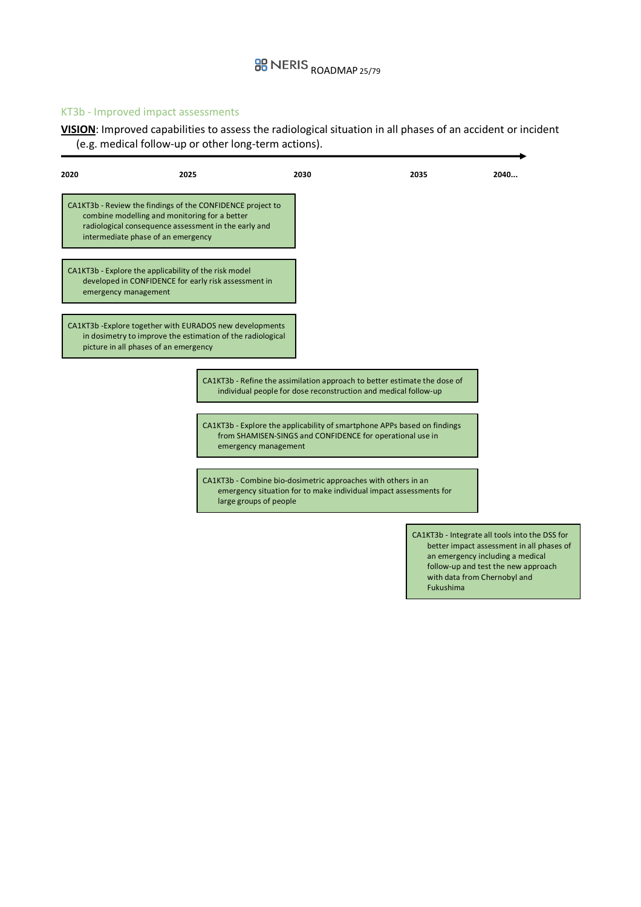### KT3b - Improved impact assessments

**VISION**: Improved capabilities to assess the radiological situation in all phases of an accident or incident (e.g. medical follow-up or other long-term actions).

2020 | 2025 | 2030 | 2035 | 2040...

CA1KT3b - Review the findings of the CONFIDENCE project to combine modelling and monitoring for a better radiological consequence assessment in the early and intermediate phase of an emergency

CA1KT3b - Explore the applicability of the risk model developed in CONFIDENCE for early risk assessment in emergency management

CA1KT3b -Explore together with EURADOS new developments in dosimetry to improve the estimation of the radiological picture in all phases of an emergency

CA1KT3b - Refine the assimilation approach to better estimate the dose of individual people for dose reconstruction and medical follow-up

CA1KT3b - Explore the applicability of smartphone APPs based on findings from SHAMISEN-SINGS and CONFIDENCE for operational use in emergency management

CA1KT3b - Combine bio-dosimetric approaches with others in an emergency situation for to make individual impact assessments for large groups of people

CA1KT3b - Integrate all tools into the DSS for better impact assessment in all phases of an emergency including a medical follow-up and test the new approach with data from Chernobyl and Fukushima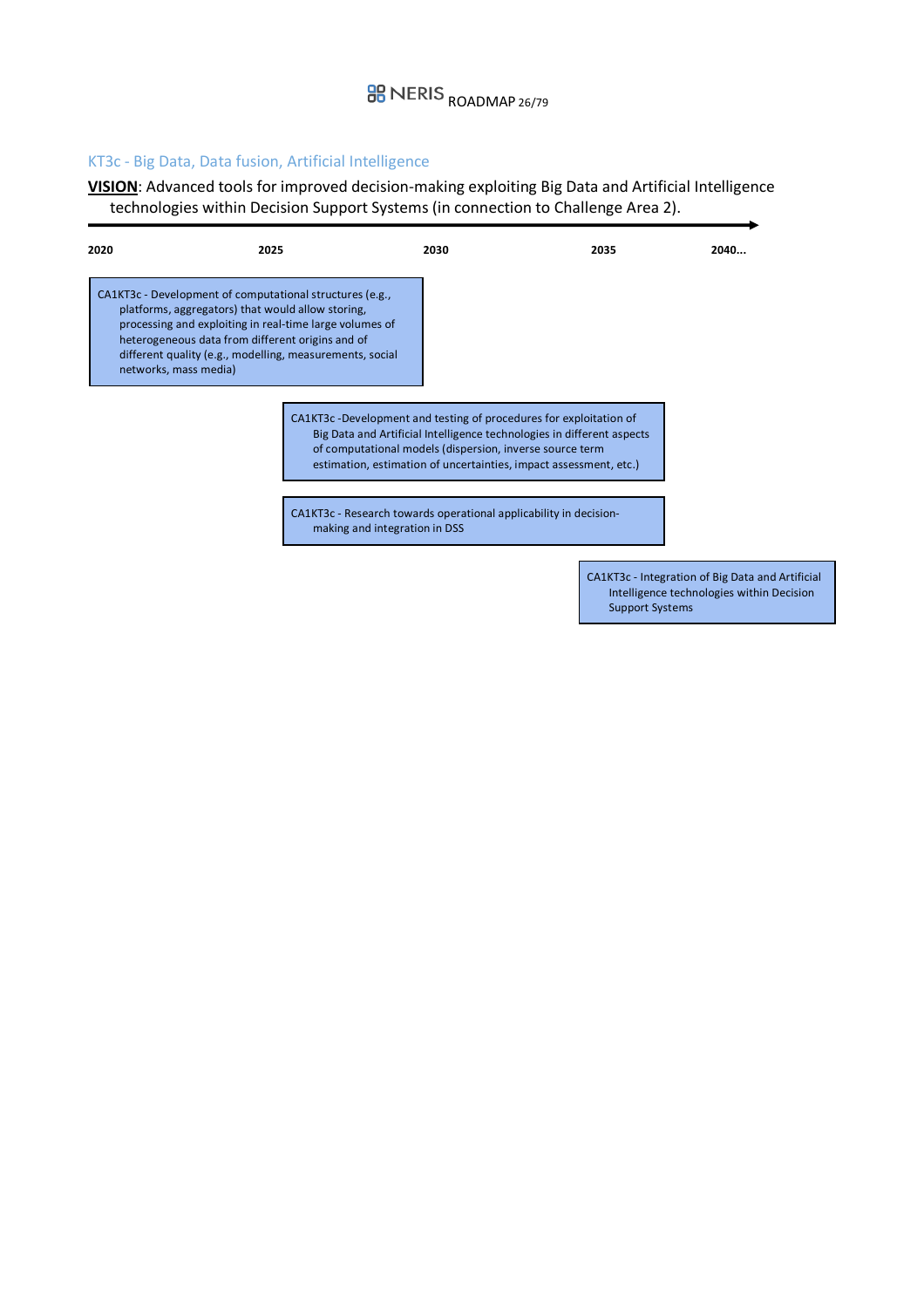### KT3c - Big Data, Data fusion, Artificial Intelligence

**VISION**: Advanced tools for improved decision-making exploiting Big Data and Artificial Intelligence technologies within Decision Support Systems (in connection to Challenge Area 2).

2020

2025

2030

2035

2040...

CA1KT3c - Development of computational structures (e.g., platforms, aggregators) that would allow storing, processing and exploiting in real-time large volumes of heterogeneous data from different origins and of different quality (e.g., modelling, measurements, social networks, mass media)

CA1KT3c -Development and testing of procedures for exploitation of Big Data and Artificial Intelligence technologies in different aspects of computational models (dispersion, inverse source term estimation, estimation of uncertainties, impact assessment, etc.)

CA1KT3c - Research towards operational applicability in decision-making and integration in DSS

CA1KT3c - Integration of Big Data and Artificial Intelligence technologies within Decision Support Systems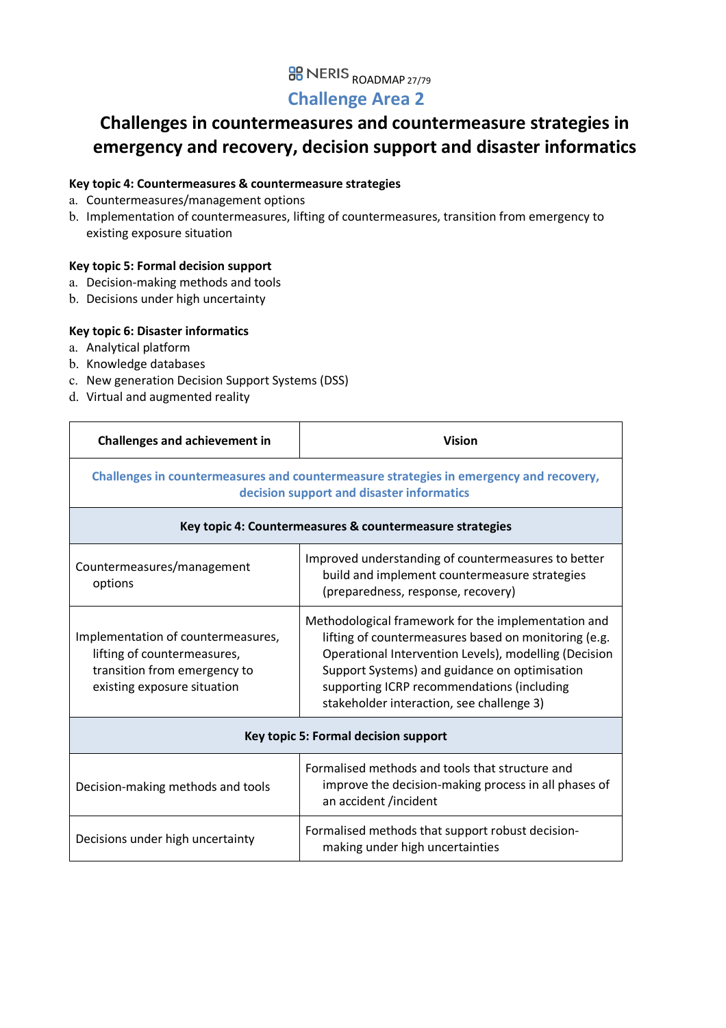## Challenge Area 2

# Challenges in countermeasures and countermeasure strategies in emergency and recovery, decision support and disaster informatics

**Key topic 4: Countermeasures & countermeasure strategies**

a. Countermeasures/management options
b. Implementation of countermeasures, lifting of countermeasures, transition from emergency to existing exposure situation

**Key topic 5: Formal decision support**

a. Decision-making methods and tools
b. Decisions under high uncertainty

**Key topic 6: Disaster informatics**

a. Analytical platform
b. Knowledge databases
c. New generation Decision Support Systems (DSS)
d. Virtual and augmented reality

| Challenges and achievement in | Vision |
|---|---|
| **Challenges in countermeasures and countermeasure strategies in emergency and recovery, decision support and disaster informatics** | |
| **Key topic 4: Countermeasures & countermeasure strategies** | |
| Countermeasures/management options | Improved understanding of countermeasures to better build and implement countermeasure strategies (preparedness, response, recovery) |
| Implementation of countermeasures, lifting of countermeasures, transition from emergency to existing exposure situation | Methodological framework for the implementation and lifting of countermeasures based on monitoring (e.g. Operational Intervention Levels), modelling (Decision Support Systems) and guidance on optimisation supporting ICRP recommendations (including stakeholder interaction, see challenge 3) |
| **Key topic 5: Formal decision support** | |
| Decision-making methods and tools | Formalised methods and tools that structure and improve the decision-making process in all phases of an accident /incident |
| Decisions under high uncertainty | Formalised methods that support robust decision-making under high uncertainties |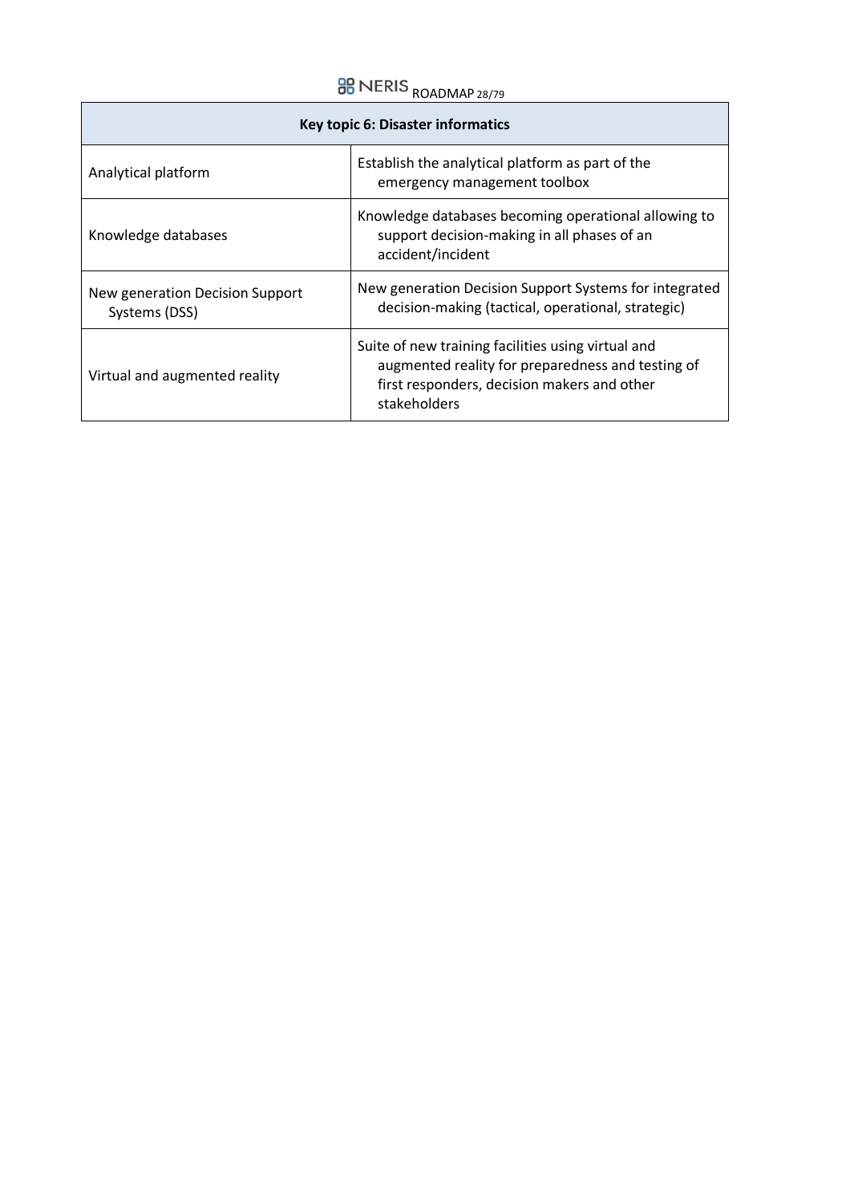| Key topic 6: Disaster informatics | |
|---|---|
| Analytical platform | Establish the analytical platform as part of the emergency management toolbox |
| Knowledge databases | Knowledge databases becoming operational allowing to support decision-making in all phases of an accident/incident |
| New generation Decision Support Systems (DSS) | New generation Decision Support Systems for integrated decision-making (tactical, operational, strategic) |
| Virtual and augmented reality | Suite of new training facilities using virtual and augmented reality for preparedness and testing of first responders, decision makers and other stakeholders |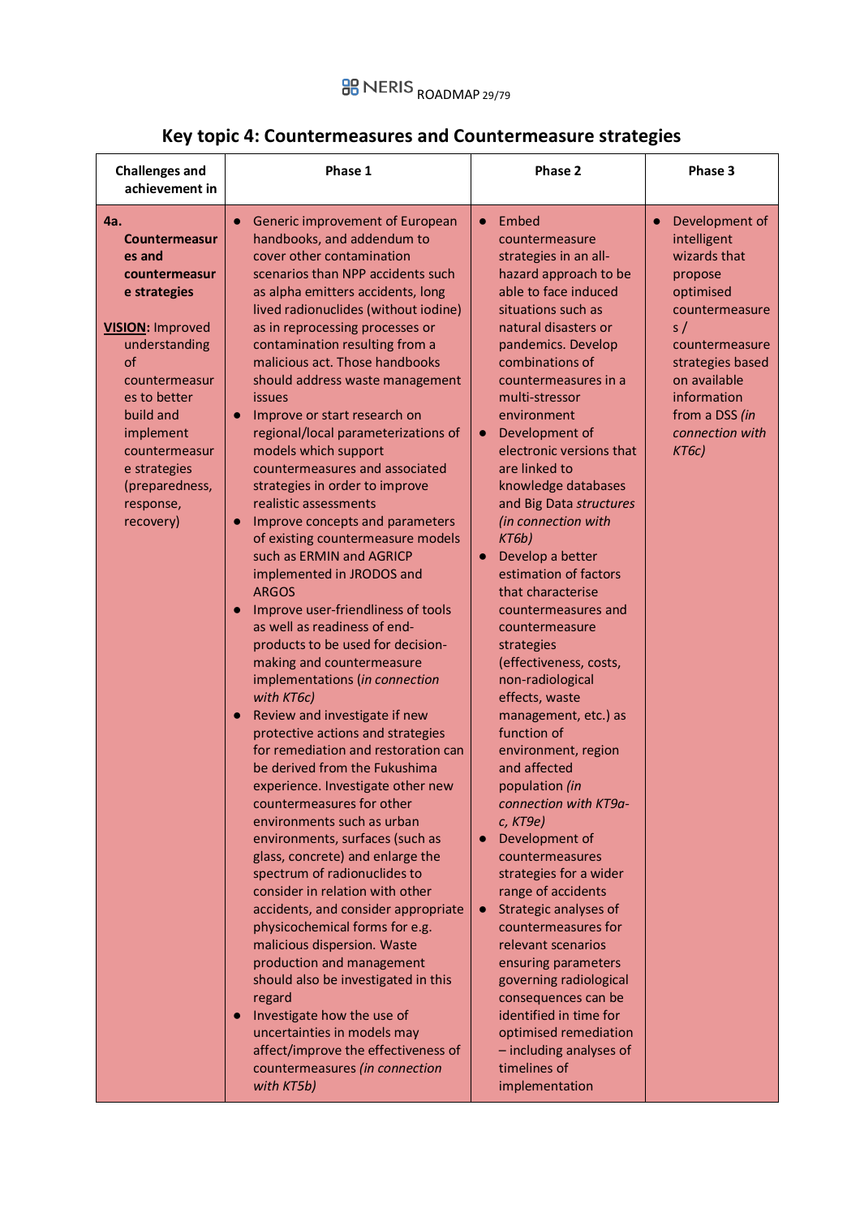## Key topic 4: Countermeasures and Countermeasure strategies

| Challenges and achievement in | Phase 1 | Phase 2 | Phase 3 |
|---|---|---|---|
| **4a. Countermeasures and countermeasure strategies**<br><br>**VISION**: Improved understanding of countermeasures to better build and implement countermeasure strategies (preparedness, response, recovery) | • Generic improvement of European handbooks, and addendum to cover other contamination scenarios than NPP accidents such as alpha emitters accidents, long lived radionuclides (without iodine) as in reprocessing processes or contamination resulting from a malicious act. Those handbooks should address waste management issues<br>• Improve or start research on regional/local parameterizations of models which support countermeasures and associated strategies in order to improve realistic assessments<br>• Improve concepts and parameters of existing countermeasure models such as ERMIN and AGRICP implemented in JRODOS and ARGOS<br>• Improve user-friendliness of tools as well as readiness of end-products to be used for decision-making and countermeasure implementations *(in connection with KT6c)*<br>• Review and investigate if new protective actions and strategies for remediation and restoration can be derived from the Fukushima experience. Investigate other new countermeasures for other environments such as urban environments, surfaces (such as glass, concrete) and enlarge the spectrum of radionuclides to consider in relation with other accidents, and consider appropriate physicochemical forms for e.g. malicious dispersion. Waste production and management should also be investigated in this regard<br>• Investigate how the use of uncertainties in models may affect/improve the effectiveness of countermeasures *(in connection with KT5b)* | • Embed countermeasure strategies in an all-hazard approach to be able to face induced situations such as natural disasters or pandemics. Develop combinations of countermeasures in a multi-stressor environment<br>• Development of electronic versions that are linked to knowledge databases and Big Data *structures (in connection with KT6b)*<br>• Develop a better estimation of factors that characterise countermeasures and countermeasure strategies (effectiveness, costs, non-radiological effects, waste management, etc.) as function of environment, region and affected population *(in connection with KT9a-c, KT9e)*<br>• Development of countermeasures strategies for a wider range of accidents<br>• Strategic analyses of countermeasures for relevant scenarios ensuring parameters governing radiological consequences can be identified in time for optimised remediation – including analyses of timelines of implementation | • Development of intelligent wizards that propose optimised countermeasures / countermeasure strategies based on available information from a DSS *(in connection with KT6c)* |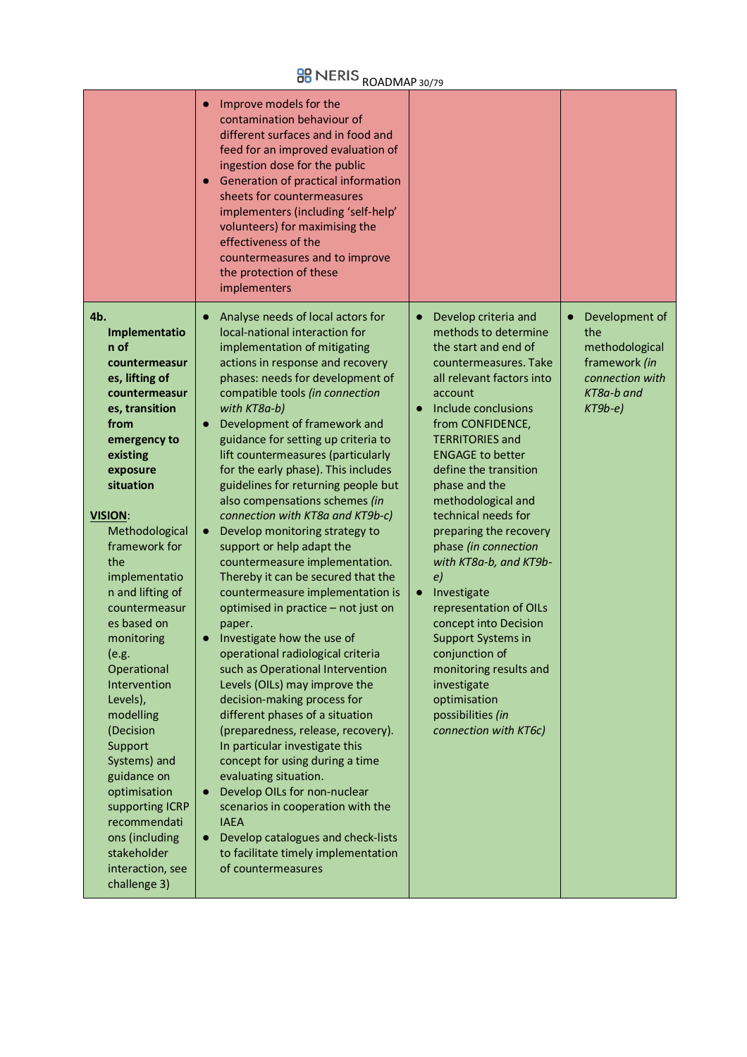| | | | |
|---|---|---|---|
| | • Improve models for the contamination behaviour of different surfaces and in food and feed for an improved evaluation of ingestion dose for the public<br>• Generation of practical information sheets for countermeasures implementers (including 'self-help' volunteers) for maximising the effectiveness of the countermeasures and to improve the protection of these implementers | | |
| **4b. Implementation of countermeasures, lifting of countermeasures, transition from emergency to existing exposure situation**<br><br>**VISION**: Methodological framework for the implementation and lifting of countermeasures based on monitoring (e.g. Operational Intervention Levels), modelling (Decision Support Systems) and guidance on optimisation supporting ICRP recommendations (including stakeholder interaction, see challenge 3) | • Analyse needs of local actors for local-national interaction for implementation of mitigating actions in response and recovery phases: needs for development of compatible tools *(in connection with KT8a-b)*<br>• Development of framework and guidance for setting up criteria to lift countermeasures (particularly for the early phase). This includes guidelines for returning people but also compensations schemes *(in connection with KT8a and KT9b-c)*<br>• Develop monitoring strategy to support or help adapt the countermeasure implementation. Thereby it can be secured that the countermeasure implementation is optimised in practice – not just on paper.<br>• Investigate how the use of operational radiological criteria such as Operational Intervention Levels (OILs) may improve the decision-making process for different phases of a situation (preparedness, release, recovery). In particular investigate this concept for using during a time evaluating situation.<br>• Develop OILs for non-nuclear scenarios in cooperation with the IAEA<br>• Develop catalogues and check-lists to facilitate timely implementation of countermeasures | • Develop criteria and methods to determine the start and end of countermeasures. Take all relevant factors into account<br>• Include conclusions from CONFIDENCE, TERRITORIES and ENGAGE to better define the transition phase and the methodological and technical needs for preparing the recovery phase *(in connection with KT8a-b, and KT9b-e)*<br>• Investigate representation of OILs concept into Decision Support Systems in conjunction of monitoring results and investigate optimisation possibilities *(in connection with KT6c)* | • Development of the methodological framework *(in connection with KT8a-b and KT9b-e)* |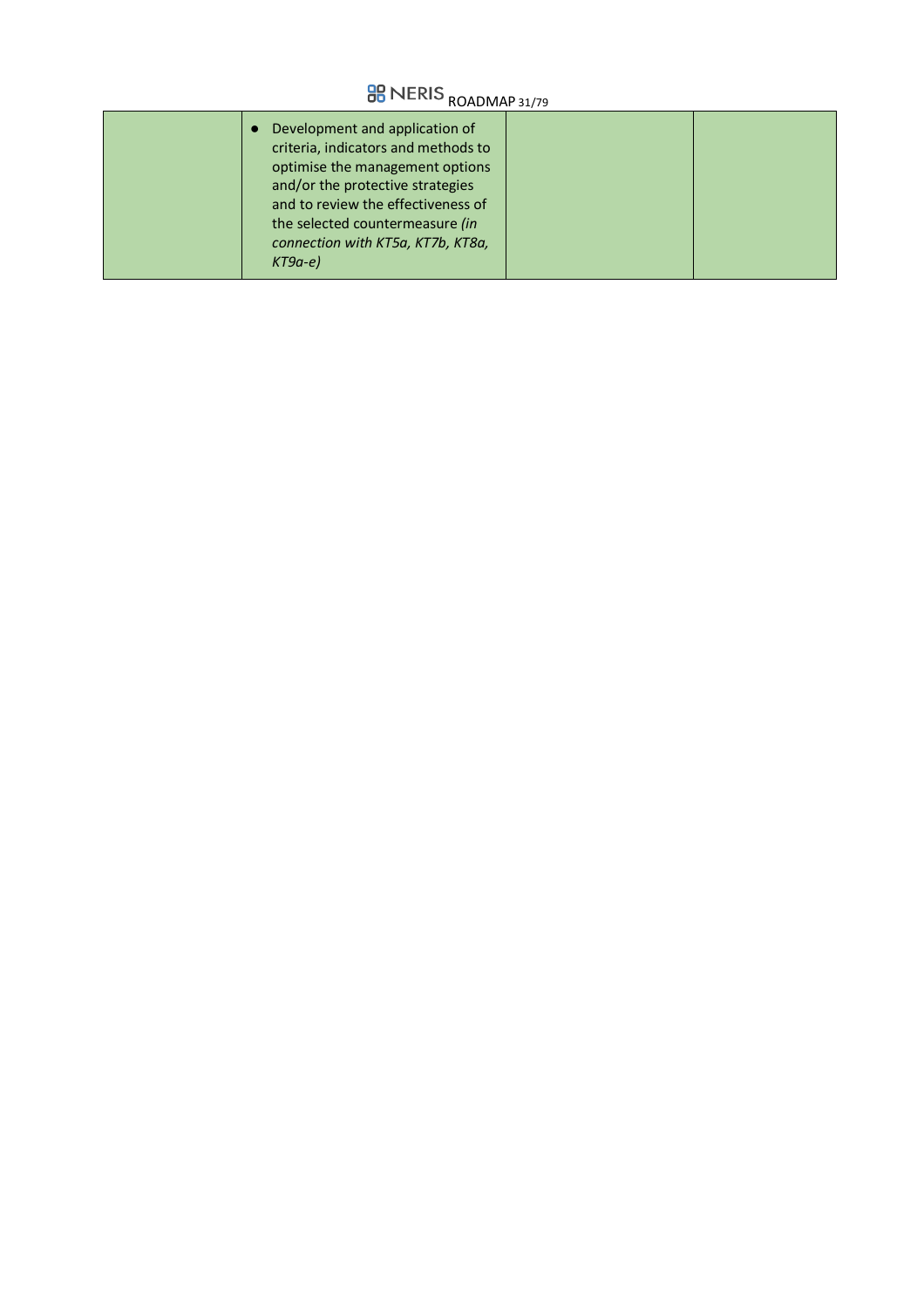|  |  |  |  |
|---|---|---|---|
|  | • Development and application of criteria, indicators and methods to optimise the management options and/or the protective strategies and to review the effectiveness of the selected countermeasure *(in connection with KT5a, KT7b, KT8a, KT9a-e)* |  |  |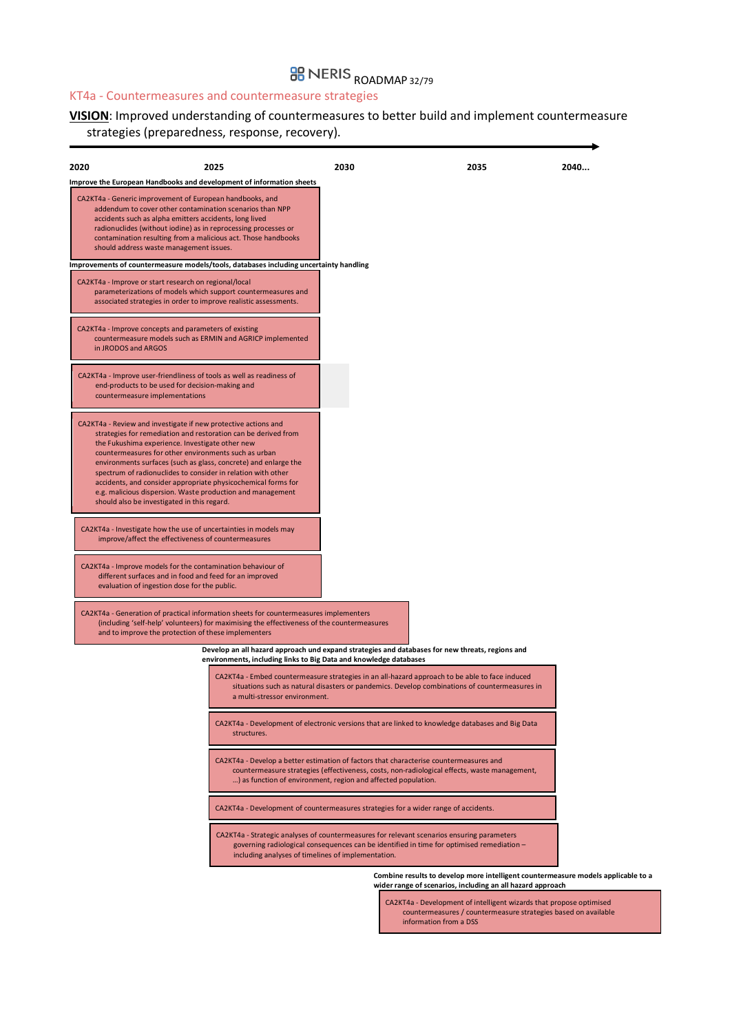## KT4a - Countermeasures and countermeasure strategies

**VISION**: Improved understanding of countermeasures to better build and implement countermeasure strategies (preparedness, response, recovery).

2020 2025 2030 2035 2040...

**Improve the European Handbooks and development of information sheets**

CA2KT4a - Generic improvement of European handbooks, and addendum to cover other contamination scenarios than NPP accidents such as alpha emitters accidents, long lived radionuclides (without iodine) as in reprocessing processes or contamination resulting from a malicious act. Those handbooks should address waste management issues.

**Improvements of countermeasure models/tools, databases including uncertainty handling**

CA2KT4a - Improve or start research on regional/local parameterizations of models which support countermeasures and associated strategies in order to improve realistic assessments.

CA2KT4a - Improve concepts and parameters of existing countermeasure models such as ERMIN and AGRICP implemented in JRODOS and ARGOS

CA2KT4a - Improve user-friendliness of tools as well as readiness of end-products to be used for decision-making and countermeasure implementations

CA2KT4a - Review and investigate if new protective actions and strategies for remediation and restoration can be derived from the Fukushima experience. Investigate other new countermeasures for other environments such as urban environments surfaces (such as glass, concrete) and enlarge the spectrum of radionuclides to consider in relation with other accidents, and consider appropriate physicochemical forms for e.g. malicious dispersion. Waste production and management should also be investigated in this regard.

CA2KT4a - Investigate how the use of uncertainties in models may improve/affect the effectiveness of countermeasures

CA2KT4a - Improve models for the contamination behaviour of different surfaces and in food and feed for an improved evaluation of ingestion dose for the public.

CA2KT4a - Generation of practical information sheets for countermeasures implementers (including 'self-help' volunteers) for maximising the effectiveness of the countermeasures and to improve the protection of these implementers

**Develop an all hazard approach und expand strategies and databases for new threats, regions and environments, including links to Big Data and knowledge databases**

CA2KT4a - Embed countermeasure strategies in an all-hazard approach to be able to face induced situations such as natural disasters or pandemics. Develop combinations of countermeasures in a multi-stressor environment.

CA2KT4a - Development of electronic versions that are linked to knowledge databases and Big Data structures.

CA2KT4a - Develop a better estimation of factors that characterise countermeasures and countermeasure strategies (effectiveness, costs, non-radiological effects, waste management, …) as function of environment, region and affected population.

CA2KT4a - Development of countermeasures strategies for a wider range of accidents.

CA2KT4a - Strategic analyses of countermeasures for relevant scenarios ensuring parameters governing radiological consequences can be identified in time for optimised remediation – including analyses of timelines of implementation.

**Combine results to develop more intelligent countermeasure models applicable to a wider range of scenarios, including an all hazard approach**

CA2KT4a - Development of intelligent wizards that propose optimised countermeasures / countermeasure strategies based on available information from a DSS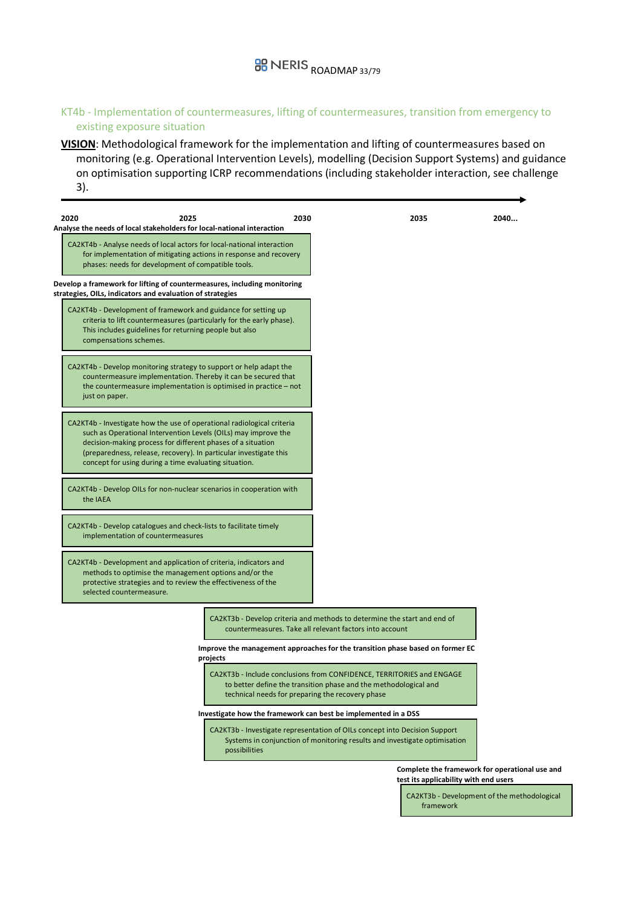## KT4b - Implementation of countermeasures, lifting of countermeasures, transition from emergency to existing exposure situation

**VISION**: Methodological framework for the implementation and lifting of countermeasures based on monitoring (e.g. Operational Intervention Levels), modelling (Decision Support Systems) and guidance on optimisation supporting ICRP recommendations (including stakeholder interaction, see challenge 3).

2020 2025 2030 2035 2040...

**Analyse the needs of local stakeholders for local-national interaction**

CA2KT4b - Analyse needs of local actors for local-national interaction for implementation of mitigating actions in response and recovery phases: needs for development of compatible tools.

**Develop a framework for lifting of countermeasures, including monitoring strategies, OILs, indicators and evaluation of strategies**

CA2KT4b - Development of framework and guidance for setting up criteria to lift countermeasures (particularly for the early phase). This includes guidelines for returning people but also compensations schemes.

CA2KT4b - Develop monitoring strategy to support or help adapt the countermeasure implementation. Thereby it can be secured that the countermeasure implementation is optimised in practice – not just on paper.

CA2KT4b - Investigate how the use of operational radiological criteria such as Operational Intervention Levels (OILs) may improve the decision-making process for different phases of a situation (preparedness, release, recovery). In particular investigate this concept for using during a time evaluating situation.

CA2KT4b - Develop OILs for non-nuclear scenarios in cooperation with the IAEA

CA2KT4b - Develop catalogues and check-lists to facilitate timely implementation of countermeasures

CA2KT4b - Development and application of criteria, indicators and methods to optimise the management options and/or the protective strategies and to review the effectiveness of the selected countermeasure.

CA2KT3b - Develop criteria and methods to determine the start and end of countermeasures. Take all relevant factors into account

**Improve the management approaches for the transition phase based on former EC projects**

CA2KT3b - Include conclusions from CONFIDENCE, TERRITORIES and ENGAGE to better define the transition phase and the methodological and technical needs for preparing the recovery phase

**Investigate how the framework can best be implemented in a DSS**

CA2KT3b - Investigate representation of OILs concept into Decision Support Systems in conjunction of monitoring results and investigate optimisation possibilities

**Complete the framework for operational use and test its applicability with end users**

CA2KT3b - Development of the methodological framework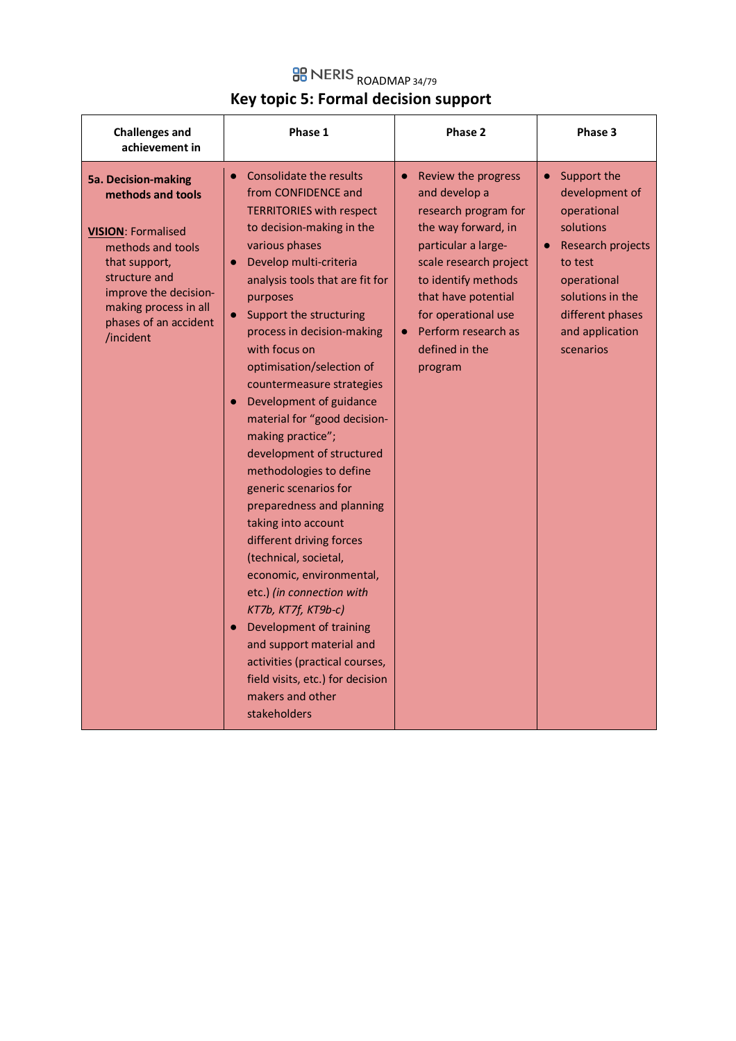## Key topic 5: Formal decision support

| Challenges and achievement in | Phase 1 | Phase 2 | Phase 3 |
|---|---|---|---|
| **5a. Decision-making methods and tools**<br><br>**VISION**: Formalised methods and tools that support, structure and improve the decision-making process in all phases of an accident /incident | • Consolidate the results from CONFIDENCE and TERRITORIES with respect to decision-making in the various phases<br>• Develop multi-criteria analysis tools that are fit for purposes<br>• Support the structuring process in decision-making with focus on optimisation/selection of countermeasure strategies<br>• Development of guidance material for "good decision-making practice"; development of structured methodologies to define generic scenarios for preparedness and planning taking into account different driving forces (technical, societal, economic, environmental, etc.) *(in connection with KT7b, KT7f, KT9b-c)*<br>• Development of training and support material and activities (practical courses, field visits, etc.) for decision makers and other stakeholders | • Review the progress and develop a research program for the way forward, in particular a large-scale research project to identify methods that have potential for operational use<br>• Perform research as defined in the program | • Support the development of operational solutions<br>• Research projects to test operational solutions in the different phases and application scenarios |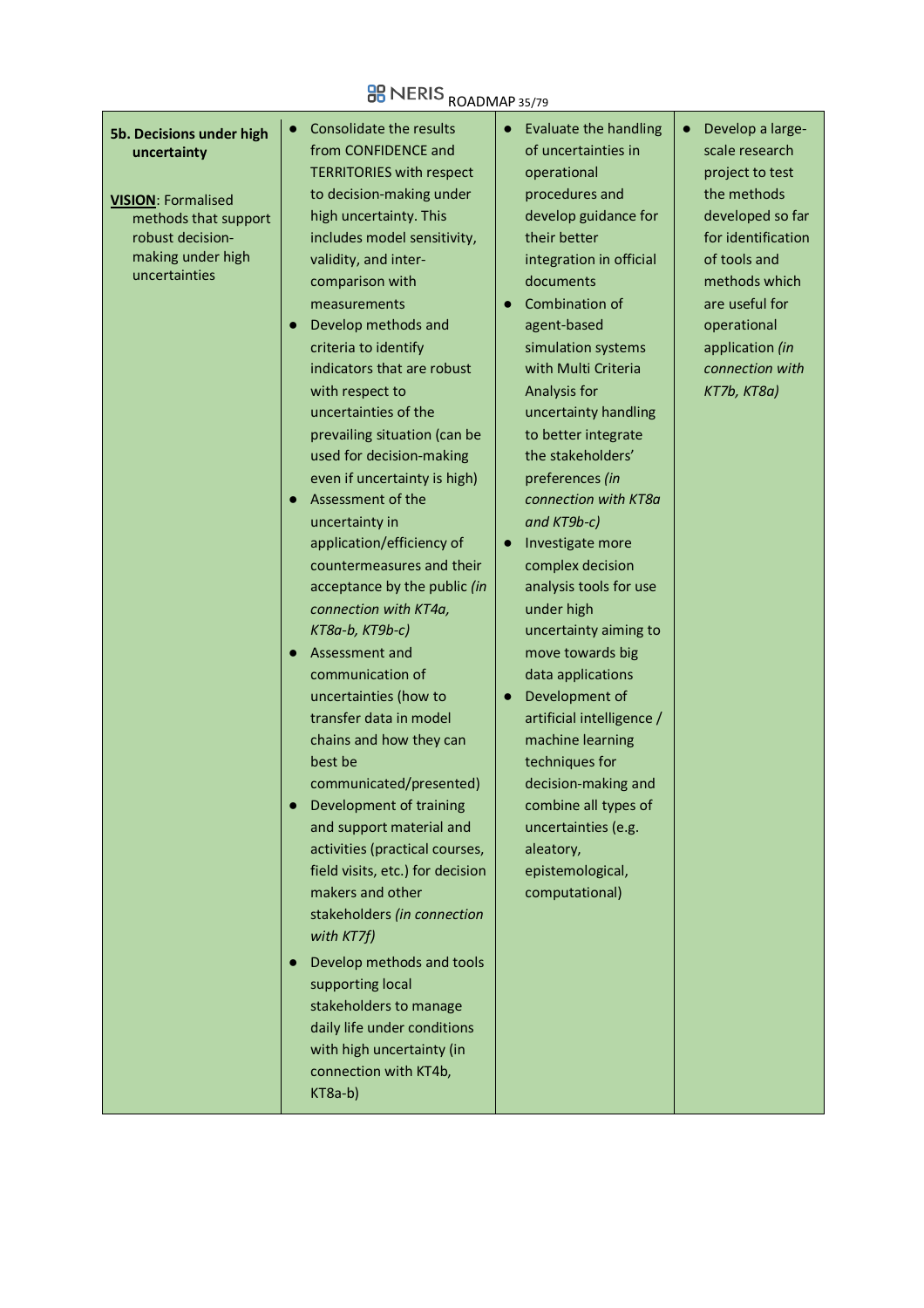| | | | |
|---|---|---|---|
| **5b. Decisions under high uncertainty**<br><br>**VISION**: Formalised methods that support robust decision-making under high uncertainties | ● Consolidate the results from CONFIDENCE and TERRITORIES with respect to decision-making under high uncertainty. This includes model sensitivity, validity, and inter-comparison with measurements<br>● Develop methods and criteria to identify indicators that are robust with respect to uncertainties of the prevailing situation (can be used for decision-making even if uncertainty is high)<br>● Assessment of the uncertainty in application/efficiency of countermeasures and their acceptance by the public *(in connection with KT4a, KT8a-b, KT9b-c)*<br>● Assessment and communication of uncertainties (how to transfer data in model chains and how they can best be communicated/presented)<br>● Development of training and support material and activities (practical courses, field visits, etc.) for decision makers and other stakeholders *(in connection with KT7f)*<br>● Develop methods and tools supporting local stakeholders to manage daily life under conditions with high uncertainty (in connection with KT4b, KT8a-b) | ● Evaluate the handling of uncertainties in operational procedures and develop guidance for their better integration in official documents<br>● Combination of agent-based simulation systems with Multi Criteria Analysis for uncertainty handling to better integrate the stakeholders' preferences *(in connection with KT8a and KT9b-c)*<br>● Investigate more complex decision analysis tools for use under high uncertainty aiming to move towards big data applications<br>● Development of artificial intelligence / machine learning techniques for decision-making and combine all types of uncertainties (e.g. aleatory, epistemological, computational) | ● Develop a large-scale research project to test the methods developed so far for identification of tools and methods which are useful for operational application *(in connection with KT7b, KT8a)* |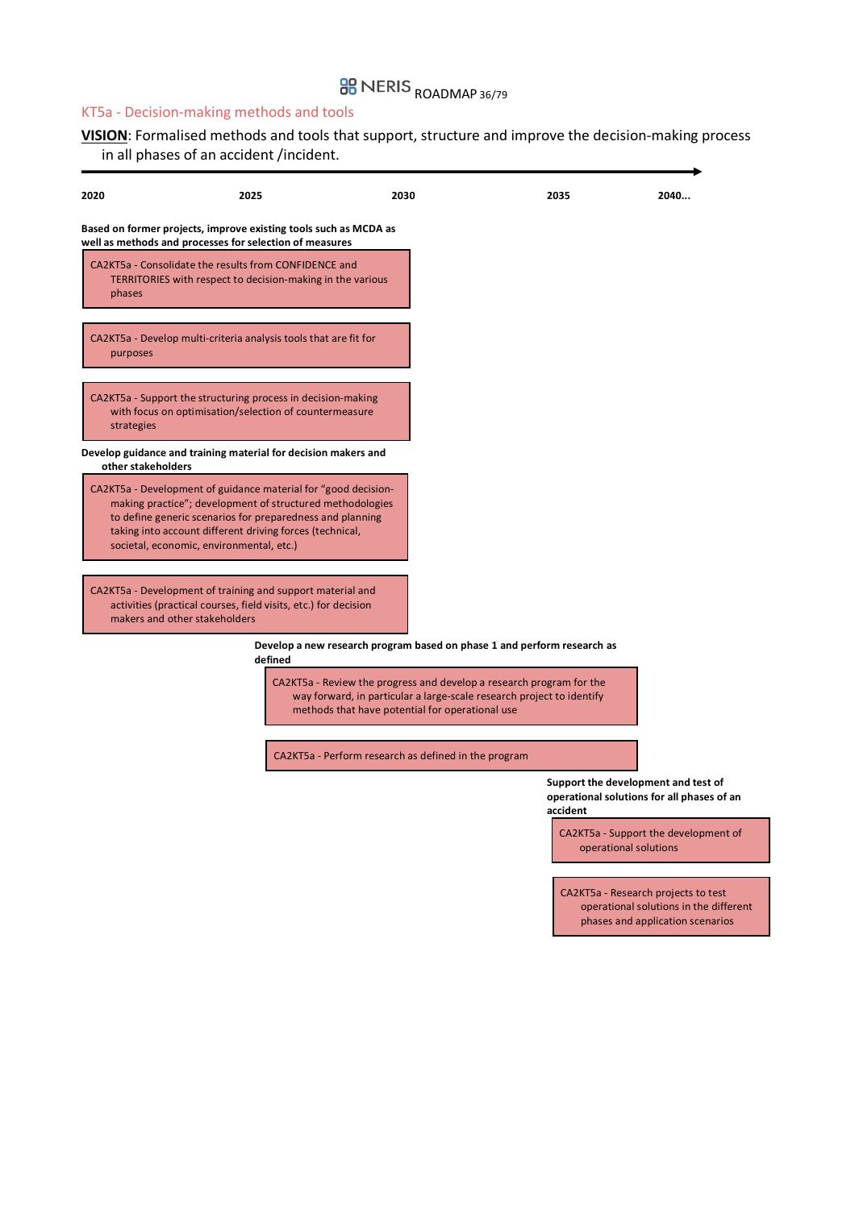## KT5a - Decision-making methods and tools

**VISION**: Formalised methods and tools that support, structure and improve the decision-making process in all phases of an accident /incident.

2020 2025 2030 2035 2040...

**Based on former projects, improve existing tools such as MCDA as well as methods and processes for selection of measures**

- CA2KT5a - Consolidate the results from CONFIDENCE and TERRITORIES with respect to decision-making in the various phases
- CA2KT5a - Develop multi-criteria analysis tools that are fit for purposes
- CA2KT5a - Support the structuring process in decision-making with focus on optimisation/selection of countermeasure strategies

**Develop guidance and training material for decision makers and other stakeholders**

- CA2KT5a - Development of guidance material for "good decision-making practice"; development of structured methodologies to define generic scenarios for preparedness and planning taking into account different driving forces (technical, societal, economic, environmental, etc.)
- CA2KT5a - Development of training and support material and activities (practical courses, field visits, etc.) for decision makers and other stakeholders

**Develop a new research program based on phase 1 and perform research as defined**

- CA2KT5a - Review the progress and develop a research program for the way forward, in particular a large-scale research project to identify methods that have potential for operational use
- CA2KT5a - Perform research as defined in the program

**Support the development and test of operational solutions for all phases of an accident**

- CA2KT5a - Support the development of operational solutions
- CA2KT5a - Research projects to test operational solutions in the different phases and application scenarios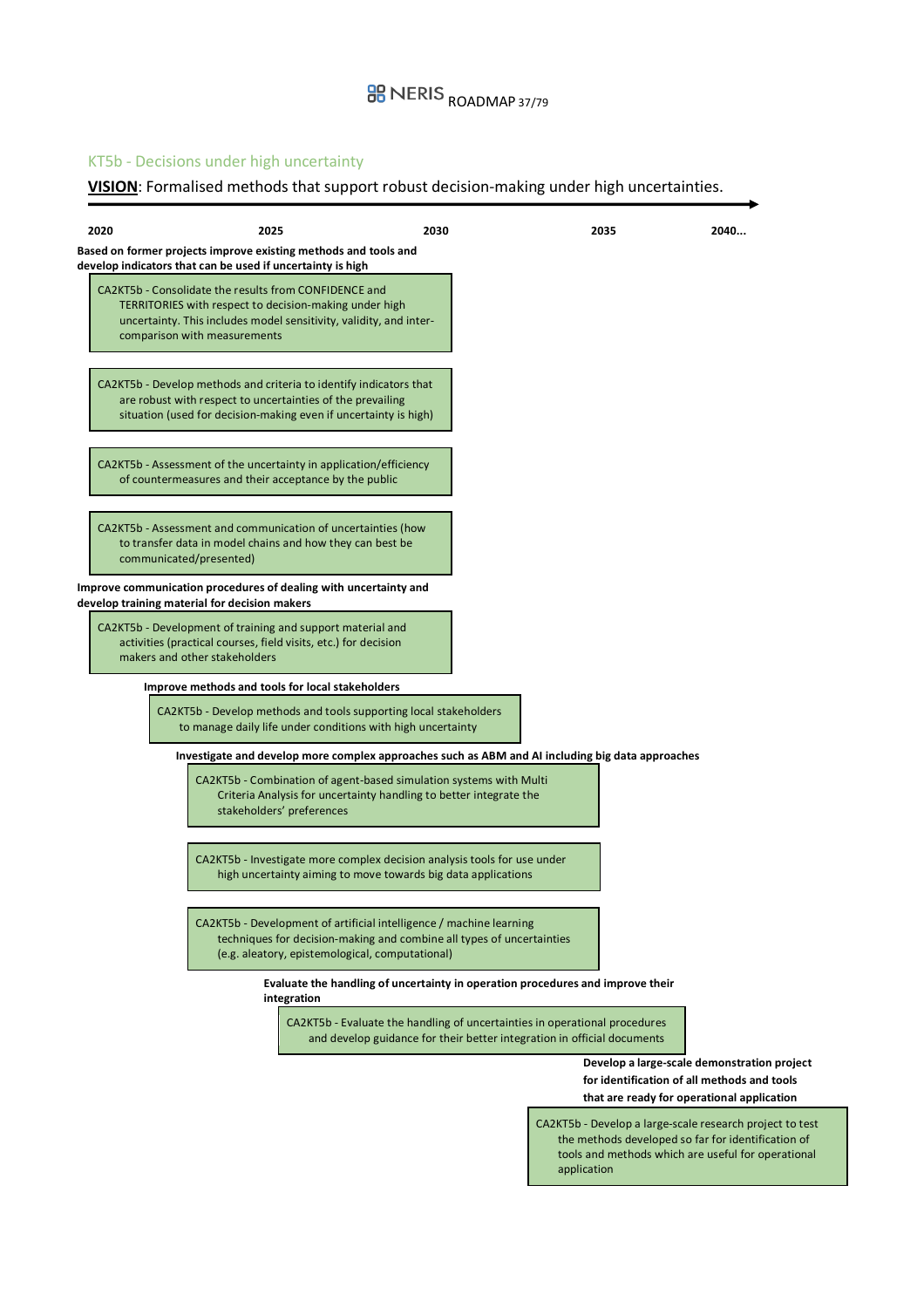## KT5b - Decisions under high uncertainty

**VISION**: Formalised methods that support robust decision-making under high uncertainties.

2020 | 2025 | 2030 | 2035 | 2040...

**Based on former projects improve existing methods and tools and develop indicators that can be used if uncertainty is high**

CA2KT5b - Consolidate the results from CONFIDENCE and TERRITORIES with respect to decision-making under high uncertainty. This includes model sensitivity, validity, and inter-comparison with measurements

CA2KT5b - Develop methods and criteria to identify indicators that are robust with respect to uncertainties of the prevailing situation (used for decision-making even if uncertainty is high)

CA2KT5b - Assessment of the uncertainty in application/efficiency of countermeasures and their acceptance by the public

CA2KT5b - Assessment and communication of uncertainties (how to transfer data in model chains and how they can best be communicated/presented)

**Improve communication procedures of dealing with uncertainty and develop training material for decision makers**

CA2KT5b - Development of training and support material and activities (practical courses, field visits, etc.) for decision makers and other stakeholders

**Improve methods and tools for local stakeholders**

CA2KT5b - Develop methods and tools supporting local stakeholders to manage daily life under conditions with high uncertainty

**Investigate and develop more complex approaches such as ABM and AI including big data approaches**

CA2KT5b - Combination of agent-based simulation systems with Multi Criteria Analysis for uncertainty handling to better integrate the stakeholders' preferences

CA2KT5b - Investigate more complex decision analysis tools for use under high uncertainty aiming to move towards big data applications

CA2KT5b - Development of artificial intelligence / machine learning techniques for decision-making and combine all types of uncertainties (e.g. aleatory, epistemological, computational)

**Evaluate the handling of uncertainty in operation procedures and improve their integration**

CA2KT5b - Evaluate the handling of uncertainties in operational procedures and develop guidance for their better integration in official documents

**Develop a large-scale demonstration project for identification of all methods and tools that are ready for operational application**

CA2KT5b - Develop a large-scale research project to test the methods developed so far for identification of tools and methods which are useful for operational application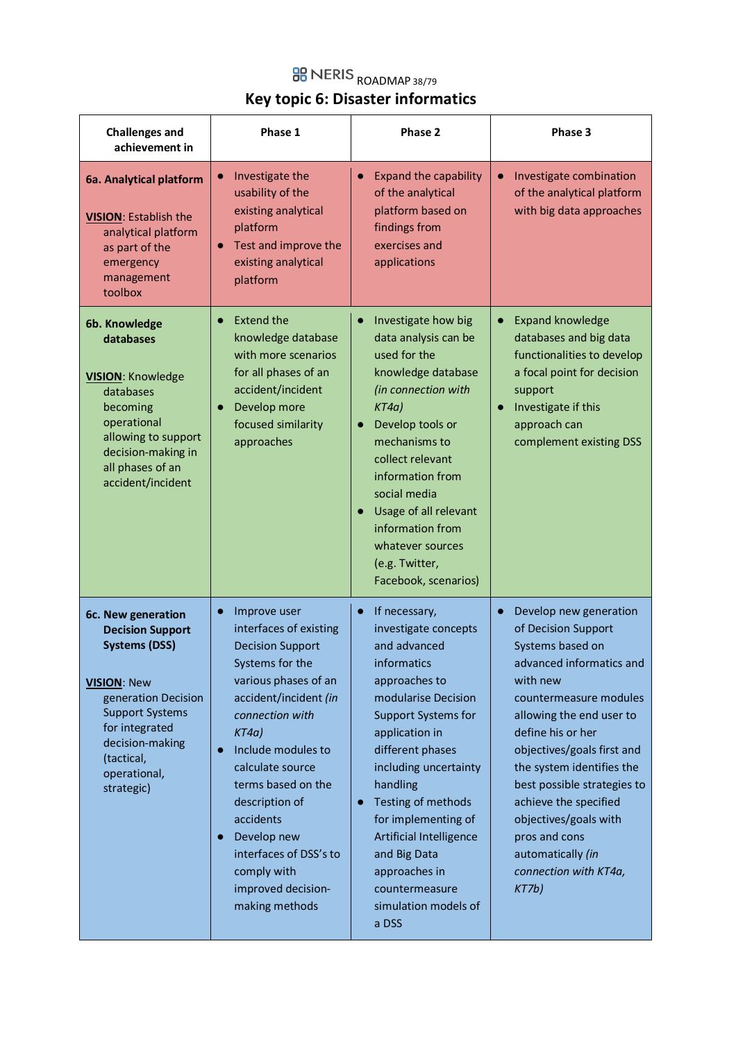# Key topic 6: Disaster informatics

| Challenges and achievement in | Phase 1 | Phase 2 | Phase 3 |
|---|---|---|---|
| **6a. Analytical platform**<br><br>**VISION**: Establish the analytical platform as part of the emergency management toolbox | • Investigate the usability of the existing analytical platform<br>• Test and improve the existing analytical platform | • Expand the capability of the analytical platform based on findings from exercises and applications | • Investigate combination of the analytical platform with big data approaches |
| **6b. Knowledge databases**<br><br>**VISION**: Knowledge databases becoming operational allowing to support decision-making in all phases of an accident/incident | • Extend the knowledge database with more scenarios for all phases of an accident/incident<br>• Develop more focused similarity approaches | • Investigate how big data analysis can be used for the knowledge database *(in connection with KT4a)*<br>• Develop tools or mechanisms to collect relevant information from social media<br>• Usage of all relevant information from whatever sources (e.g. Twitter, Facebook, scenarios) | • Expand knowledge databases and big data functionalities to develop a focal point for decision support<br>• Investigate if this approach can complement existing DSS |
| **6c. New generation Decision Support Systems (DSS)**<br><br>**VISION**: New generation Decision Support Systems for integrated decision-making (tactical, operational, strategic) | • Improve user interfaces of existing Decision Support Systems for the various phases of an accident/incident *(in connection with KT4a)*<br>• Include modules to calculate source terms based on the description of accidents<br>• Develop new interfaces of DSS's to comply with improved decision-making methods | • If necessary, investigate concepts and advanced informatics approaches to modularise Decision Support Systems for application in different phases including uncertainty handling<br>• Testing of methods for implementing of Artificial Intelligence and Big Data approaches in countermeasure simulation models of a DSS | • Develop new generation of Decision Support Systems based on advanced informatics and with new countermeasure modules allowing the end user to define his or her objectives/goals first and the system identifies the best possible strategies to achieve the specified objectives/goals with pros and cons automatically *(in connection with KT4a, KT7b)* |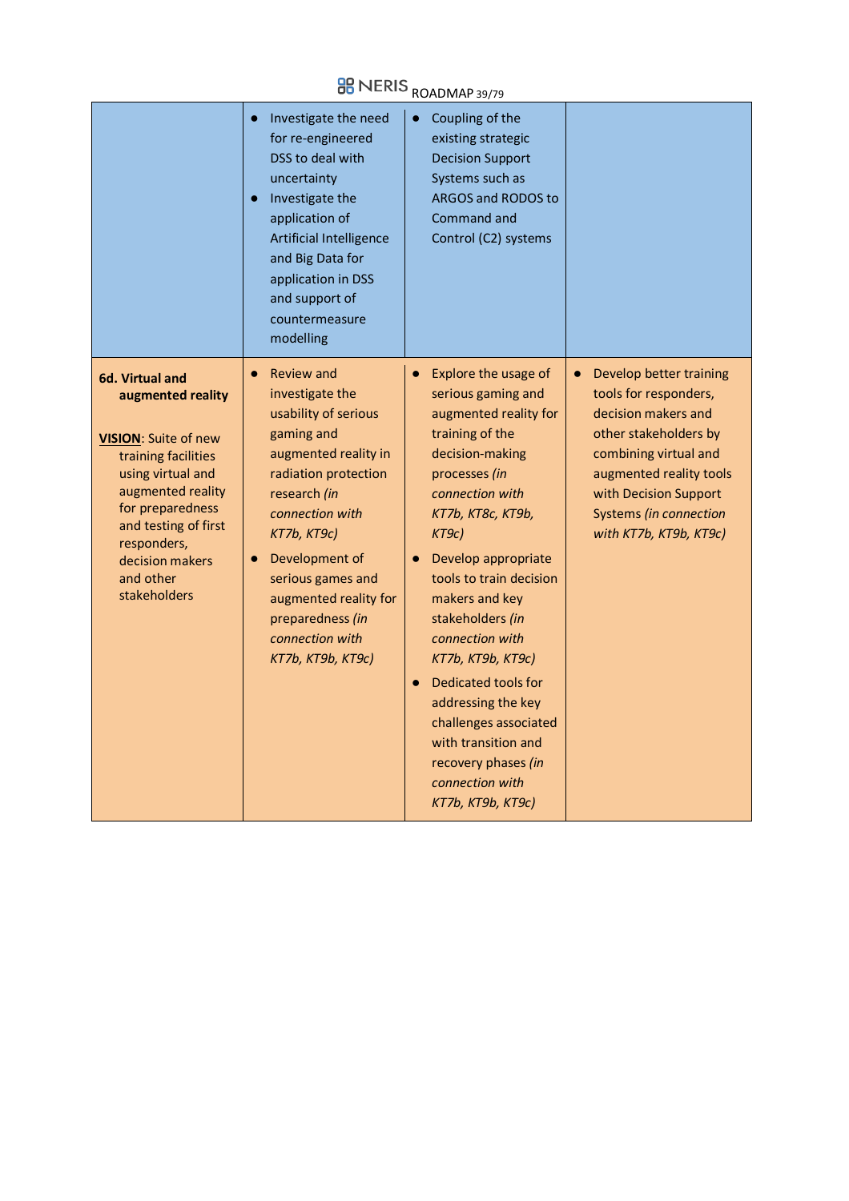| | | | |
|---|---|---|---|
| | • Investigate the need for re-engineered DSS to deal with uncertainty<br>• Investigate the application of Artificial Intelligence and Big Data for application in DSS and support of countermeasure modelling | • Coupling of the existing strategic Decision Support Systems such as ARGOS and RODOS to Command and Control (C2) systems | |
| **6d. Virtual and augmented reality**<br><br>**VISION**: Suite of new training facilities using virtual and augmented reality for preparedness and testing of first responders, decision makers and other stakeholders | • Review and investigate the usability of serious gaming and augmented reality in radiation protection research *(in connection with KT7b, KT9c)*<br>• Development of serious games and augmented reality for preparedness *(in connection with KT7b, KT9b, KT9c)* | • Explore the usage of serious gaming and augmented reality for training of the decision-making processes *(in connection with KT7b, KT8c, KT9b, KT9c)*<br>• Develop appropriate tools to train decision makers and key stakeholders *(in connection with KT7b, KT9b, KT9c)*<br>• Dedicated tools for addressing the key challenges associated with transition and recovery phases *(in connection with KT7b, KT9b, KT9c)* | • Develop better training tools for responders, decision makers and other stakeholders by combining virtual and augmented reality tools with Decision Support Systems *(in connection with KT7b, KT9b, KT9c)* |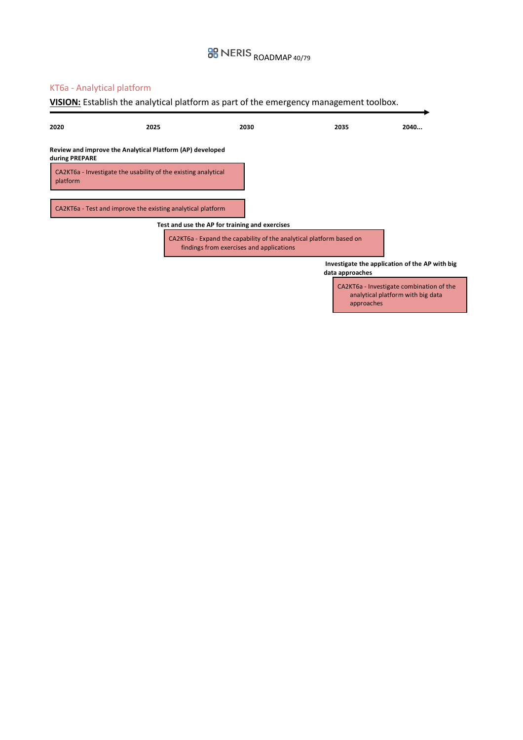## KT6a - Analytical platform

**VISION:** Establish the analytical platform as part of the emergency management toolbox.

**2020** **2025** **2030** **2035** **2040...**

**Review and improve the Analytical Platform (AP) developed during PREPARE**

CA2KT6a - Investigate the usability of the existing analytical platform

CA2KT6a - Test and improve the existing analytical platform

**Test and use the AP for training and exercises**

CA2KT6a - Expand the capability of the analytical platform based on findings from exercises and applications

**Investigate the application of the AP with big data approaches**

CA2KT6a - Investigate combination of the analytical platform with big data approaches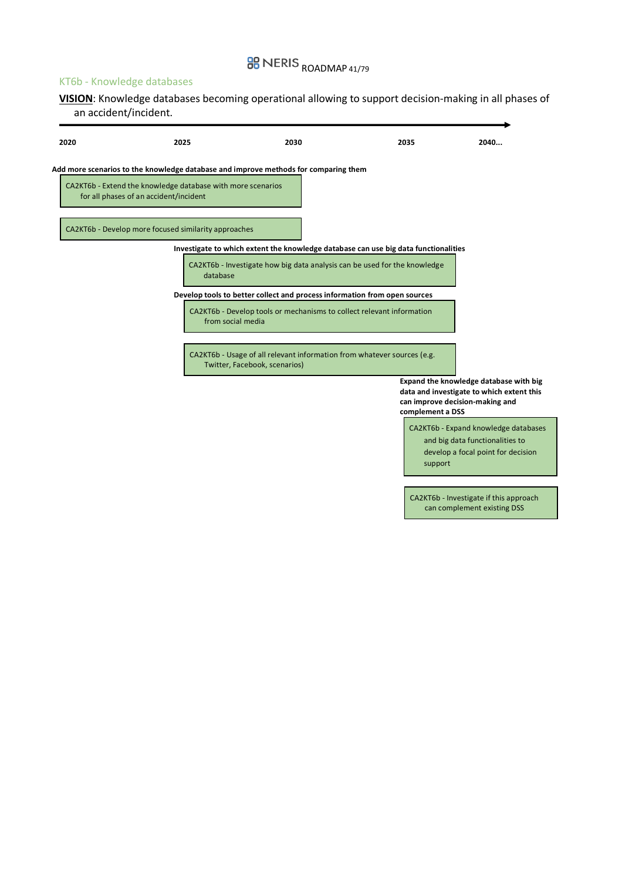## KT6b - Knowledge databases

**VISION**: Knowledge databases becoming operational allowing to support decision-making in all phases of an accident/incident.

2020 2025 2030 2035 2040...

**Add more scenarios to the knowledge database and improve methods for comparing them**

CA2KT6b - Extend the knowledge database with more scenarios for all phases of an accident/incident

CA2KT6b - Develop more focused similarity approaches

**Investigate to which extent the knowledge database can use big data functionalities**

CA2KT6b - Investigate how big data analysis can be used for the knowledge database

**Develop tools to better collect and process information from open sources**

CA2KT6b - Develop tools or mechanisms to collect relevant information from social media

CA2KT6b - Usage of all relevant information from whatever sources (e.g. Twitter, Facebook, scenarios)

**Expand the knowledge database with big data and investigate to which extent this can improve decision-making and complement a DSS**

CA2KT6b - Expand knowledge databases and big data functionalities to develop a focal point for decision support

CA2KT6b - Investigate if this approach can complement existing DSS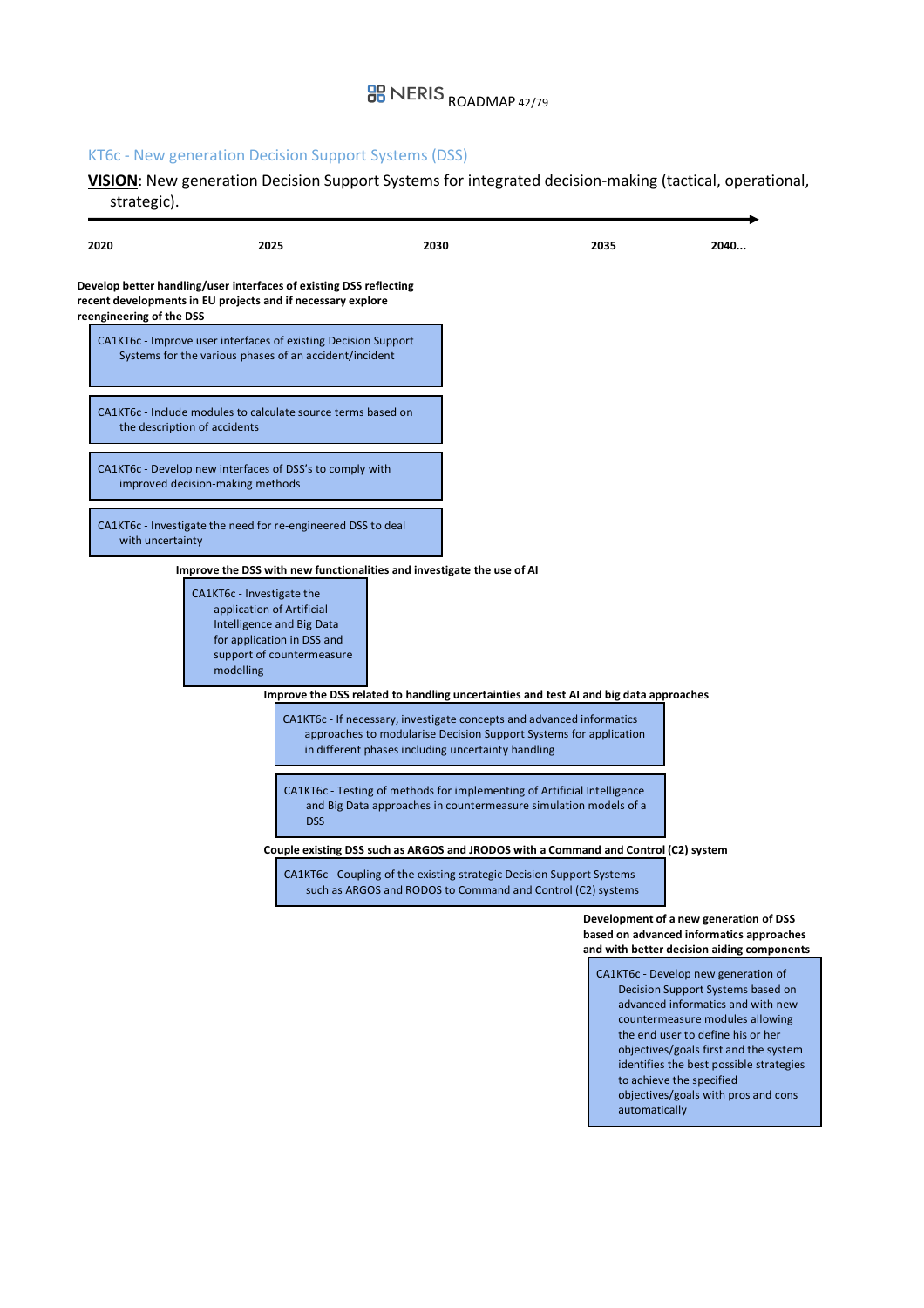### KT6c - New generation Decision Support Systems (DSS)

**VISION**: New generation Decision Support Systems for integrated decision-making (tactical, operational, strategic).

2020 2025 2030 2035 2040...

**Develop better handling/user interfaces of existing DSS reflecting recent developments in EU projects and if necessary explore reengineering of the DSS**

- CA1KT6c - Improve user interfaces of existing Decision Support Systems for the various phases of an accident/incident
- CA1KT6c - Include modules to calculate source terms based on the description of accidents
- CA1KT6c - Develop new interfaces of DSS's to comply with improved decision-making methods
- CA1KT6c - Investigate the need for re-engineered DSS to deal with uncertainty

**Improve the DSS with new functionalities and investigate the use of AI**

- CA1KT6c - Investigate the application of Artificial Intelligence and Big Data for application in DSS and support of countermeasure modelling

**Improve the DSS related to handling uncertainties and test AI and big data approaches**

- CA1KT6c - If necessary, investigate concepts and advanced informatics approaches to modularise Decision Support Systems for application in different phases including uncertainty handling
- CA1KT6c - Testing of methods for implementing of Artificial Intelligence and Big Data approaches in countermeasure simulation models of a DSS

**Couple existing DSS such as ARGOS and JRODOS with a Command and Control (C2) system**

- CA1KT6c - Coupling of the existing strategic Decision Support Systems such as ARGOS and RODOS to Command and Control (C2) systems

**Development of a new generation of DSS based on advanced informatics approaches and with better decision aiding components**

- CA1KT6c - Develop new generation of Decision Support Systems based on advanced informatics and with new countermeasure modules allowing the end user to define his or her objectives/goals first and the system identifies the best possible strategies to achieve the specified objectives/goals with pros and cons automatically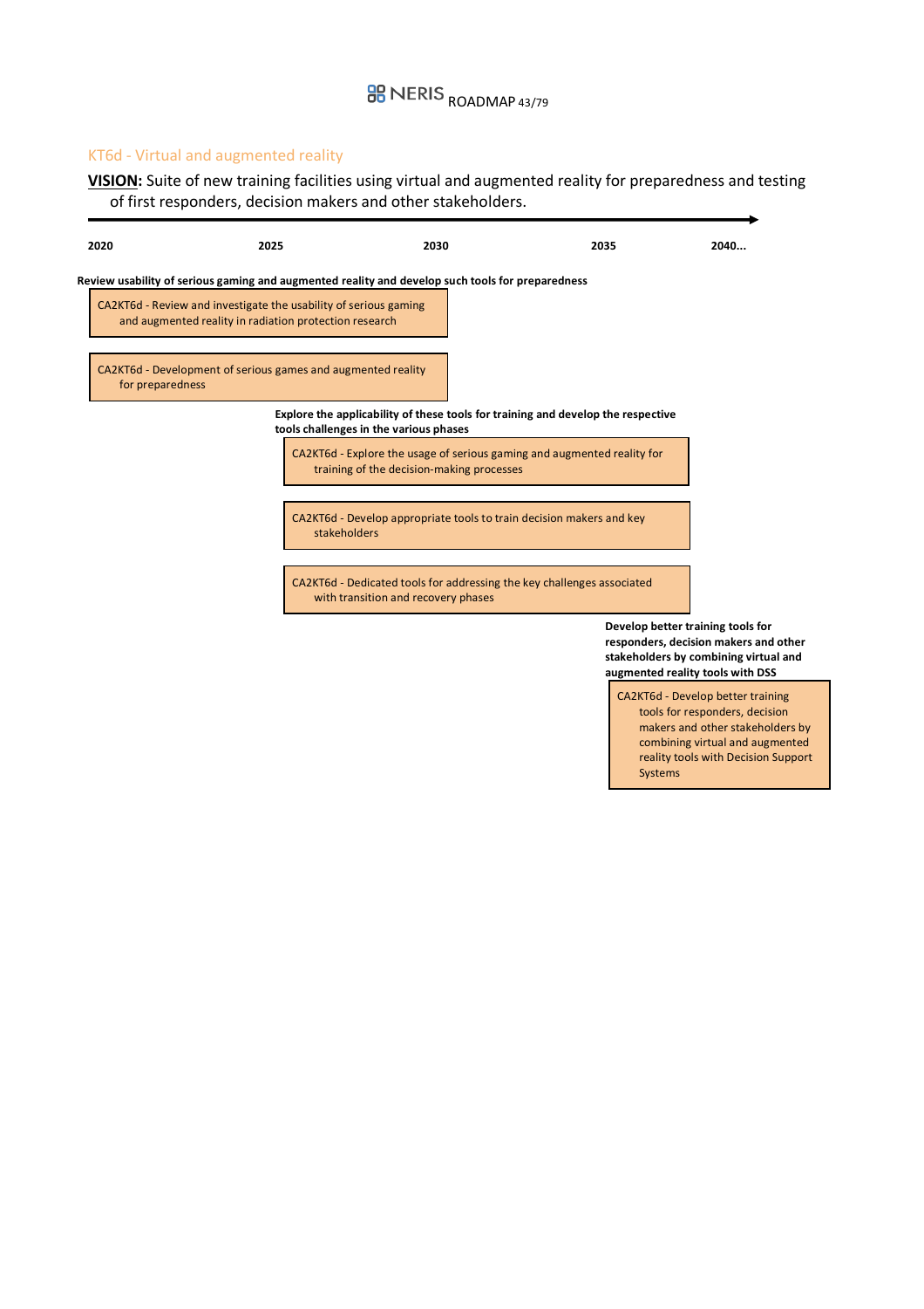## KT6d - Virtual and augmented reality

**VISION:** Suite of new training facilities using virtual and augmented reality for preparedness and testing of first responders, decision makers and other stakeholders.

2020

2025

2030

2035

2040...

**Review usability of serious gaming and augmented reality and develop such tools for preparedness**

CA2KT6d - Review and investigate the usability of serious gaming and augmented reality in radiation protection research

CA2KT6d - Development of serious games and augmented reality for preparedness

**Explore the applicability of these tools for training and develop the respective tools challenges in the various phases**

CA2KT6d - Explore the usage of serious gaming and augmented reality for training of the decision-making processes

CA2KT6d - Develop appropriate tools to train decision makers and key stakeholders

CA2KT6d - Dedicated tools for addressing the key challenges associated with transition and recovery phases

**Develop better training tools for responders, decision makers and other stakeholders by combining virtual and augmented reality tools with DSS**

CA2KT6d - Develop better training tools for responders, decision makers and other stakeholders by combining virtual and augmented reality tools with Decision Support Systems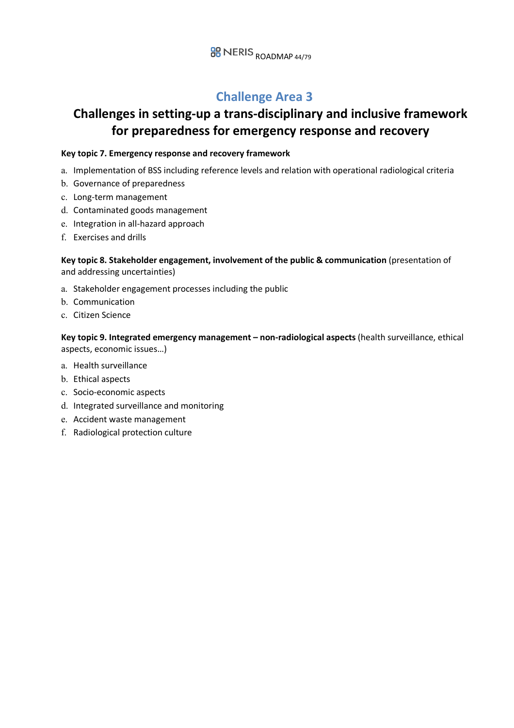# Challenge Area 3

## Challenges in setting-up a trans-disciplinary and inclusive framework for preparedness for emergency response and recovery

**Key topic 7. Emergency response and recovery framework**

a. Implementation of BSS including reference levels and relation with operational radiological criteria
b. Governance of preparedness
c. Long-term management
d. Contaminated goods management
e. Integration in all-hazard approach
f. Exercises and drills

**Key topic 8. Stakeholder engagement, involvement of the public & communication** (presentation of and addressing uncertainties)

a. Stakeholder engagement processes including the public
b. Communication
c. Citizen Science

**Key topic 9. Integrated emergency management – non-radiological aspects** (health surveillance, ethical aspects, economic issues…)

a. Health surveillance
b. Ethical aspects
c. Socio-economic aspects
d. Integrated surveillance and monitoring
e. Accident waste management
f. Radiological protection culture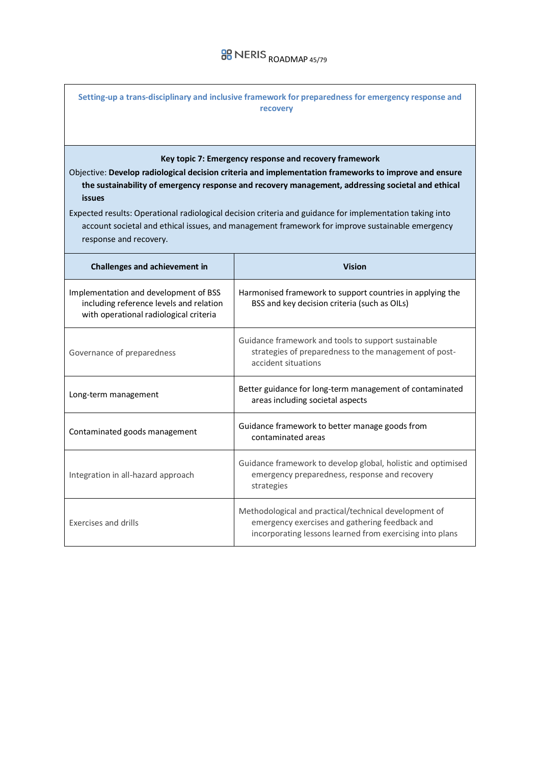**Setting-up a trans-disciplinary and inclusive framework for preparedness for emergency response and recovery**

**Key topic 7: Emergency response and recovery framework**

Objective: **Develop radiological decision criteria and implementation frameworks to improve and ensure the sustainability of emergency response and recovery management, addressing societal and ethical issues**

Expected results: Operational radiological decision criteria and guidance for implementation taking into account societal and ethical issues, and management framework for improve sustainable emergency response and recovery.

| Challenges and achievement in | Vision |
|---|---|
| Implementation and development of BSS including reference levels and relation with operational radiological criteria | Harmonised framework to support countries in applying the BSS and key decision criteria (such as OILs) |
| Governance of preparedness | Guidance framework and tools to support sustainable strategies of preparedness to the management of post-accident situations |
| Long-term management | Better guidance for long-term management of contaminated areas including societal aspects |
| Contaminated goods management | Guidance framework to better manage goods from contaminated areas |
| Integration in all-hazard approach | Guidance framework to develop global, holistic and optimised emergency preparedness, response and recovery strategies |
| Exercises and drills | Methodological and practical/technical development of emergency exercises and gathering feedback and incorporating lessons learned from exercising into plans |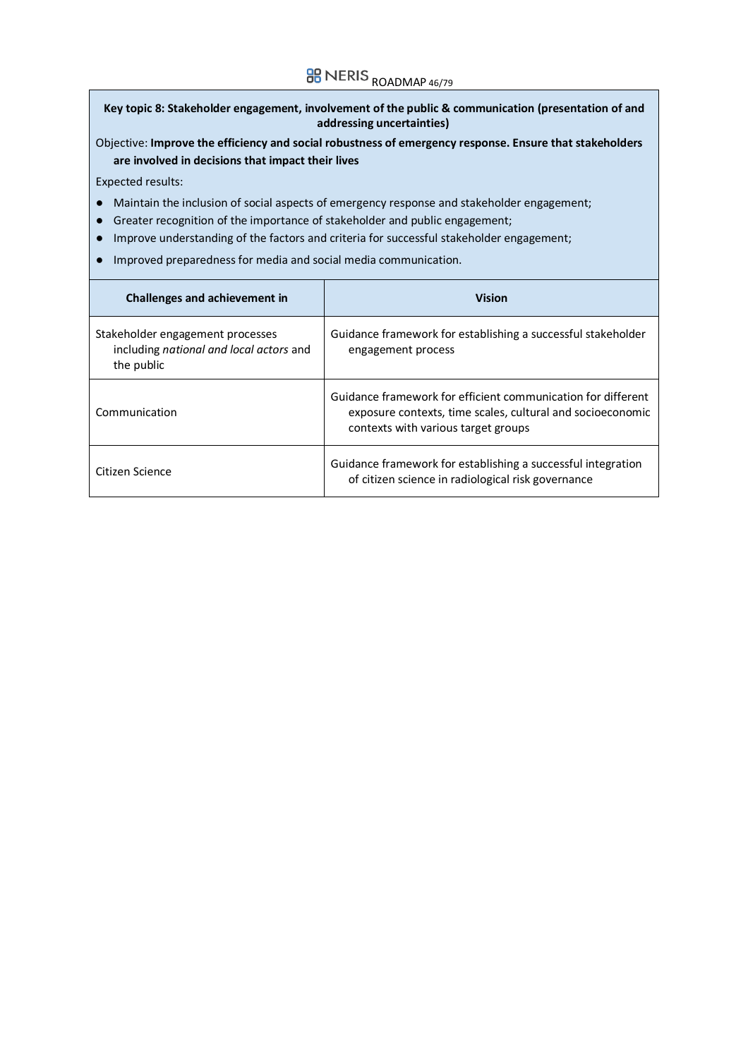**Key topic 8: Stakeholder engagement, involvement of the public & communication (presentation of and addressing uncertainties)**

Objective: **Improve the efficiency and social robustness of emergency response. Ensure that stakeholders are involved in decisions that impact their lives**

Expected results:

- Maintain the inclusion of social aspects of emergency response and stakeholder engagement;
- Greater recognition of the importance of stakeholder and public engagement;
- Improve understanding of the factors and criteria for successful stakeholder engagement;
- Improved preparedness for media and social media communication.

| Challenges and achievement in | Vision |
|---|---|
| Stakeholder engagement processes including *national and local actors* and the public | Guidance framework for establishing a successful stakeholder engagement process |
| Communication | Guidance framework for efficient communication for different exposure contexts, time scales, cultural and socioeconomic contexts with various target groups |
| Citizen Science | Guidance framework for establishing a successful integration of citizen science in radiological risk governance |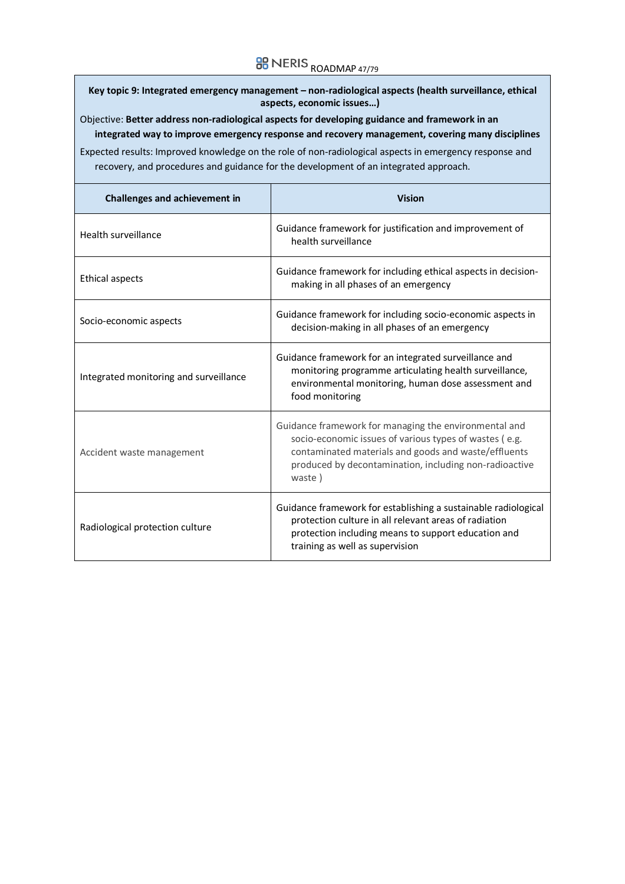**Key topic 9: Integrated emergency management – non-radiological aspects (health surveillance, ethical aspects, economic issues…)**

Objective: **Better address non-radiological aspects for developing guidance and framework in an integrated way to improve emergency response and recovery management, covering many disciplines**

Expected results: Improved knowledge on the role of non-radiological aspects in emergency response and recovery, and procedures and guidance for the development of an integrated approach.

| Challenges and achievement in | Vision |
|---|---|
| Health surveillance | Guidance framework for justification and improvement of health surveillance |
| Ethical aspects | Guidance framework for including ethical aspects in decision-making in all phases of an emergency |
| Socio-economic aspects | Guidance framework for including socio-economic aspects in decision-making in all phases of an emergency |
| Integrated monitoring and surveillance | Guidance framework for an integrated surveillance and monitoring programme articulating health surveillance, environmental monitoring, human dose assessment and food monitoring |
| Accident waste management | Guidance framework for managing the environmental and socio-economic issues of various types of wastes ( e.g. contaminated materials and goods and waste/effluents produced by decontamination, including non-radioactive waste ) |
| Radiological protection culture | Guidance framework for establishing a sustainable radiological protection culture in all relevant areas of radiation protection including means to support education and training as well as supervision |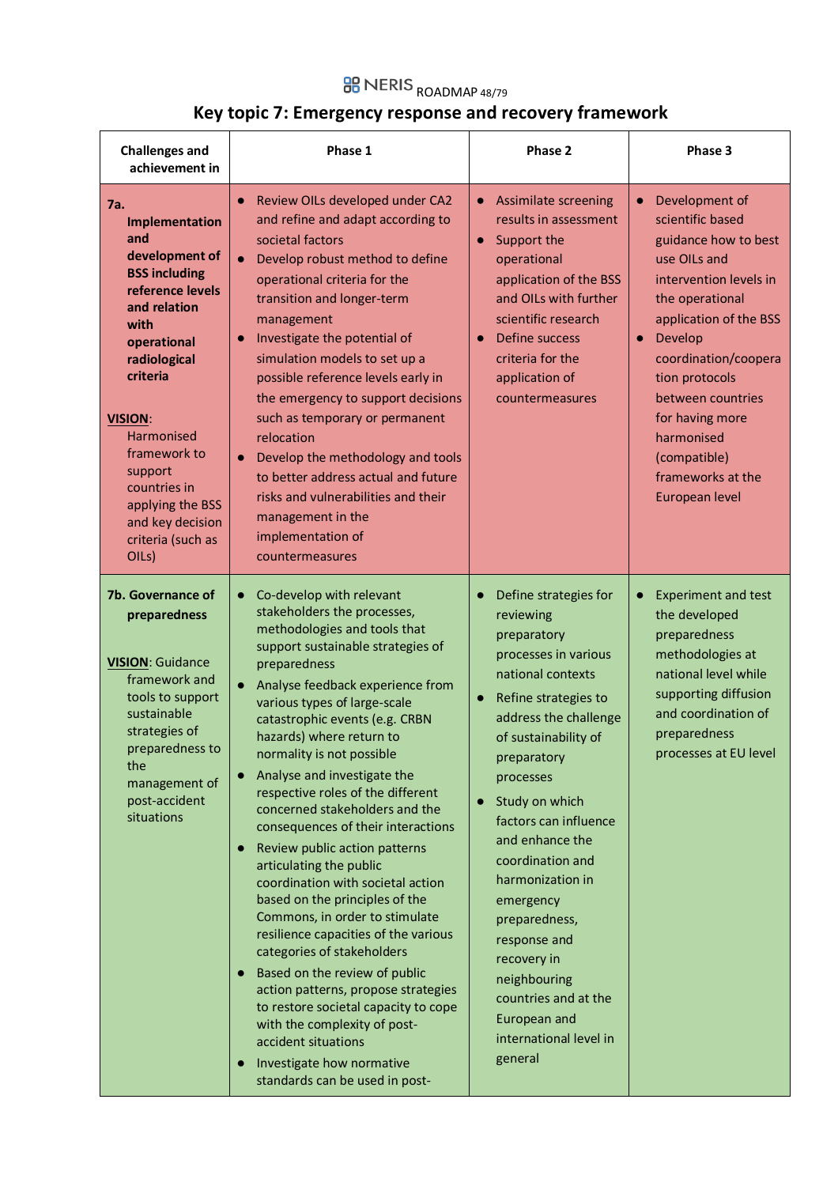## Key topic 7: Emergency response and recovery framework

| Challenges and achievement in | Phase 1 | Phase 2 | Phase 3 |
|---|---|---|---|
| **7a. Implementation and development of BSS including reference levels and relation with operational radiological criteria**<br><br>**VISION**: Harmonised framework to support countries in applying the BSS and key decision criteria (such as OILs) | • Review OILs developed under CA2 and refine and adapt according to societal factors<br>• Develop robust method to define operational criteria for the transition and longer-term management<br>• Investigate the potential of simulation models to set up a possible reference levels early in the emergency to support decisions such as temporary or permanent relocation<br>• Develop the methodology and tools to better address actual and future risks and vulnerabilities and their management in the implementation of countermeasures | • Assimilate screening results in assessment<br>• Support the operational application of the BSS and OILs with further scientific research<br>• Define success criteria for the application of countermeasures | • Development of scientific based guidance how to best use OILs and intervention levels in the operational application of the BSS<br>• Develop coordination/cooperation protocols between countries for having more harmonised (compatible) frameworks at the European level |
| **7b. Governance of preparedness**<br><br>**VISION**: Guidance framework and tools to support sustainable strategies of preparedness to the management of post-accident situations | • Co-develop with relevant stakeholders the processes, methodologies and tools that support sustainable strategies of preparedness<br>• Analyse feedback experience from various types of large-scale catastrophic events (e.g. CRBN hazards) where return to normality is not possible<br>• Analyse and investigate the respective roles of the different concerned stakeholders and the consequences of their interactions<br>• Review public action patterns articulating the public coordination with societal action based on the principles of the Commons, in order to stimulate resilience capacities of the various categories of stakeholders<br>• Based on the review of public action patterns, propose strategies to restore societal capacity to cope with the complexity of post-accident situations<br>• Investigate how normative standards can be used in post- | • Define strategies for reviewing preparatory processes in various national contexts<br>• Refine strategies to address the challenge of sustainability of preparatory processes<br>• Study on which factors can influence and enhance the coordination and harmonization in emergency preparedness, response and recovery in neighbouring countries and at the European and international level in general | • Experiment and test the developed preparedness methodologies at national level while supporting diffusion and coordination of preparedness processes at EU level |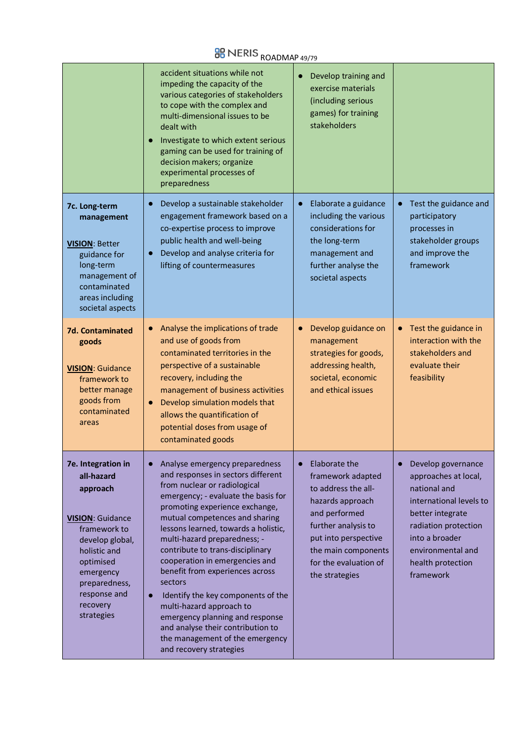| | | | |
|---|---|---|---|
| | accident situations while not impeding the capacity of the various categories of stakeholders to cope with the complex and multi-dimensional issues to be dealt with<br>• Investigate to which extent serious gaming can be used for training of decision makers; organize experimental processes of preparedness | • Develop training and exercise materials (including serious games) for training stakeholders | |
| **7c. Long-term management**<br><br>**VISION**: Better guidance for long-term management of contaminated areas including societal aspects | • Develop a sustainable stakeholder engagement framework based on a co-expertise process to improve public health and well-being<br>• Develop and analyse criteria for lifting of countermeasures | • Elaborate a guidance including the various considerations for the long-term management and further analyse the societal aspects | • Test the guidance and participatory processes in stakeholder groups and improve the framework |
| **7d. Contaminated goods**<br><br>**VISION**: Guidance framework to better manage goods from contaminated areas | • Analyse the implications of trade and use of goods from contaminated territories in the perspective of a sustainable recovery, including the management of business activities<br>• Develop simulation models that allows the quantification of potential doses from usage of contaminated goods | • Develop guidance on management strategies for goods, addressing health, societal, economic and ethical issues | • Test the guidance in interaction with the stakeholders and evaluate their feasibility |
| **7e. Integration in all-hazard approach**<br><br>**VISION**: Guidance framework to develop global, holistic and optimised emergency preparedness, response and recovery strategies | • Analyse emergency preparedness and responses in sectors different from nuclear or radiological emergency; - evaluate the basis for promoting experience exchange, mutual competences and sharing lessons learned, towards a holistic, multi-hazard preparedness; - contribute to trans-disciplinary cooperation in emergencies and benefit from experiences across sectors<br>• Identify the key components of the multi-hazard approach to emergency planning and response and analyse their contribution to the management of the emergency and recovery strategies | • Elaborate the framework adapted to address the all-hazards approach and performed further analysis to put into perspective the main components for the evaluation of the strategies | • Develop governance approaches at local, national and international levels to better integrate radiation protection into a broader environmental and health protection framework |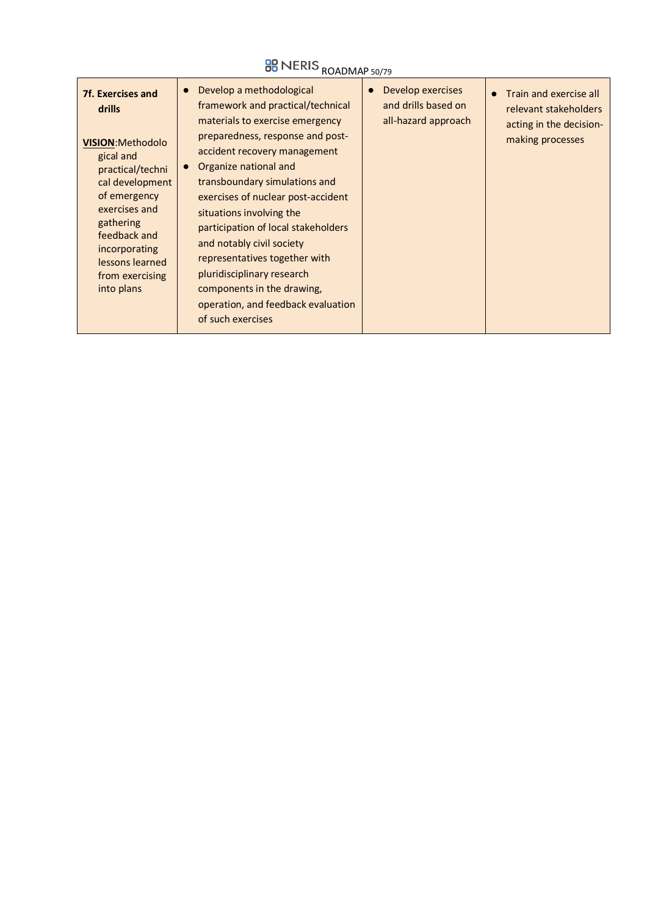| | | | |
|---|---|---|---|
| **7f. Exercises and drills**<br><br>**VISION**:Methodological and practical/technical development of emergency exercises and gathering feedback and incorporating lessons learned from exercising into plans | • Develop a methodological framework and practical/technical materials to exercise emergency preparedness, response and post-accident recovery management<br>• Organize national and transboundary simulations and exercises of nuclear post-accident situations involving the participation of local stakeholders and notably civil society representatives together with pluridisciplinary research components in the drawing, operation, and feedback evaluation of such exercises | • Develop exercises and drills based on all-hazard approach | • Train and exercise all relevant stakeholders acting in the decision-making processes |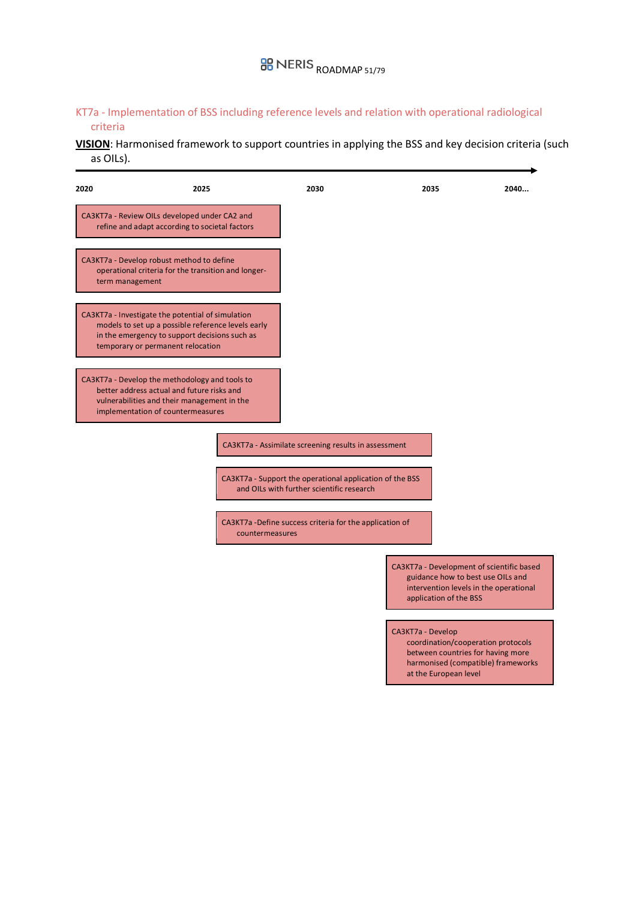## KT7a - Implementation of BSS including reference levels and relation with operational radiological criteria

**VISION**: Harmonised framework to support countries in applying the BSS and key decision criteria (such as OILs).

2020
2025
2030
2035
2040...

CA3KT7a - Review OILs developed under CA2 and refine and adapt according to societal factors

CA3KT7a - Develop robust method to define operational criteria for the transition and longer-term management

CA3KT7a - Investigate the potential of simulation models to set up a possible reference levels early in the emergency to support decisions such as temporary or permanent relocation

CA3KT7a - Develop the methodology and tools to better address actual and future risks and vulnerabilities and their management in the implementation of countermeasures

CA3KT7a - Assimilate screening results in assessment

CA3KT7a - Support the operational application of the BSS and OILs with further scientific research

CA3KT7a -Define success criteria for the application of countermeasures

CA3KT7a - Development of scientific based guidance how to best use OILs and intervention levels in the operational application of the BSS

CA3KT7a - Develop coordination/cooperation protocols between countries for having more harmonised (compatible) frameworks at the European level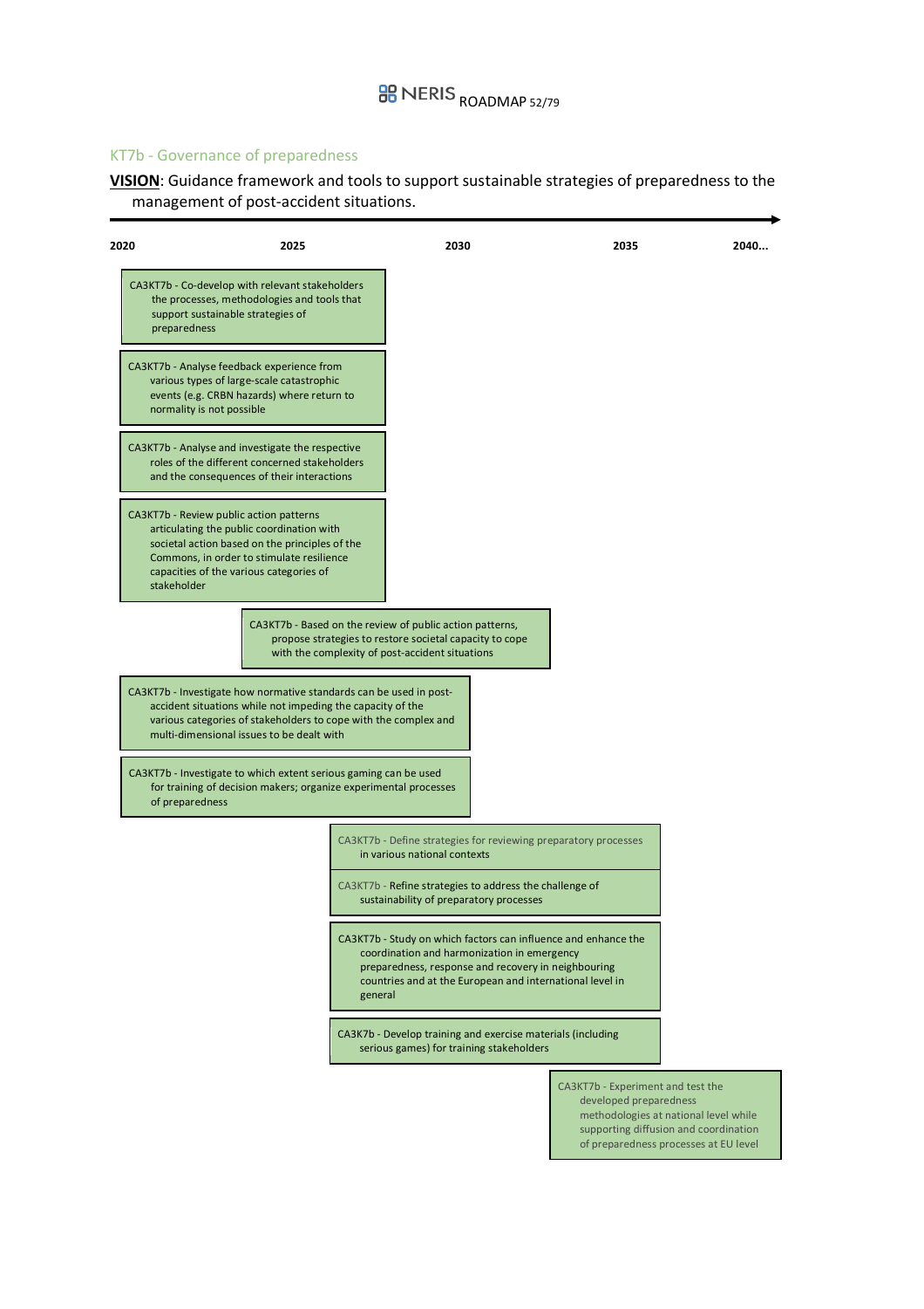## KT7b - Governance of preparedness

**VISION**: Guidance framework and tools to support sustainable strategies of preparedness to the management of post-accident situations.

2020 | 2025 | 2030 | 2035 | 2040…

CA3KT7b - Co-develop with relevant stakeholders the processes, methodologies and tools that support sustainable strategies of preparedness

CA3KT7b - Analyse feedback experience from various types of large-scale catastrophic events (e.g. CRBN hazards) where return to normality is not possible

CA3KT7b - Analyse and investigate the respective roles of the different concerned stakeholders and the consequences of their interactions

CA3KT7b - Review public action patterns articulating the public coordination with societal action based on the principles of the Commons, in order to stimulate resilience capacities of the various categories of stakeholder

CA3KT7b - Based on the review of public action patterns, propose strategies to restore societal capacity to cope with the complexity of post-accident situations

CA3KT7b - Investigate how normative standards can be used in post-accident situations while not impeding the capacity of the various categories of stakeholders to cope with the complex and multi-dimensional issues to be dealt with

CA3KT7b - Investigate to which extent serious gaming can be used for training of decision makers; organize experimental processes of preparedness

CA3KT7b - Define strategies for reviewing preparatory processes in various national contexts

CA3KT7b - Refine strategies to address the challenge of sustainability of preparatory processes

CA3KT7b - Study on which factors can influence and enhance the coordination and harmonization in emergency preparedness, response and recovery in neighbouring countries and at the European and international level in general

CA3K7b - Develop training and exercise materials (including serious games) for training stakeholders

CA3KT7b - Experiment and test the developed preparedness methodologies at national level while supporting diffusion and coordination of preparedness processes at EU level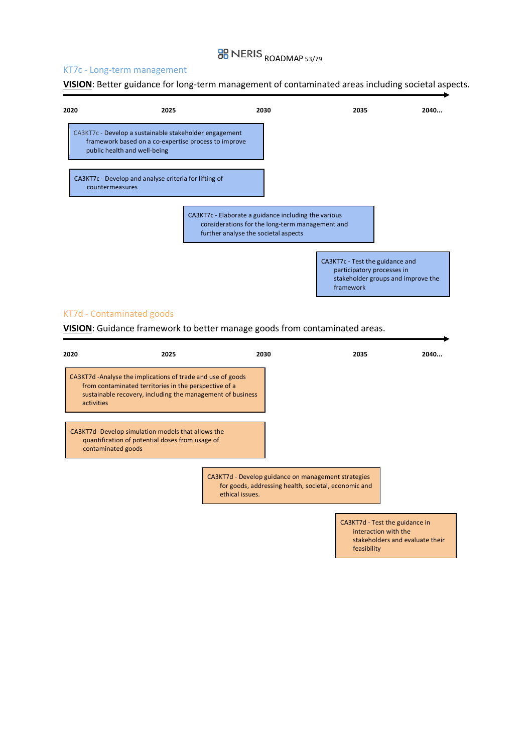## KT7c - Long-term management

**VISION**: Better guidance for long-term management of contaminated areas including societal aspects.

2020
2025
2030
2035
2040...

CA3KT7c - Develop a sustainable stakeholder engagement framework based on a co-expertise process to improve public health and well-being

CA3KT7c - Develop and analyse criteria for lifting of countermeasures

CA3KT7c - Elaborate a guidance including the various considerations for the long-term management and further analyse the societal aspects

CA3KT7c - Test the guidance and participatory processes in stakeholder groups and improve the framework

## KT7d - Contaminated goods

**VISION**: Guidance framework to better manage goods from contaminated areas.

2020
2025
2030
2035
2040...

CA3KT7d -Analyse the implications of trade and use of goods from contaminated territories in the perspective of a sustainable recovery, including the management of business activities

CA3KT7d -Develop simulation models that allows the quantification of potential doses from usage of contaminated goods

CA3KT7d - Develop guidance on management strategies for goods, addressing health, societal, economic and ethical issues.

CA3KT7d - Test the guidance in interaction with the stakeholders and evaluate their feasibility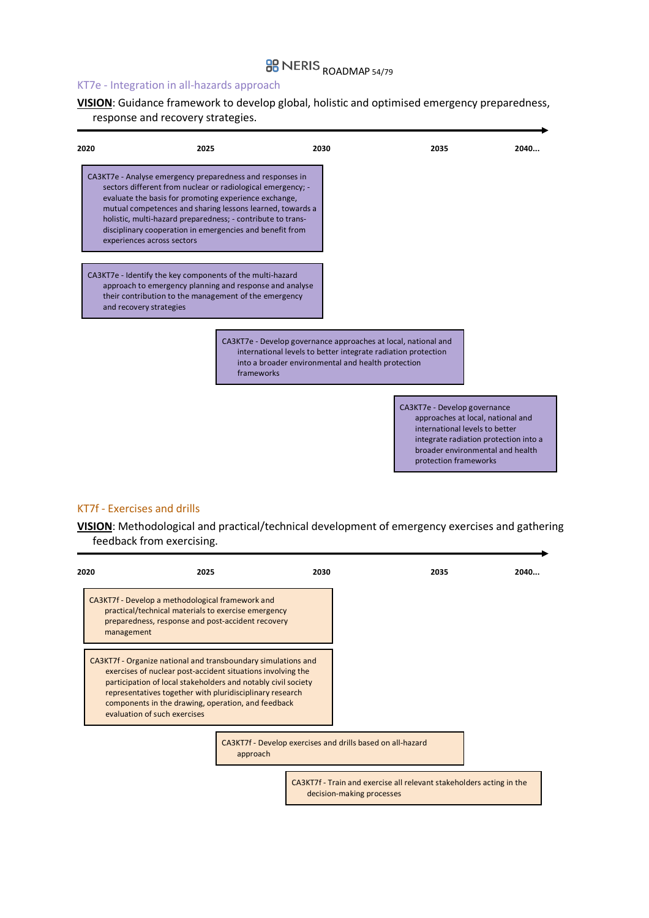### KT7e - Integration in all-hazards approach

**VISION**: Guidance framework to develop global, holistic and optimised emergency preparedness, response and recovery strategies.

2020 2025 2030 2035 2040...

CA3KT7e - Analyse emergency preparedness and responses in sectors different from nuclear or radiological emergency; - evaluate the basis for promoting experience exchange, mutual competences and sharing lessons learned, towards a holistic, multi-hazard preparedness; - contribute to trans-disciplinary cooperation in emergencies and benefit from experiences across sectors

CA3KT7e - Identify the key components of the multi-hazard approach to emergency planning and response and analyse their contribution to the management of the emergency and recovery strategies

CA3KT7e - Develop governance approaches at local, national and international levels to better integrate radiation protection into a broader environmental and health protection frameworks

CA3KT7e - Develop governance approaches at local, national and international levels to better integrate radiation protection into a broader environmental and health protection frameworks

### KT7f - Exercises and drills

**VISION**: Methodological and practical/technical development of emergency exercises and gathering feedback from exercising.

2020 2025 2030 2035 2040...

CA3KT7f - Develop a methodological framework and practical/technical materials to exercise emergency preparedness, response and post-accident recovery management

CA3KT7f - Organize national and transboundary simulations and exercises of nuclear post-accident situations involving the participation of local stakeholders and notably civil society representatives together with pluridisciplinary research components in the drawing, operation, and feedback evaluation of such exercises

CA3KT7f - Develop exercises and drills based on all-hazard approach

CA3KT7f - Train and exercise all relevant stakeholders acting in the decision-making processes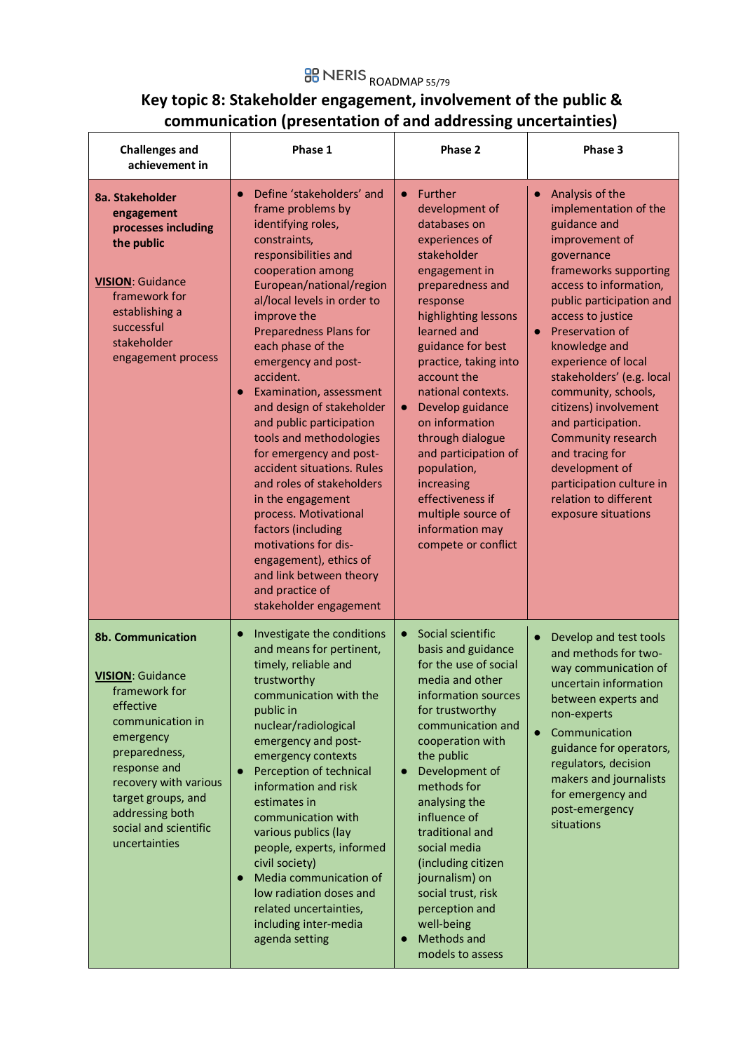# Key topic 8: Stakeholder engagement, involvement of the public & communication (presentation of and addressing uncertainties)

| Challenges and achievement in | Phase 1 | Phase 2 | Phase 3 |
|---|---|---|---|
| **8a. Stakeholder engagement processes including the public**<br><br>**VISION**: Guidance framework for establishing a successful stakeholder engagement process | • Define 'stakeholders' and frame problems by identifying roles, constraints, responsibilities and cooperation among European/national/regional/local levels in order to improve the Preparedness Plans for each phase of the emergency and post-accident.<br>• Examination, assessment and design of stakeholder and public participation tools and methodologies for emergency and post-accident situations. Rules and roles of stakeholders in the engagement process. Motivational factors (including motivations for dis-engagement), ethics of and link between theory and practice of stakeholder engagement | • Further development of databases on experiences of stakeholder engagement in preparedness and response highlighting lessons learned and guidance for best practice, taking into account the national contexts.<br>• Develop guidance on information through dialogue and participation of population, increasing effectiveness if multiple source of information may compete or conflict | • Analysis of the implementation of the guidance and improvement of governance frameworks supporting access to information, public participation and access to justice<br>• Preservation of knowledge and experience of local stakeholders' (e.g. local community, schools, citizens) involvement and participation. Community research and tracing for development of participation culture in relation to different exposure situations |
| **8b. Communication**<br><br>**VISION**: Guidance framework for effective communication in emergency preparedness, response and recovery with various target groups, and addressing both social and scientific uncertainties | • Investigate the conditions and means for pertinent, timely, reliable and trustworthy communication with the public in nuclear/radiological emergency and post-emergency contexts<br>• Perception of technical information and risk estimates in communication with various publics (lay people, experts, informed civil society)<br>• Media communication of low radiation doses and related uncertainties, including inter-media agenda setting | • Social scientific basis and guidance for the use of social media and other information sources for trustworthy communication and cooperation with the public<br>• Development of methods for analysing the influence of traditional and social media (including citizen journalism) on social trust, risk perception and well-being<br>• Methods and models to assess | • Develop and test tools and methods for two-way communication of uncertain information between experts and non-experts<br>• Communication guidance for operators, regulators, decision makers and journalists for emergency and post-emergency situations |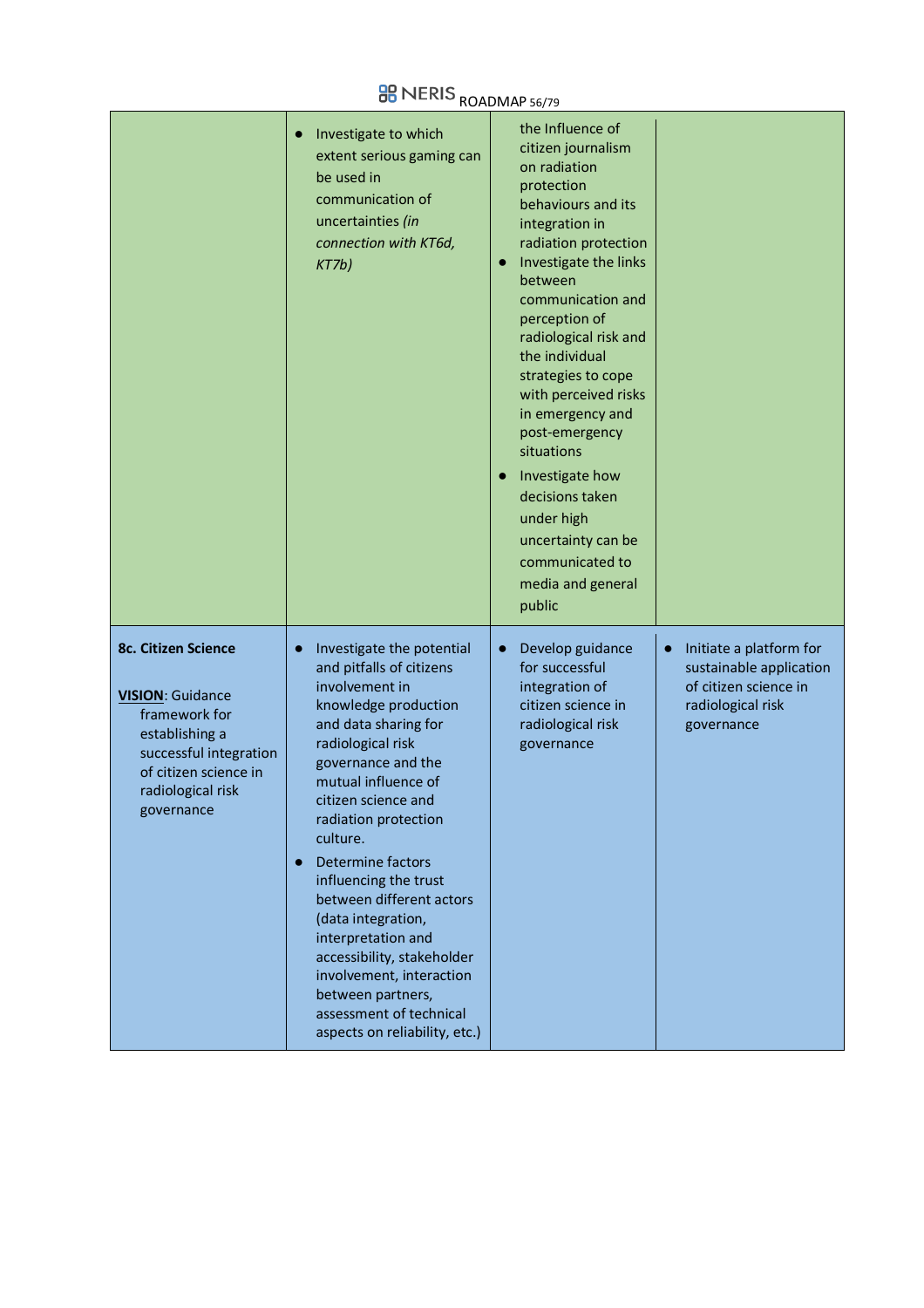| | | | |
|---|---|---|---|
| | • Investigate to which extent serious gaming can be used in communication of uncertainties *(in connection with KT6d, KT7b)* | the Influence of citizen journalism on radiation protection behaviours and its integration in radiation protection<br>• Investigate the links between communication and perception of radiological risk and the individual strategies to cope with perceived risks in emergency and post-emergency situations<br>• Investigate how decisions taken under high uncertainty can be communicated to media and general public | |
| **8c. Citizen Science**<br><br>**VISION**: Guidance framework for establishing a successful integration of citizen science in radiological risk governance | • Investigate the potential and pitfalls of citizens involvement in knowledge production and data sharing for radiological risk governance and the mutual influence of citizen science and radiation protection culture.<br>• Determine factors influencing the trust between different actors (data integration, interpretation and accessibility, stakeholder involvement, interaction between partners, assessment of technical aspects on reliability, etc.) | • Develop guidance for successful integration of citizen science in radiological risk governance | • Initiate a platform for sustainable application of citizen science in radiological risk governance |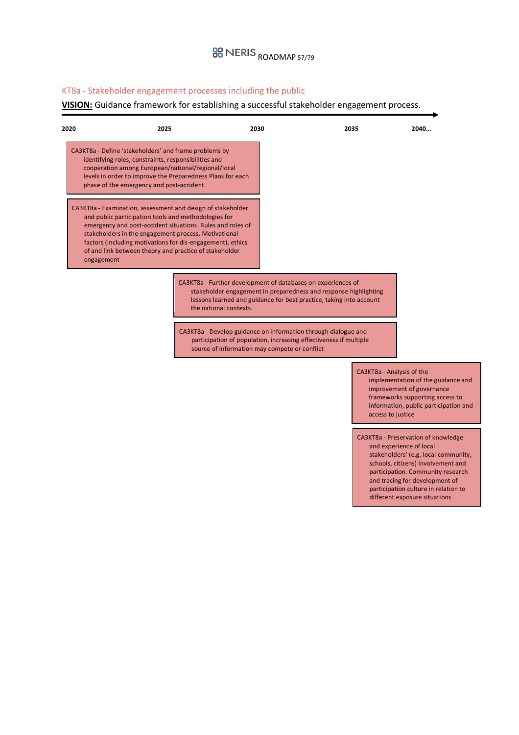## KT8a - Stakeholder engagement processes including the public

**VISION:** Guidance framework for establishing a successful stakeholder engagement process.

2020 | 2025 | 2030 | 2035 | 2040...

- CA3KT8a - Define 'stakeholders' and frame problems by identifying roles, constraints, responsibilities and cooperation among European/national/regional/local levels in order to improve the Preparedness Plans for each phase of the emergency and post-accident.

- CA3KT8a - Examination, assessment and design of stakeholder and public participation tools and methodologies for emergency and post-accident situations. Rules and roles of stakeholders in the engagement process. Motivational factors (including motivations for dis-engagement), ethics of and link between theory and practice of stakeholder engagement

- CA3KT8a - Further development of databases on experiences of stakeholder engagement in preparedness and response highlighting lessons learned and guidance for best practice, taking into account the national contexts.

- CA3KT8a - Develop guidance on information through dialogue and participation of population, increasing effectiveness if multiple source of information may compete or conflict

- CA3KT8a - Analysis of the implementation of the guidance and improvement of governance frameworks supporting access to information, public participation and access to justice

- CA3KT8a - Preservation of knowledge and experience of local stakeholders' (e.g. local community, schools, citizens) involvement and participation. Community research and tracing for development of participation culture in relation to different exposure situations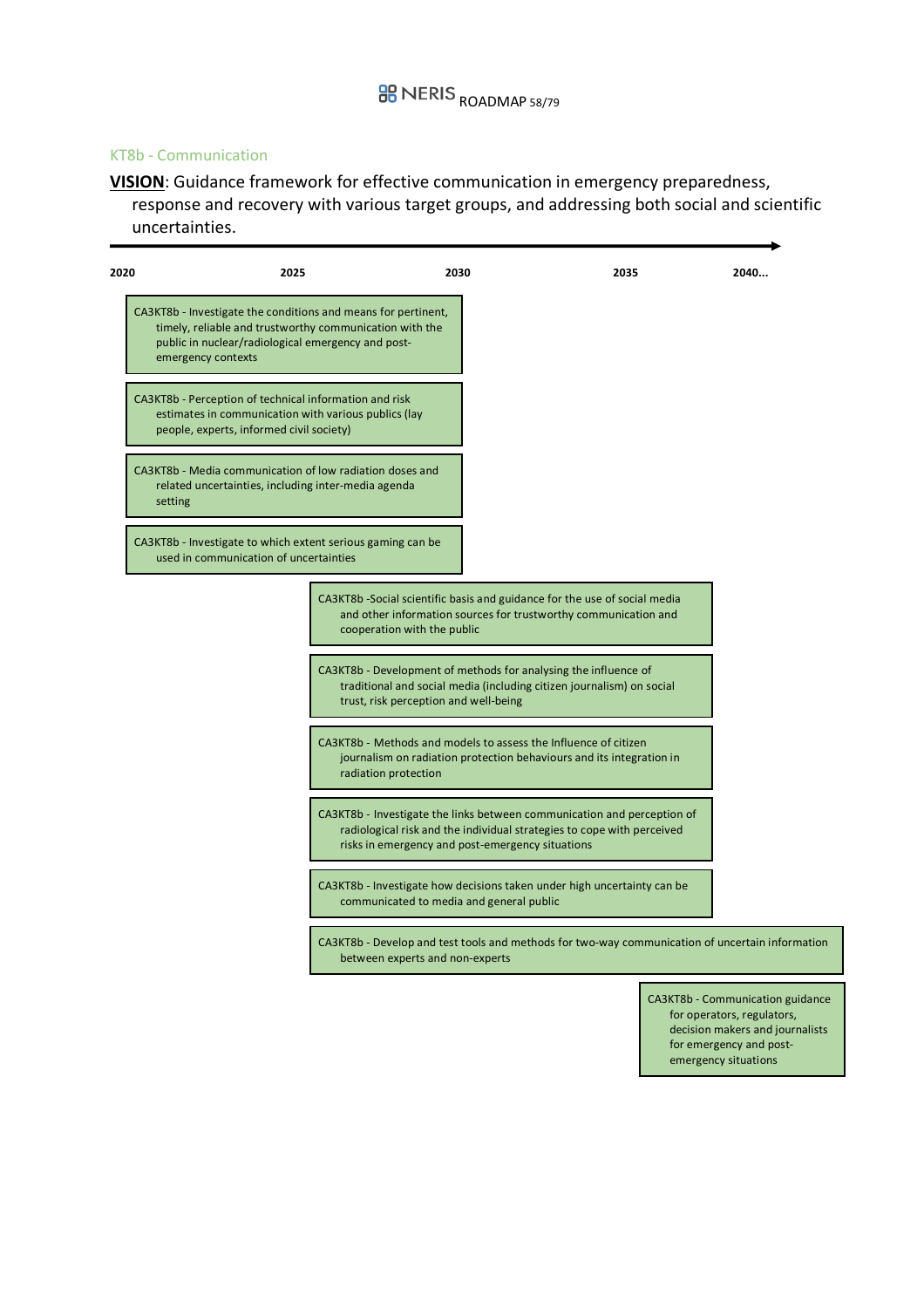## KT8b - Communication

**VISION**: Guidance framework for effective communication in emergency preparedness, response and recovery with various target groups, and addressing both social and scientific uncertainties.

2020 2025 2030 2035 2040...

CA3KT8b - Investigate the conditions and means for pertinent, timely, reliable and trustworthy communication with the public in nuclear/radiological emergency and post-emergency contexts

CA3KT8b - Perception of technical information and risk estimates in communication with various publics (lay people, experts, informed civil society)

CA3KT8b - Media communication of low radiation doses and related uncertainties, including inter-media agenda setting

CA3KT8b - Investigate to which extent serious gaming can be used in communication of uncertainties

CA3KT8b -Social scientific basis and guidance for the use of social media and other information sources for trustworthy communication and cooperation with the public

CA3KT8b - Development of methods for analysing the influence of traditional and social media (including citizen journalism) on social trust, risk perception and well-being

CA3KT8b - Methods and models to assess the Influence of citizen journalism on radiation protection behaviours and its integration in radiation protection

CA3KT8b - Investigate the links between communication and perception of radiological risk and the individual strategies to cope with perceived risks in emergency and post-emergency situations

CA3KT8b - Investigate how decisions taken under high uncertainty can be communicated to media and general public

CA3KT8b - Develop and test tools and methods for two-way communication of uncertain information between experts and non-experts

CA3KT8b - Communication guidance for operators, regulators, decision makers and journalists for emergency and post-emergency situations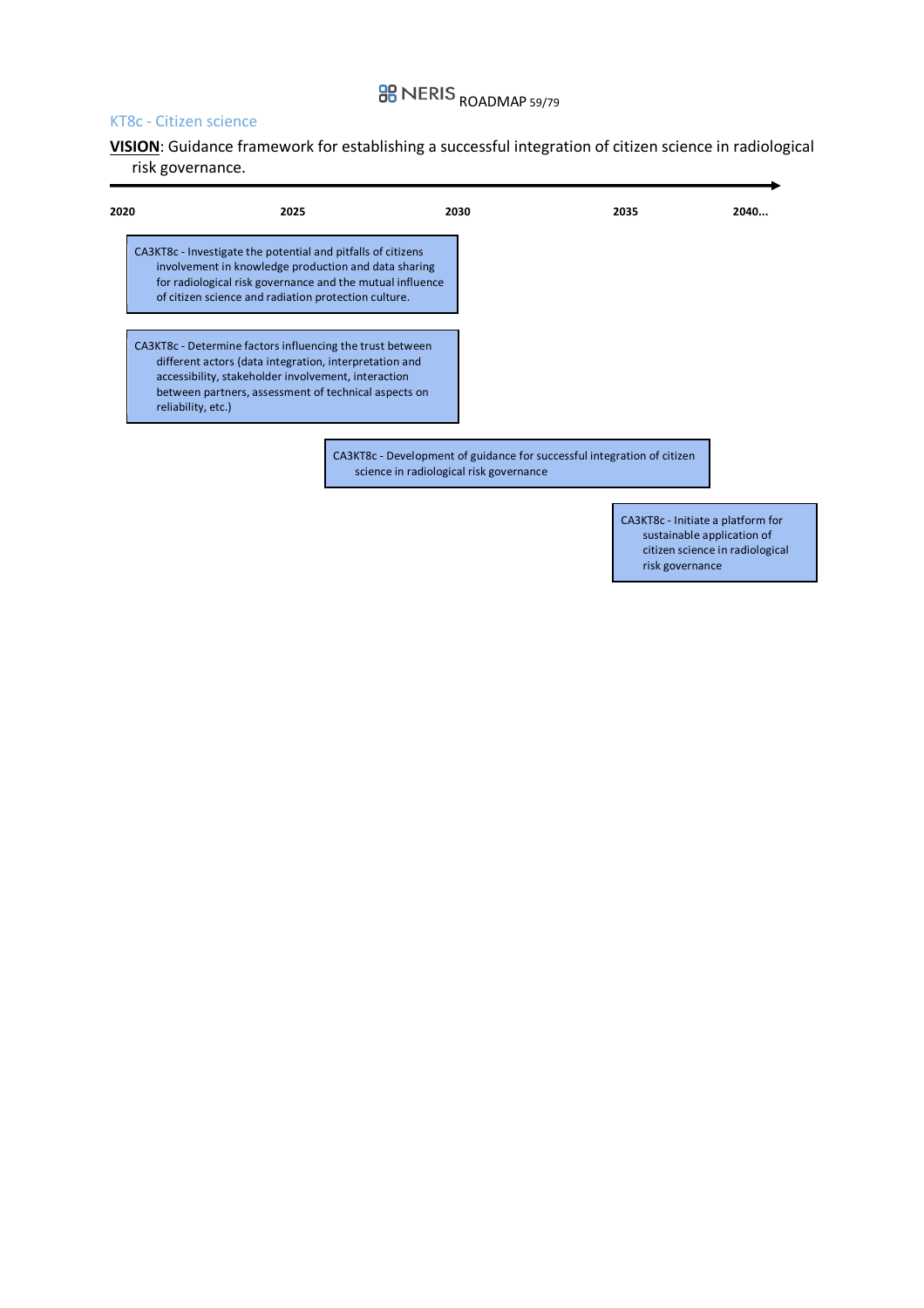### KT8c - Citizen science

**VISION**: Guidance framework for establishing a successful integration of citizen science in radiological risk governance.

2020 2025 2030 2035 2040...

CA3KT8c - Investigate the potential and pitfalls of citizens involvement in knowledge production and data sharing for radiological risk governance and the mutual influence of citizen science and radiation protection culture.

CA3KT8c - Determine factors influencing the trust between different actors (data integration, interpretation and accessibility, stakeholder involvement, interaction between partners, assessment of technical aspects on reliability, etc.)

CA3KT8c - Development of guidance for successful integration of citizen science in radiological risk governance

CA3KT8c - Initiate a platform for sustainable application of citizen science in radiological risk governance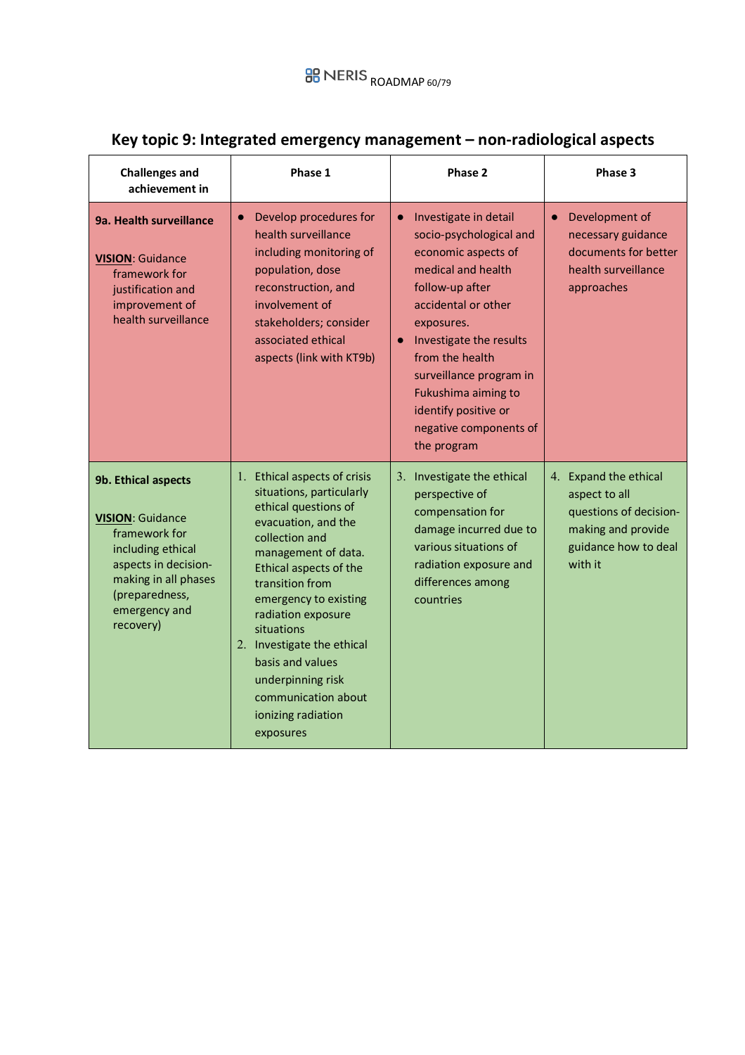## Key topic 9: Integrated emergency management – non-radiological aspects

| Challenges and achievement in | Phase 1 | Phase 2 | Phase 3 |
|---|---|---|---|
| **9a. Health surveillance**<br><br>**VISION**: Guidance framework for justification and improvement of health surveillance | • Develop procedures for health surveillance including monitoring of population, dose reconstruction, and involvement of stakeholders; consider associated ethical aspects (link with KT9b) | • Investigate in detail socio-psychological and economic aspects of medical and health follow-up after accidental or other exposures.<br>• Investigate the results from the health surveillance program in Fukushima aiming to identify positive or negative components of the program | • Development of necessary guidance documents for better health surveillance approaches |
| **9b. Ethical aspects**<br><br>**VISION**: Guidance framework for including ethical aspects in decision-making in all phases (preparedness, emergency and recovery) | 1. Ethical aspects of crisis situations, particularly ethical questions of evacuation, and the collection and management of data. Ethical aspects of the transition from emergency to existing radiation exposure situations<br>2. Investigate the ethical basis and values underpinning risk communication about ionizing radiation exposures | 3. Investigate the ethical perspective of compensation for damage incurred due to various situations of radiation exposure and differences among countries | 4. Expand the ethical aspect to all questions of decision-making and provide guidance how to deal with it |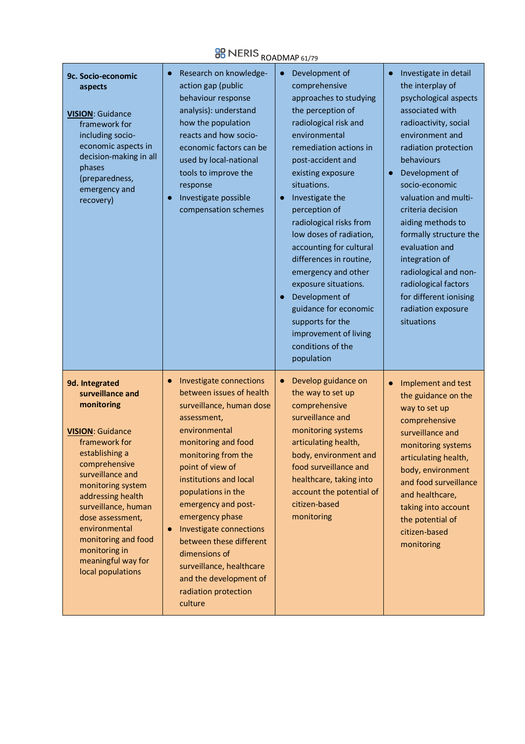| | | | |
|---|---|---|---|
| **9c. Socio-economic aspects**<br><br>**VISION**: Guidance framework for including socio-economic aspects in decision-making in all phases (preparedness, emergency and recovery) | • Research on knowledge-action gap (public behaviour response analysis): understand how the population reacts and how socio-economic factors can be used by local-national tools to improve the response<br>• Investigate possible compensation schemes | • Development of comprehensive approaches to studying the perception of radiological risk and environmental remediation actions in post-accident and existing exposure situations.<br>• Investigate the perception of radiological risks from low doses of radiation, accounting for cultural differences in routine, emergency and other exposure situations.<br>• Development of guidance for economic supports for the improvement of living conditions of the population | • Investigate in detail the interplay of psychological aspects associated with radioactivity, social environment and radiation protection behaviours<br>• Development of socio-economic valuation and multi-criteria decision aiding methods to formally structure the evaluation and integration of radiological and non-radiological factors for different ionising radiation exposure situations |
| **9d. Integrated surveillance and monitoring**<br><br>**VISION**: Guidance framework for establishing a comprehensive surveillance and monitoring system addressing health surveillance, human dose assessment, environmental monitoring and food monitoring in meaningful way for local populations | • Investigate connections between issues of health surveillance, human dose assessment, environmental monitoring and food monitoring from the point of view of institutions and local populations in the emergency and post-emergency phase<br>• Investigate connections between these different dimensions of surveillance, healthcare and the development of radiation protection culture | • Develop guidance on the way to set up comprehensive surveillance and monitoring systems articulating health, body, environment and food surveillance and healthcare, taking into account the potential of citizen-based monitoring | • Implement and test the guidance on the way to set up comprehensive surveillance and monitoring systems articulating health, body, environment and food surveillance and healthcare, taking into account the potential of citizen-based monitoring |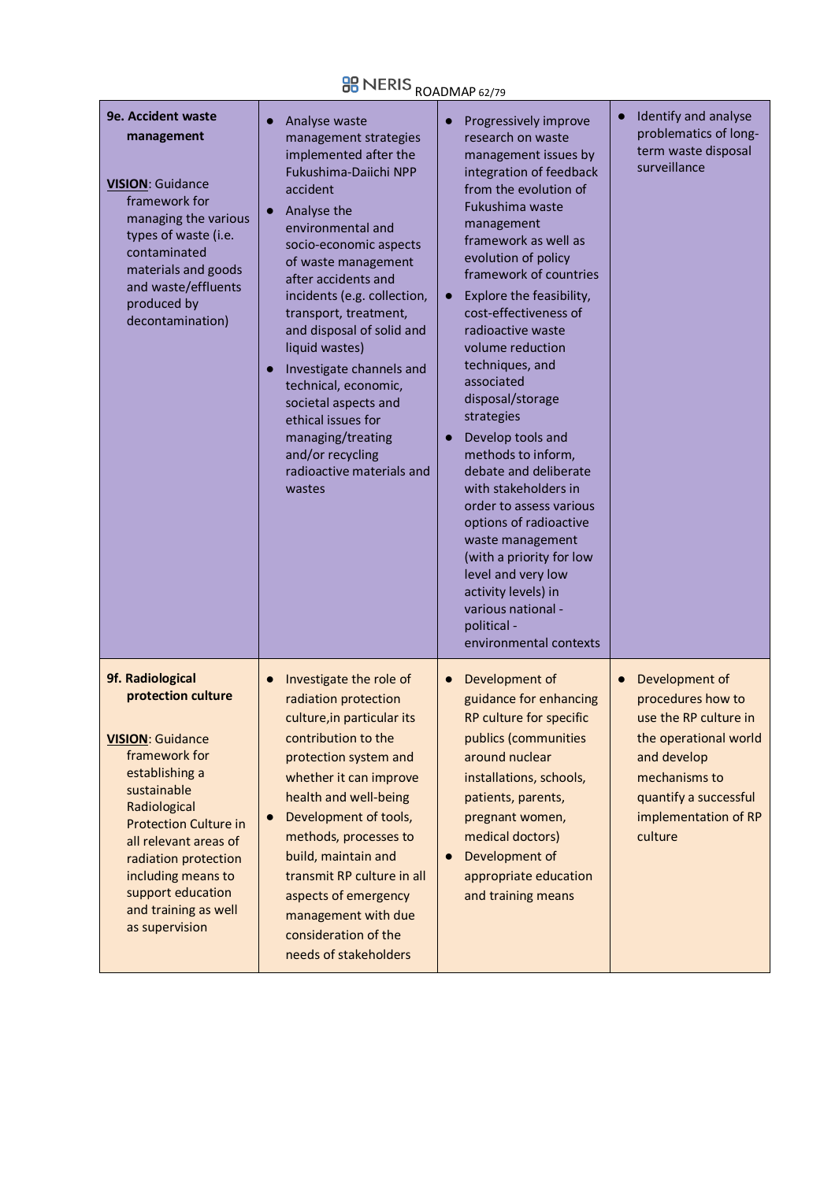| | | | |
|---|---|---|---|
| **9e. Accident waste management**<br><br>**VISION**: Guidance framework for managing the various types of waste (i.e. contaminated materials and goods and waste/effluents produced by decontamination) | • Analyse waste management strategies implemented after the Fukushima-Daiichi NPP accident<br>• Analyse the environmental and socio-economic aspects of waste management after accidents and incidents (e.g. collection, transport, treatment, and disposal of solid and liquid wastes)<br>• Investigate channels and technical, economic, societal aspects and ethical issues for managing/treating and/or recycling radioactive materials and wastes | • Progressively improve research on waste management issues by integration of feedback from the evolution of Fukushima waste management framework as well as evolution of policy framework of countries<br>• Explore the feasibility, cost-effectiveness of radioactive waste volume reduction techniques, and associated disposal/storage strategies<br>• Develop tools and methods to inform, debate and deliberate with stakeholders in order to assess various options of radioactive waste management (with a priority for low level and very low activity levels) in various national - political - environmental contexts | • Identify and analyse problematics of long-term waste disposal surveillance |
| **9f. Radiological protection culture**<br><br>**VISION**: Guidance framework for establishing a sustainable Radiological Protection Culture in all relevant areas of radiation protection including means to support education and training as well as supervision | • Investigate the role of radiation protection culture,in particular its contribution to the protection system and whether it can improve health and well-being<br>• Development of tools, methods, processes to build, maintain and transmit RP culture in all aspects of emergency management with due consideration of the needs of stakeholders | • Development of guidance for enhancing RP culture for specific publics (communities around nuclear installations, schools, patients, parents, pregnant women, medical doctors)<br>• Development of appropriate education and training means | • Development of procedures how to use the RP culture in the operational world and develop mechanisms to quantify a successful implementation of RP culture |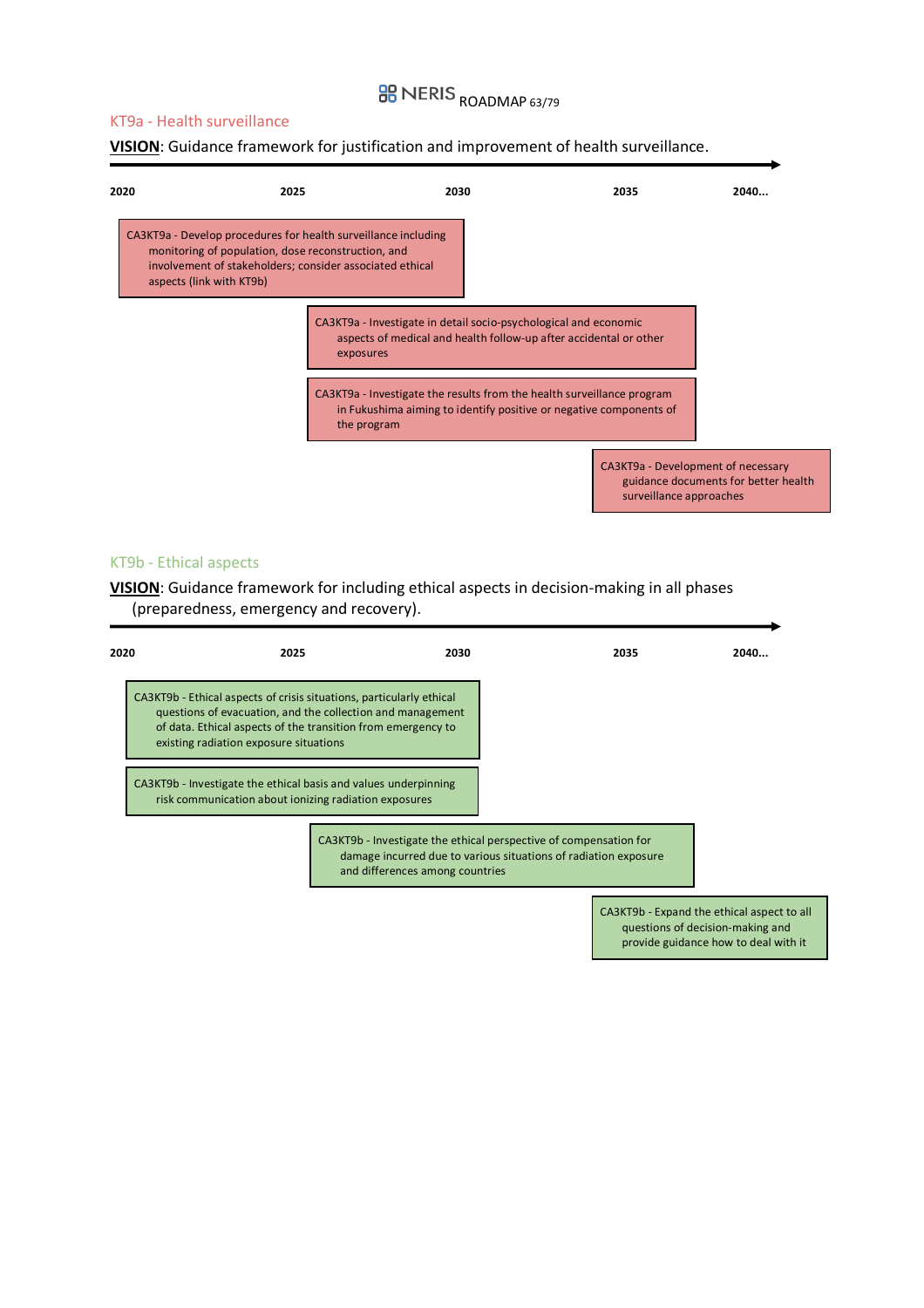## KT9a - Health surveillance

**VISION**: Guidance framework for justification and improvement of health surveillance.

2020 2025 2030 2035 2040...

CA3KT9a - Develop procedures for health surveillance including monitoring of population, dose reconstruction, and involvement of stakeholders; consider associated ethical aspects (link with KT9b)

CA3KT9a - Investigate in detail socio-psychological and economic aspects of medical and health follow-up after accidental or other exposures

CA3KT9a - Investigate the results from the health surveillance program in Fukushima aiming to identify positive or negative components of the program

CA3KT9a - Development of necessary guidance documents for better health surveillance approaches

## KT9b - Ethical aspects

**VISION**: Guidance framework for including ethical aspects in decision-making in all phases (preparedness, emergency and recovery).

2020 2025 2030 2035 2040...

CA3KT9b - Ethical aspects of crisis situations, particularly ethical questions of evacuation, and the collection and management of data. Ethical aspects of the transition from emergency to existing radiation exposure situations

CA3KT9b - Investigate the ethical basis and values underpinning risk communication about ionizing radiation exposures

CA3KT9b - Investigate the ethical perspective of compensation for damage incurred due to various situations of radiation exposure and differences among countries

CA3KT9b - Expand the ethical aspect to all questions of decision-making and provide guidance how to deal with it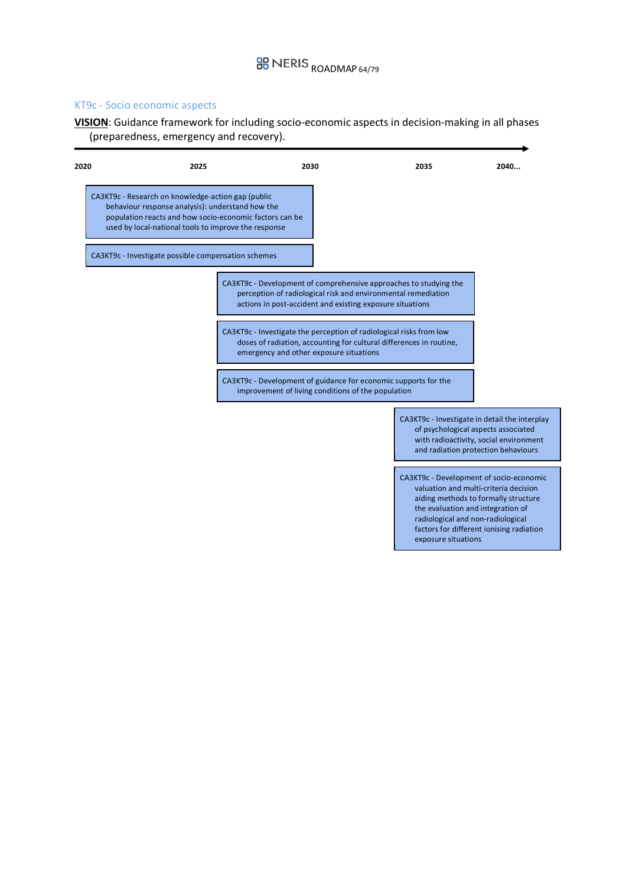### KT9c - Socio economic aspects

**VISION**: Guidance framework for including socio-economic aspects in decision-making in all phases (preparedness, emergency and recovery).

2020
2025
2030
2035
2040...

CA3KT9c - Research on knowledge-action gap (public behaviour response analysis): understand how the population reacts and how socio-economic factors can be used by local-national tools to improve the response

CA3KT9c - Investigate possible compensation schemes

CA3KT9c - Development of comprehensive approaches to studying the perception of radiological risk and environmental remediation actions in post-accident and existing exposure situations

CA3KT9c - Investigate the perception of radiological risks from low doses of radiation, accounting for cultural differences in routine, emergency and other exposure situations

CA3KT9c - Development of guidance for economic supports for the improvement of living conditions of the population

CA3KT9c - Investigate in detail the interplay of psychological aspects associated with radioactivity, social environment and radiation protection behaviours

CA3KT9c - Development of socio-economic valuation and multi-criteria decision aiding methods to formally structure the evaluation and integration of radiological and non-radiological factors for different ionising radiation exposure situations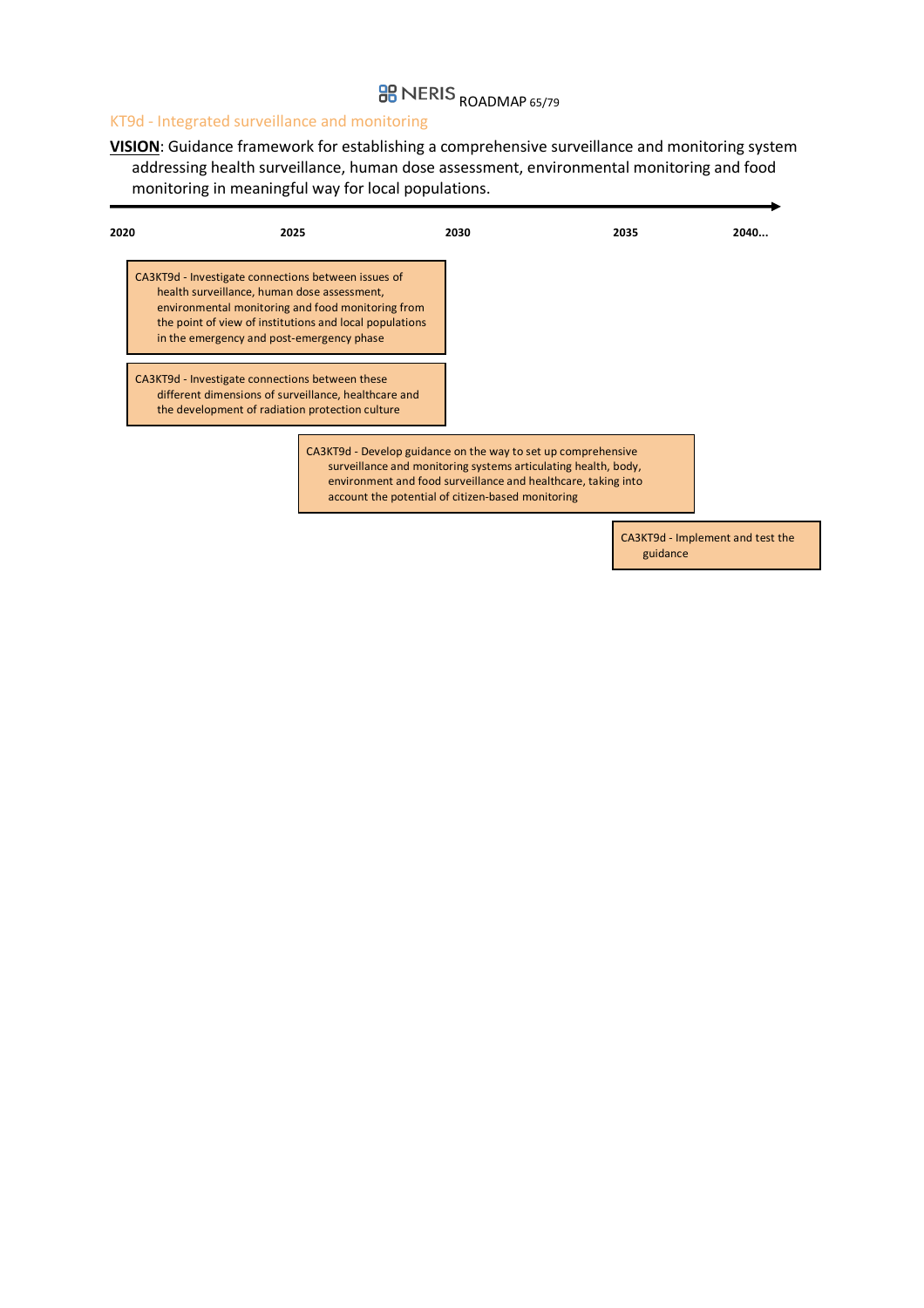## KT9d - Integrated surveillance and monitoring

**VISION**: Guidance framework for establishing a comprehensive surveillance and monitoring system addressing health surveillance, human dose assessment, environmental monitoring and food monitoring in meaningful way for local populations.

2020

2025

2030

2035

2040...

CA3KT9d - Investigate connections between issues of health surveillance, human dose assessment, environmental monitoring and food monitoring from the point of view of institutions and local populations in the emergency and post-emergency phase

CA3KT9d - Investigate connections between these different dimensions of surveillance, healthcare and the development of radiation protection culture

CA3KT9d - Develop guidance on the way to set up comprehensive surveillance and monitoring systems articulating health, body, environment and food surveillance and healthcare, taking into account the potential of citizen-based monitoring

CA3KT9d - Implement and test the guidance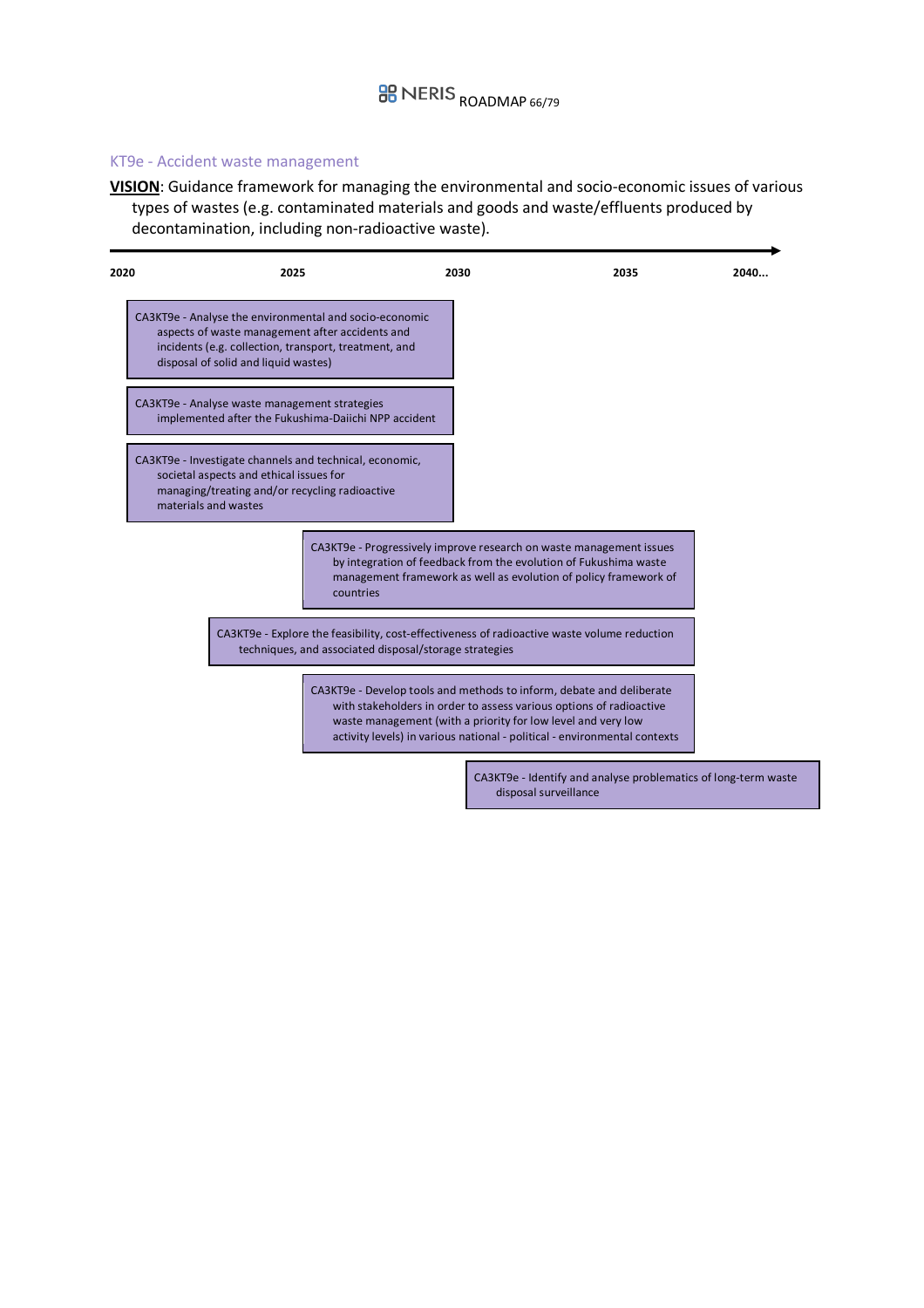### KT9e - Accident waste management

**VISION**: Guidance framework for managing the environmental and socio-economic issues of various types of wastes (e.g. contaminated materials and goods and waste/effluents produced by decontamination, including non-radioactive waste).

2020 2025 2030 2035 2040...

CA3KT9e - Analyse the environmental and socio-economic aspects of waste management after accidents and incidents (e.g. collection, transport, treatment, and disposal of solid and liquid wastes)

CA3KT9e - Analyse waste management strategies implemented after the Fukushima-Daiichi NPP accident

CA3KT9e - Investigate channels and technical, economic, societal aspects and ethical issues for managing/treating and/or recycling radioactive materials and wastes

CA3KT9e - Progressively improve research on waste management issues by integration of feedback from the evolution of Fukushima waste management framework as well as evolution of policy framework of countries

CA3KT9e - Explore the feasibility, cost-effectiveness of radioactive waste volume reduction techniques, and associated disposal/storage strategies

CA3KT9e - Develop tools and methods to inform, debate and deliberate with stakeholders in order to assess various options of radioactive waste management (with a priority for low level and very low activity levels) in various national - political - environmental contexts

CA3KT9e - Identify and analyse problematics of long-term waste disposal surveillance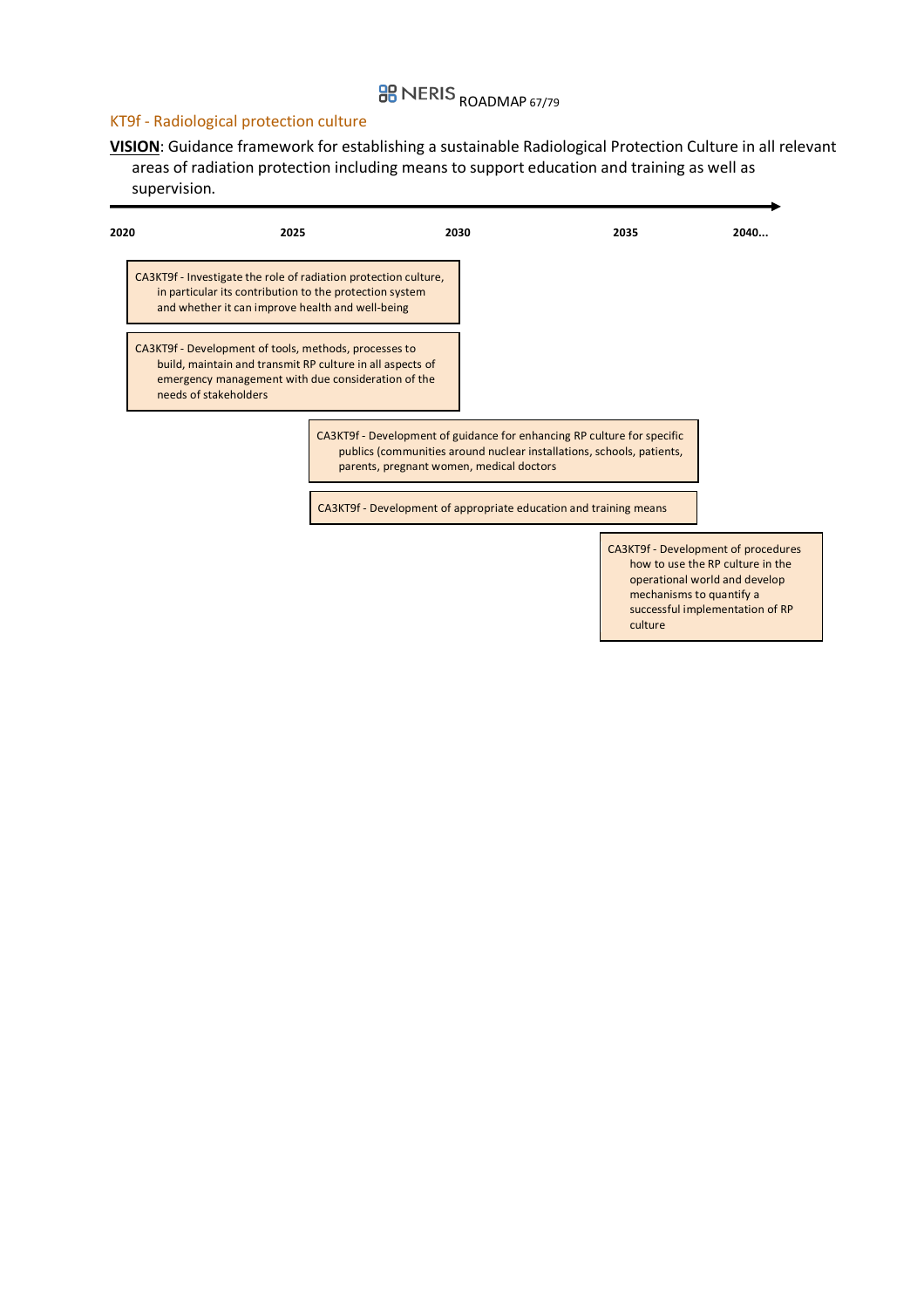## KT9f - Radiological protection culture

**VISION**: Guidance framework for establishing a sustainable Radiological Protection Culture in all relevant areas of radiation protection including means to support education and training as well as supervision.

2020

2025

2030

2035

2040...

CA3KT9f - Investigate the role of radiation protection culture, in particular its contribution to the protection system and whether it can improve health and well-being

CA3KT9f - Development of tools, methods, processes to build, maintain and transmit RP culture in all aspects of emergency management with due consideration of the needs of stakeholders

CA3KT9f - Development of guidance for enhancing RP culture for specific publics (communities around nuclear installations, schools, patients, parents, pregnant women, medical doctors

CA3KT9f - Development of appropriate education and training means

CA3KT9f - Development of procedures how to use the RP culture in the operational world and develop mechanisms to quantify a successful implementation of RP culture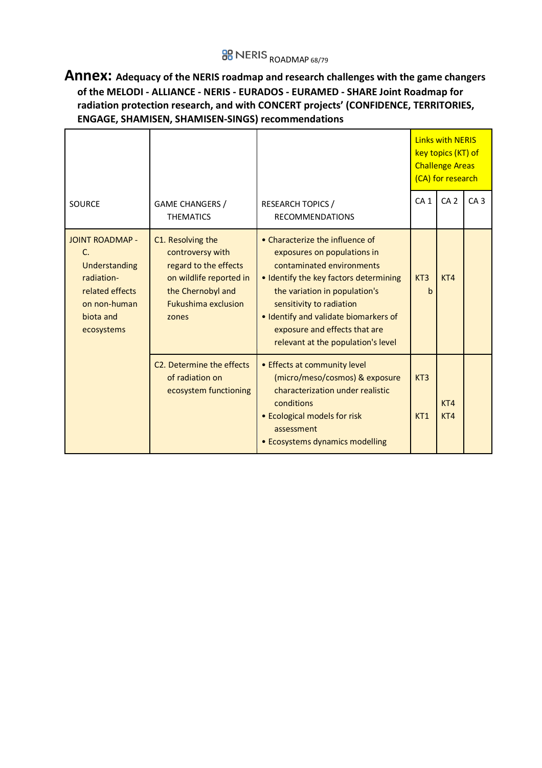**Annex: Adequacy of the NERIS roadmap and research challenges with the game changers of the MELODI - ALLIANCE - NERIS - EURADOS - EURAMED - SHARE Joint Roadmap for radiation protection research, and with CONCERT projects' (CONFIDENCE, TERRITORIES, ENGAGE, SHAMISEN, SHAMISEN-SINGS) recommendations**

| SOURCE | GAME CHANGERS / THEMATICS | RESEARCH TOPICS / RECOMMENDATIONS | Links with NERIS key topics (KT) of Challenge Areas (CA) for research | | |
|---|---|---|---|---|---|
| | | | CA 1 | CA 2 | CA 3 |
| JOINT ROADMAP - C. Understanding radiation-related effects on non-human biota and ecosystems | C1. Resolving the controversy with regard to the effects on wildlife reported in the Chernobyl and Fukushima exclusion zones | • Characterize the influence of exposures on populations in contaminated environments<br>• Identify the key factors determining the variation in population's sensitivity to radiation<br>• Identify and validate biomarkers of exposure and effects that are relevant at the population's level | KT3 b | KT4 | |
| | C2. Determine the effects of radiation on ecosystem functioning | • Effects at community level (micro/meso/cosmos) & exposure characterization under realistic conditions<br>• Ecological models for risk assessment<br>• Ecosystems dynamics modelling | KT3<br>KT1 | KT4<br>KT4 | |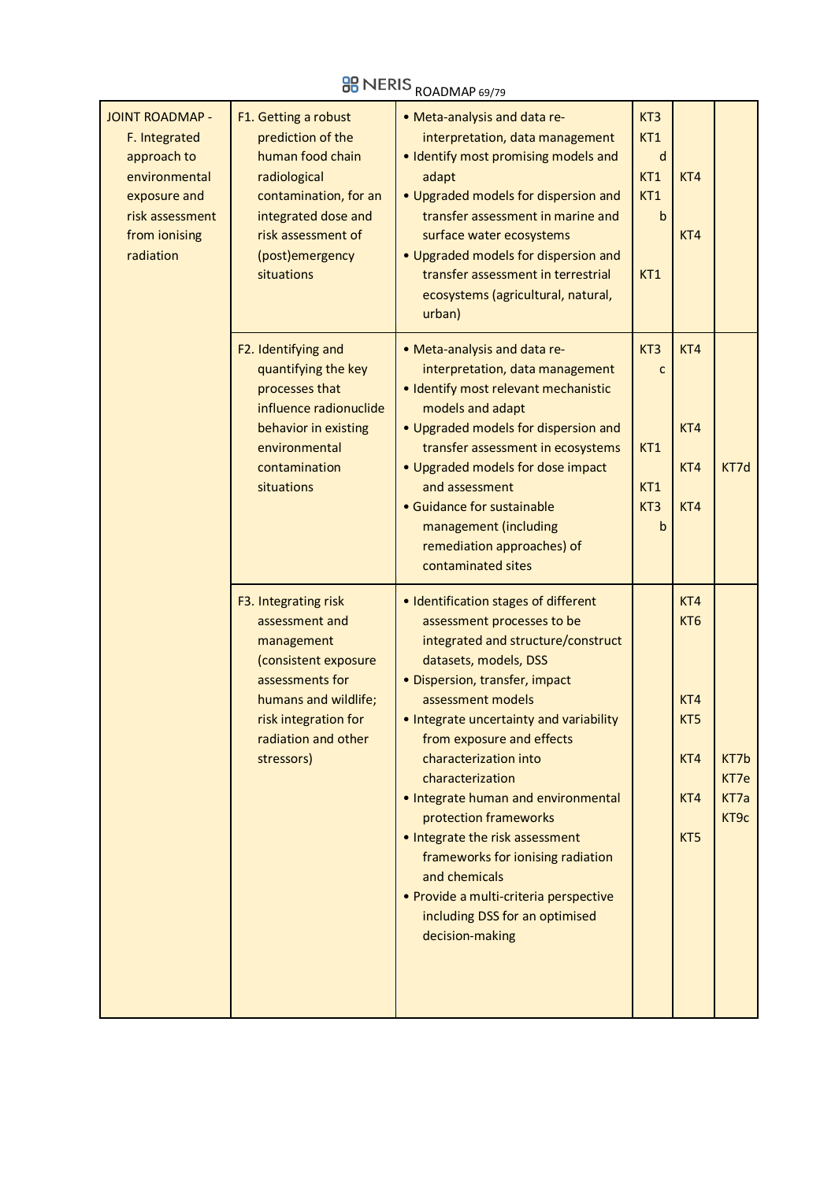| | | | | | |
|---|---|---|---|---|---|
| JOINT ROADMAP - F. Integrated approach to environmental exposure and risk assessment from ionising radiation | F1. Getting a robust prediction of the human food chain radiological contamination, for an integrated dose and risk assessment of (post)emergency situations | • Meta-analysis and data re-interpretation, data management<br>• Identify most promising models and adapt<br>• Upgraded models for dispersion and transfer assessment in marine and surface water ecosystems<br>• Upgraded models for dispersion and transfer assessment in terrestrial ecosystems (agricultural, natural, urban) | KT3<br>KT1d<br>KT1<br>KT1b<br><br>KT1 | <br><br>KT4<br><br>KT4 | |
| | F2. Identifying and quantifying the key processes that influence radionuclide behavior in existing environmental contamination situations | • Meta-analysis and data re-interpretation, data management<br>• Identify most relevant mechanistic models and adapt<br>• Upgraded models for dispersion and transfer assessment in ecosystems<br>• Upgraded models for dose impact and assessment<br>• Guidance for sustainable management (including remediation approaches) of contaminated sites | KT3c<br><br>KT1<br>KT1<br>KT3b | KT4<br><br>KT4<br>KT4<br>KT4 | <br><br><br>KT7d |
| | F3. Integrating risk assessment and management (consistent exposure assessments for humans and wildlife; risk integration for radiation and other stressors) | • Identification stages of different assessment processes to be integrated and structure/construct datasets, models, DSS<br>• Dispersion, transfer, impact assessment models<br>• Integrate uncertainty and variability from exposure and effects characterization into characterization<br>• Integrate human and environmental protection frameworks<br>• Integrate the risk assessment frameworks for ionising radiation and chemicals<br>• Provide a multi-criteria perspective including DSS for an optimised decision-making | | KT4<br>KT6<br>KT4<br>KT5<br>KT4<br>KT4<br>KT5 | KT7b<br>KT7e<br>KT7a<br>KT9c |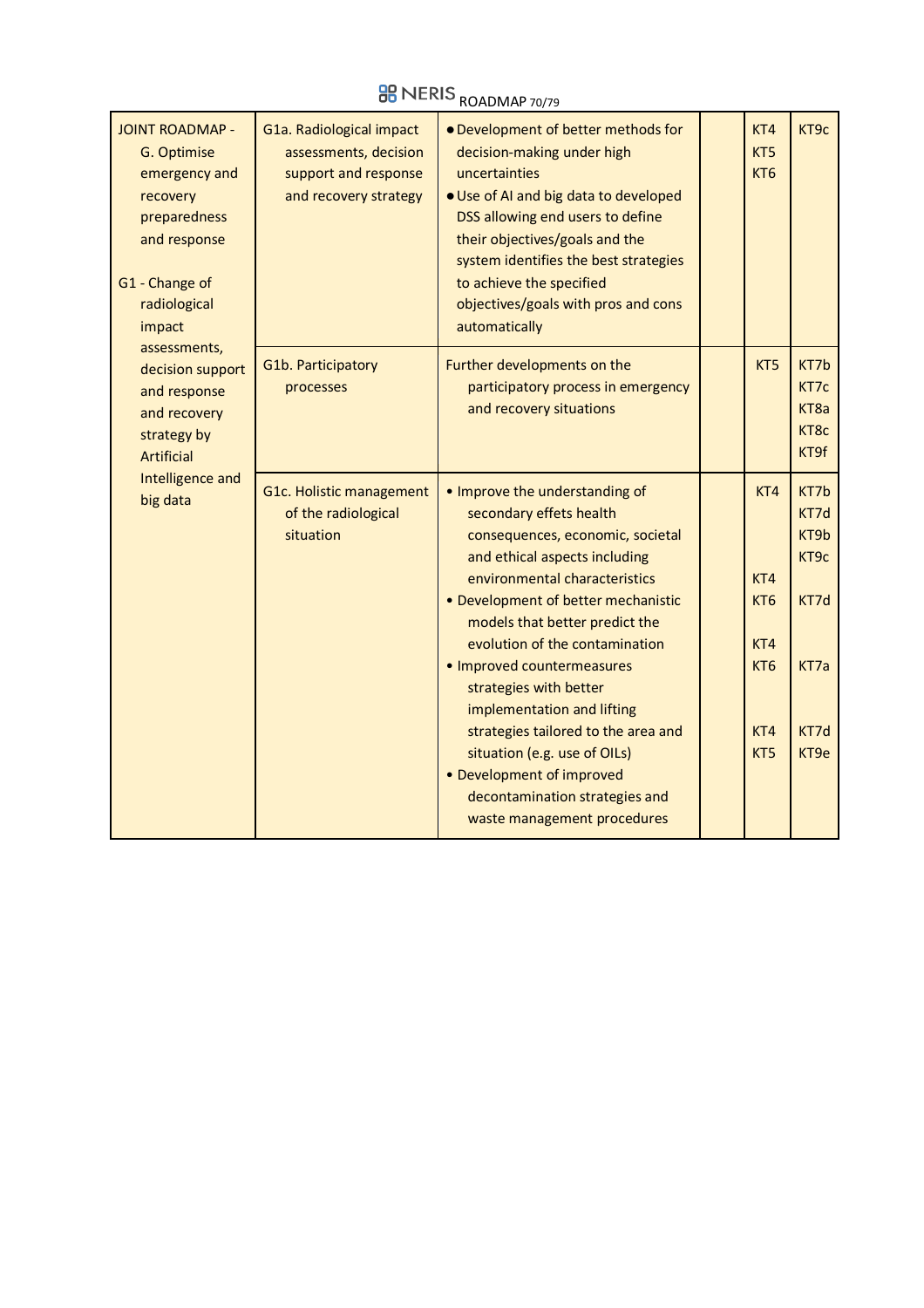| | | | | | |
|---|---|---|---|---|---|
| JOINT ROADMAP - G. Optimise emergency and recovery preparedness and response<br><br>G1 - Change of radiological impact assessments, decision support and response and recovery strategy by Artificial Intelligence and big data | G1a. Radiological impact assessments, decision support and response and recovery strategy | • Development of better methods for decision-making under high uncertainties<br>• Use of AI and big data to developed DSS allowing end users to define their objectives/goals and the system identifies the best strategies to achieve the specified objectives/goals with pros and cons automatically | | KT4<br>KT5<br>KT6 | KT9c |
| | G1b. Participatory processes | Further developments on the participatory process in emergency and recovery situations | | KT5 | KT7b<br>KT7c<br>KT8a<br>KT8c<br>KT9f |
| | G1c. Holistic management of the radiological situation | • Improve the understanding of secondary effets health consequences, economic, societal and ethical aspects including environmental characteristics<br>• Development of better mechanistic models that better predict the evolution of the contamination<br>• Improved countermeasures strategies with better implementation and lifting strategies tailored to the area and situation (e.g. use of OILs)<br>• Development of improved decontamination strategies and waste management procedures | | KT4<br><br>KT4<br>KT6<br><br>KT4<br>KT6<br><br>KT4<br>KT5 | KT7b<br>KT7d<br>KT9b<br>KT9c<br><br>KT7d<br><br>KT7a<br><br>KT7d<br>KT9e |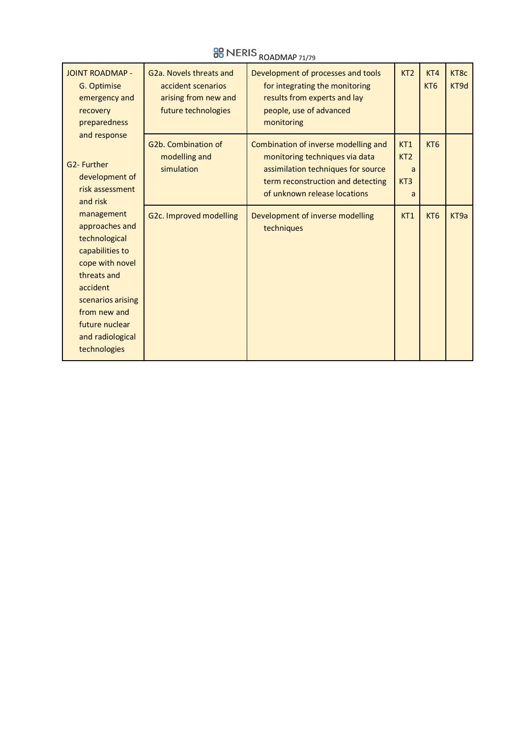| | | | | | |
|---|---|---|---|---|---|
| JOINT ROADMAP - G. Optimise emergency and recovery preparedness and response<br><br>G2- Further development of risk assessment and risk management approaches and technological capabilities to cope with novel threats and accident scenarios arising from new and future nuclear and radiological technologies | G2a. Novels threats and accident scenarios arising from new and future technologies | Development of processes and tools for integrating the monitoring results from experts and lay people, use of advanced monitoring | KT2 | KT4 KT6 | KT8c KT9d |
| | G2b. Combination of modelling and simulation | Combination of inverse modelling and monitoring techniques via data assimilation techniques for source term reconstruction and detecting of unknown release locations | KT1 KT2a KT3a | KT6 | |
| | G2c. Improved modelling | Development of inverse modelling techniques | KT1 | KT6 | KT9a |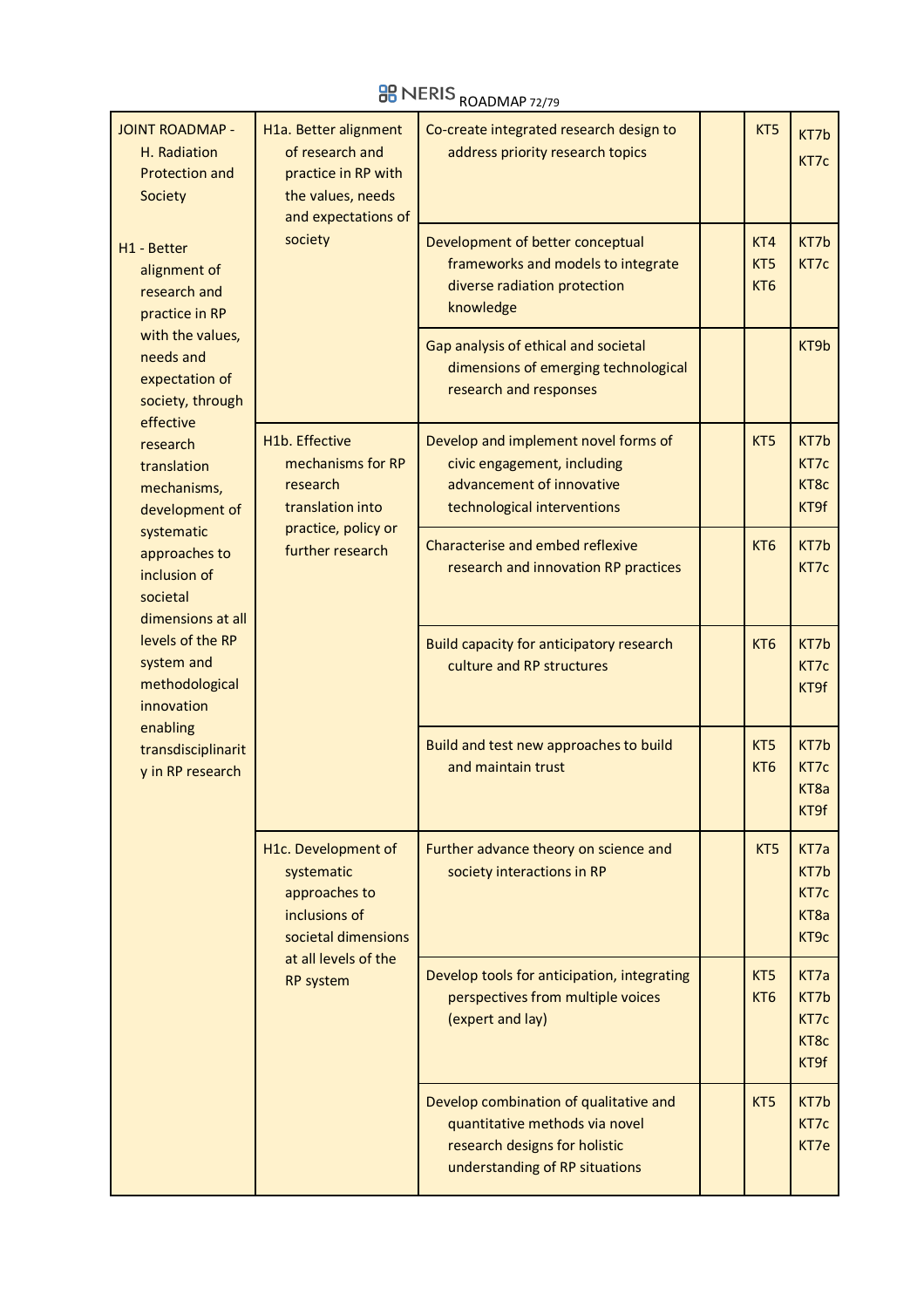| | | | | | |
|---|---|---|---|---|---|
| JOINT ROADMAP - H. Radiation Protection and Society<br><br>H1 - Better alignment of research and practice in RP with the values, needs and expectation of society, through effective research translation mechanisms, development of systematic approaches to inclusion of societal dimensions at all levels of the RP system and methodological innovation enabling transdisciplinarity in RP research | H1a. Better alignment of research and practice in RP with the values, needs and expectations of society | Co-create integrated research design to address priority research topics | | KT5 | KT7b<br>KT7c |
| | | Development of better conceptual frameworks and models to integrate diverse radiation protection knowledge | | KT4<br>KT5<br>KT6 | KT7b<br>KT7c |
| | | Gap analysis of ethical and societal dimensions of emerging technological research and responses | | | KT9b |
| | H1b. Effective mechanisms for RP research translation into practice, policy or further research | Develop and implement novel forms of civic engagement, including advancement of innovative technological interventions | | KT5 | KT7b<br>KT7c<br>KT8c<br>KT9f |
| | | Characterise and embed reflexive research and innovation RP practices | | KT6 | KT7b<br>KT7c |
| | | Build capacity for anticipatory research culture and RP structures | | KT6 | KT7b<br>KT7c<br>KT9f |
| | | Build and test new approaches to build and maintain trust | | KT5<br>KT6 | KT7b<br>KT7c<br>KT8a<br>KT9f |
| | H1c. Development of systematic approaches to inclusions of societal dimensions at all levels of the RP system | Further advance theory on science and society interactions in RP | | KT5 | KT7a<br>KT7b<br>KT7c<br>KT8a<br>KT9c |
| | | Develop tools for anticipation, integrating perspectives from multiple voices (expert and lay) | | KT5<br>KT6 | KT7a<br>KT7b<br>KT7c<br>KT8c<br>KT9f |
| | | Develop combination of qualitative and quantitative methods via novel research designs for holistic understanding of RP situations | | KT5 | KT7b<br>KT7c<br>KT7e |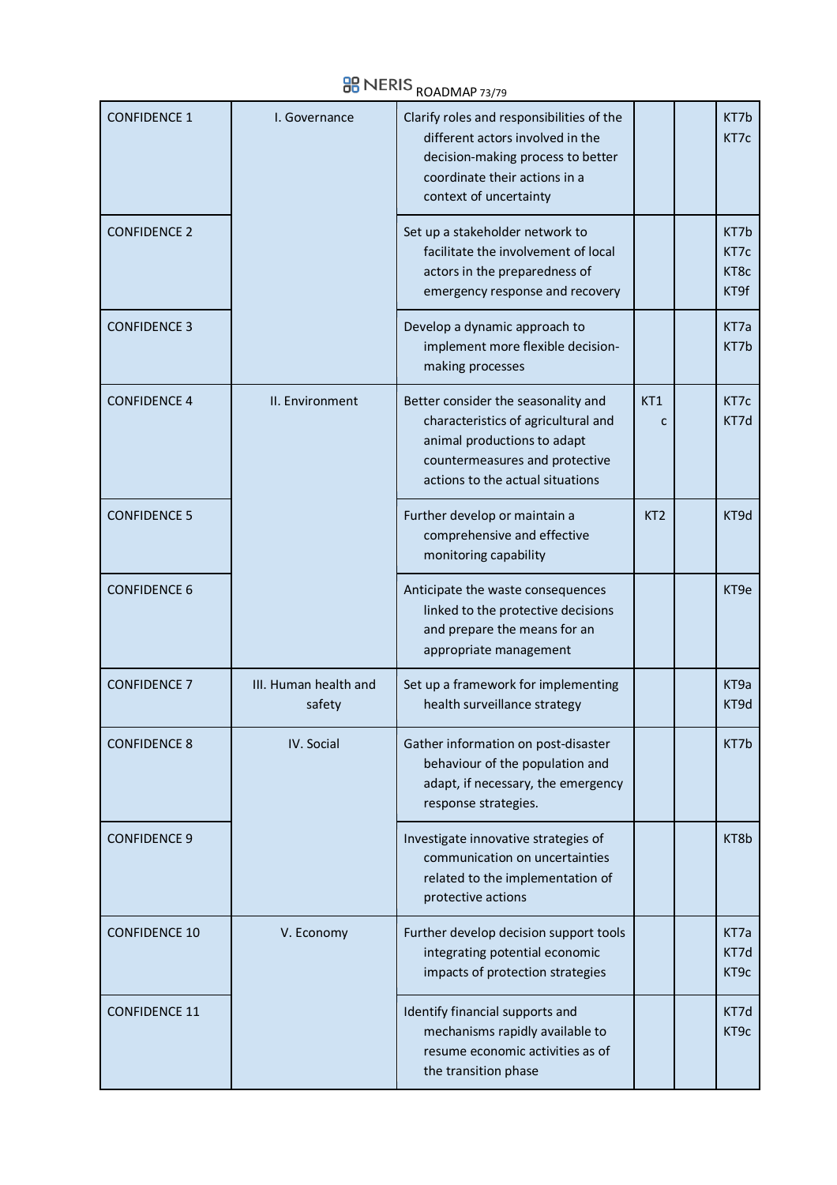| | | | | | |
|---|---|---|---|---|---|
| CONFIDENCE 1 | I. Governance | Clarify roles and responsibilities of the different actors involved in the decision-making process to better coordinate their actions in a context of uncertainty | | | KT7b KT7c |
| CONFIDENCE 2 | | Set up a stakeholder network to facilitate the involvement of local actors in the preparedness of emergency response and recovery | | | KT7b KT7c KT8c KT9f |
| CONFIDENCE 3 | | Develop a dynamic approach to implement more flexible decision-making processes | | | KT7a KT7b |
| CONFIDENCE 4 | II. Environment | Better consider the seasonality and characteristics of agricultural and animal productions to adapt countermeasures and protective actions to the actual situations | KT1c | | KT7c KT7d |
| CONFIDENCE 5 | | Further develop or maintain a comprehensive and effective monitoring capability | KT2 | | KT9d |
| CONFIDENCE 6 | | Anticipate the waste consequences linked to the protective decisions and prepare the means for an appropriate management | | | KT9e |
| CONFIDENCE 7 | III. Human health and safety | Set up a framework for implementing health surveillance strategy | | | KT9a KT9d |
| CONFIDENCE 8 | IV. Social | Gather information on post-disaster behaviour of the population and adapt, if necessary, the emergency response strategies. | | | KT7b |
| CONFIDENCE 9 | | Investigate innovative strategies of communication on uncertainties related to the implementation of protective actions | | | KT8b |
| CONFIDENCE 10 | V. Economy | Further develop decision support tools integrating potential economic impacts of protection strategies | | | KT7a KT7d KT9c |
| CONFIDENCE 11 | | Identify financial supports and mechanisms rapidly available to resume economic activities as of the transition phase | | | KT7d KT9c |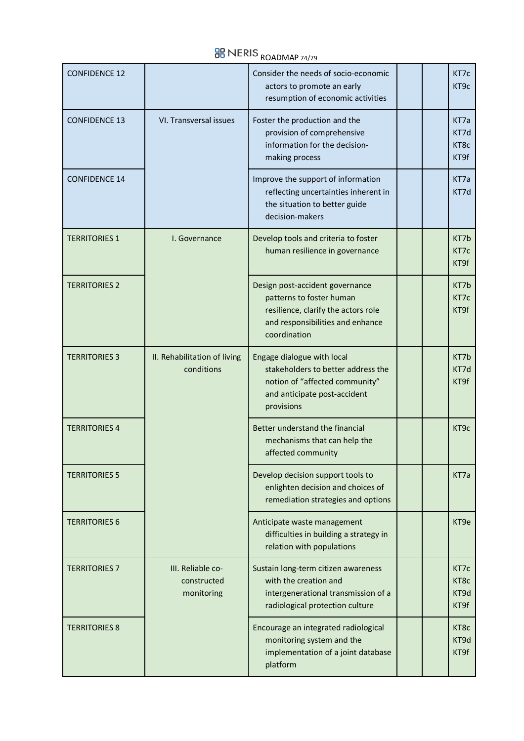| | | | | | |
|---|---|---|---|---|---|
| CONFIDENCE 12 | | Consider the needs of socio-economic actors to promote an early resumption of economic activities | | | KT7c KT9c |
| CONFIDENCE 13 | VI. Transversal issues | Foster the production and the provision of comprehensive information for the decision-making process | | | KT7a KT7d KT8c KT9f |
| CONFIDENCE 14 | | Improve the support of information reflecting uncertainties inherent in the situation to better guide decision-makers | | | KT7a KT7d |
| TERRITORIES 1 | I. Governance | Develop tools and criteria to foster human resilience in governance | | | KT7b KT7c KT9f |
| TERRITORIES 2 | | Design post-accident governance patterns to foster human resilience, clarify the actors role and responsibilities and enhance coordination | | | KT7b KT7c KT9f |
| TERRITORIES 3 | II. Rehabilitation of living conditions | Engage dialogue with local stakeholders to better address the notion of "affected community" and anticipate post-accident provisions | | | KT7b KT7d KT9f |
| TERRITORIES 4 | | Better understand the financial mechanisms that can help the affected community | | | KT9c |
| TERRITORIES 5 | | Develop decision support tools to enlighten decision and choices of remediation strategies and options | | | KT7a |
| TERRITORIES 6 | | Anticipate waste management difficulties in building a strategy in relation with populations | | | KT9e |
| TERRITORIES 7 | III. Reliable co-constructed monitoring | Sustain long-term citizen awareness with the creation and intergenerational transmission of a radiological protection culture | | | KT7c KT8c KT9d KT9f |
| TERRITORIES 8 | | Encourage an integrated radiological monitoring system and the implementation of a joint database platform | | | KT8c KT9d KT9f |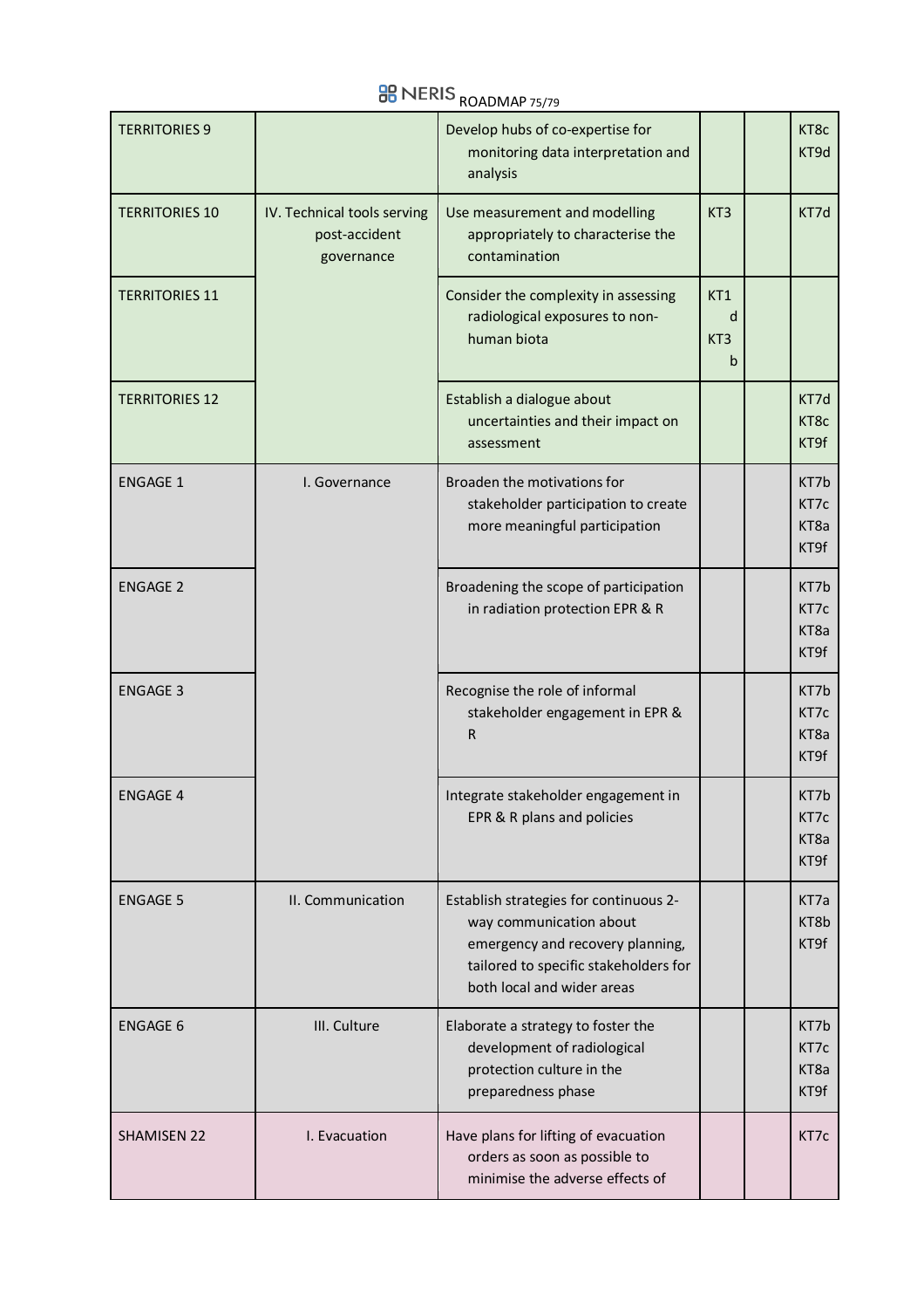| | | | | | |
|---|---|---|---|---|---|
| TERRITORIES 9 | | Develop hubs of co-expertise for monitoring data interpretation and analysis | | | KT8c KT9d |
| TERRITORIES 10 | IV. Technical tools serving post-accident governance | Use measurement and modelling appropriately to characterise the contamination | KT3 | | KT7d |
| TERRITORIES 11 | | Consider the complexity in assessing radiological exposures to non-human biota | KT1d KT3b | | |
| TERRITORIES 12 | | Establish a dialogue about uncertainties and their impact on assessment | | | KT7d KT8c KT9f |
| ENGAGE 1 | I. Governance | Broaden the motivations for stakeholder participation to create more meaningful participation | | | KT7b KT7c KT8a KT9f |
| ENGAGE 2 | | Broadening the scope of participation in radiation protection EPR & R | | | KT7b KT7c KT8a KT9f |
| ENGAGE 3 | | Recognise the role of informal stakeholder engagement in EPR & R | | | KT7b KT7c KT8a KT9f |
| ENGAGE 4 | | Integrate stakeholder engagement in EPR & R plans and policies | | | KT7b KT7c KT8a KT9f |
| ENGAGE 5 | II. Communication | Establish strategies for continuous 2-way communication about emergency and recovery planning, tailored to specific stakeholders for both local and wider areas | | | KT7a KT8b KT9f |
| ENGAGE 6 | III. Culture | Elaborate a strategy to foster the development of radiological protection culture in the preparedness phase | | | KT7b KT7c KT8a KT9f |
| SHAMISEN 22 | I. Evacuation | Have plans for lifting of evacuation orders as soon as possible to minimise the adverse effects of | | | KT7c |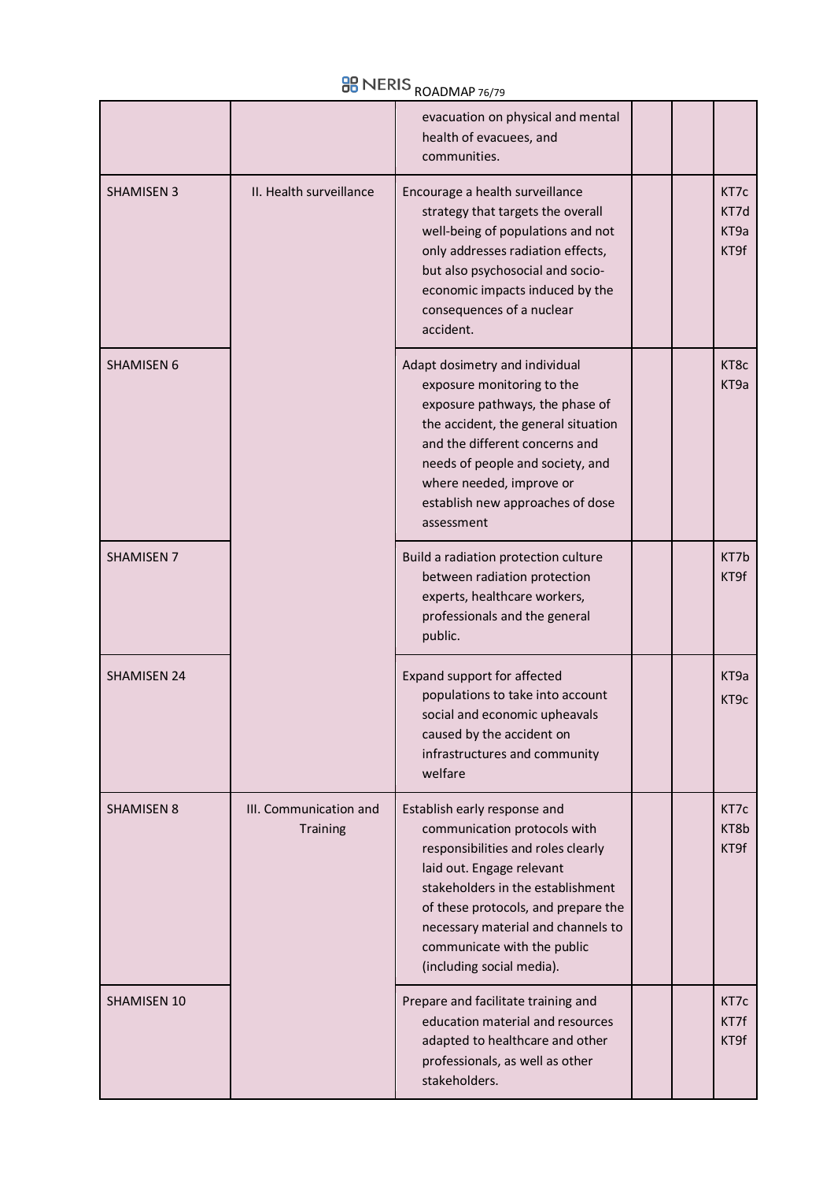| | | | | | |
|---|---|---|---|---|---|
| | | evacuation on physical and mental health of evacuees, and communities. | | | |
| SHAMISEN 3 | II. Health surveillance | Encourage a health surveillance strategy that targets the overall well-being of populations and not only addresses radiation effects, but also psychosocial and socio-economic impacts induced by the consequences of a nuclear accident. | | | KT7c KT7d KT9a KT9f |
| SHAMISEN 6 | | Adapt dosimetry and individual exposure monitoring to the exposure pathways, the phase of the accident, the general situation and the different concerns and needs of people and society, and where needed, improve or establish new approaches of dose assessment | | | KT8c KT9a |
| SHAMISEN 7 | | Build a radiation protection culture between radiation protection experts, healthcare workers, professionals and the general public. | | | KT7b KT9f |
| SHAMISEN 24 | | Expand support for affected populations to take into account social and economic upheavals caused by the accident on infrastructures and community welfare | | | KT9a KT9c |
| SHAMISEN 8 | III. Communication and Training | Establish early response and communication protocols with responsibilities and roles clearly laid out. Engage relevant stakeholders in the establishment of these protocols, and prepare the necessary material and channels to communicate with the public (including social media). | | | KT7c KT8b KT9f |
| SHAMISEN 10 | | Prepare and facilitate training and education material and resources adapted to healthcare and other professionals, as well as other stakeholders. | | | KT7c KT7f KT9f |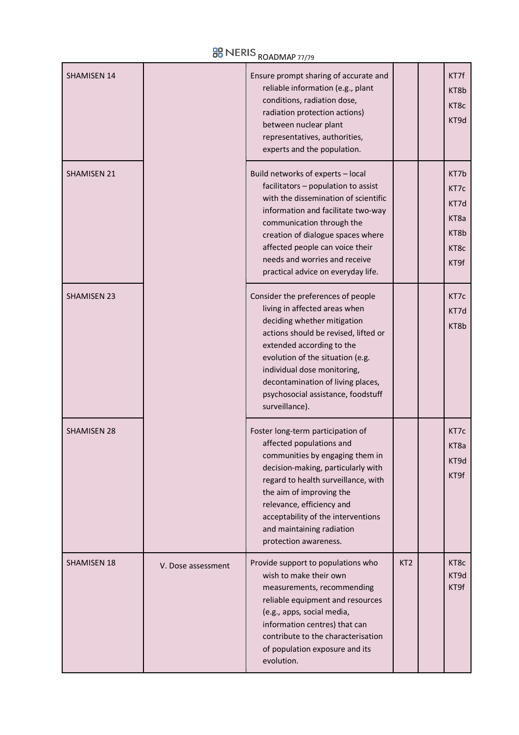| | | | | | |
|---|---|---|---|---|---|
| SHAMISEN 14 | | Ensure prompt sharing of accurate and reliable information (e.g., plant conditions, radiation dose, radiation protection actions) between nuclear plant representatives, authorities, experts and the population. | | | KT7f<br>KT8b<br>KT8c<br>KT9d |
| SHAMISEN 21 | | Build networks of experts – local facilitators – population to assist with the dissemination of scientific information and facilitate two-way communication through the creation of dialogue spaces where affected people can voice their needs and worries and receive practical advice on everyday life. | | | KT7b<br>KT7c<br>KT7d<br>KT8a<br>KT8b<br>KT8c<br>KT9f |
| SHAMISEN 23 | | Consider the preferences of people living in affected areas when deciding whether mitigation actions should be revised, lifted or extended according to the evolution of the situation (e.g. individual dose monitoring, decontamination of living places, psychosocial assistance, foodstuff surveillance). | | | KT7c<br>KT7d<br>KT8b |
| SHAMISEN 28 | | Foster long-term participation of affected populations and communities by engaging them in decision-making, particularly with regard to health surveillance, with the aim of improving the relevance, efficiency and acceptability of the interventions and maintaining radiation protection awareness. | | | KT7c<br>KT8a<br>KT9d<br>KT9f |
| SHAMISEN 18 | V. Dose assessment | Provide support to populations who wish to make their own measurements, recommending reliable equipment and resources (e.g., apps, social media, information centres) that can contribute to the characterisation of population exposure and its evolution. | KT2 | | KT8c<br>KT9d<br>KT9f |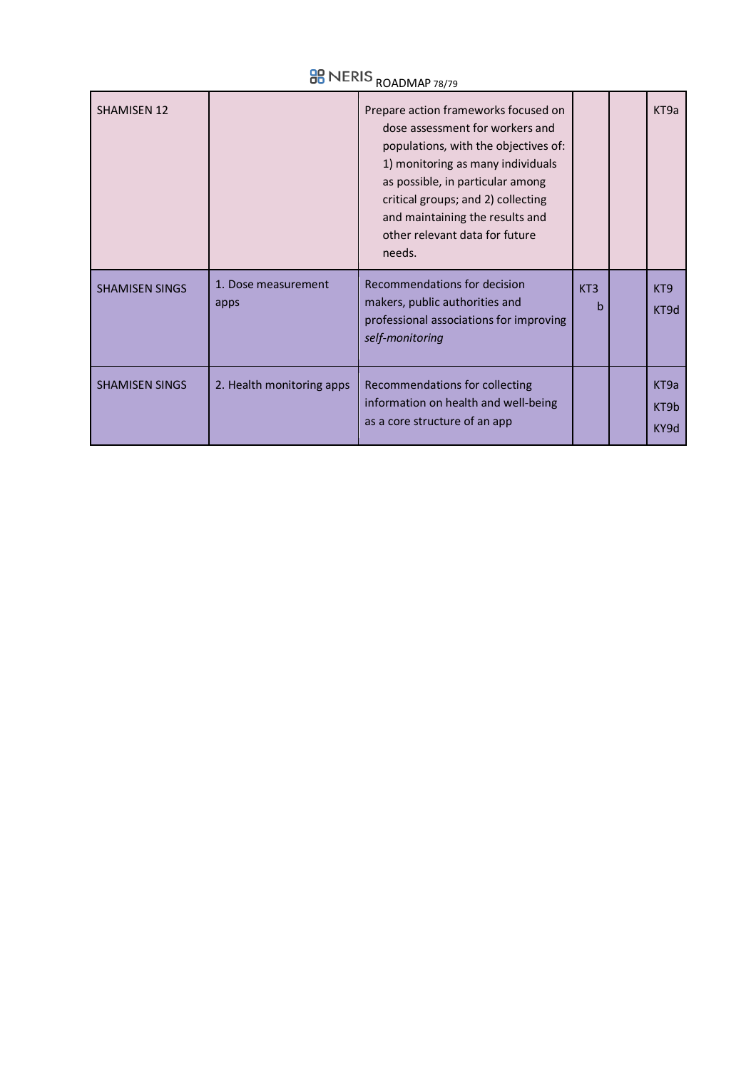| | | | | | |
|---|---|---|---|---|---|
| SHAMISEN 12 | | Prepare action frameworks focused on dose assessment for workers and populations, with the objectives of: 1) monitoring as many individuals as possible, in particular among critical groups; and 2) collecting and maintaining the results and other relevant data for future needs. | | | KT9a |
| SHAMISEN SINGS | 1. Dose measurement apps | Recommendations for decision makers, public authorities and professional associations for improving *self-monitoring* | KT3 b | | KT9 KT9d |
| SHAMISEN SINGS | 2. Health monitoring apps | Recommendations for collecting information on health and well-being as a core structure of an app | | | KT9a KT9b KY9d |